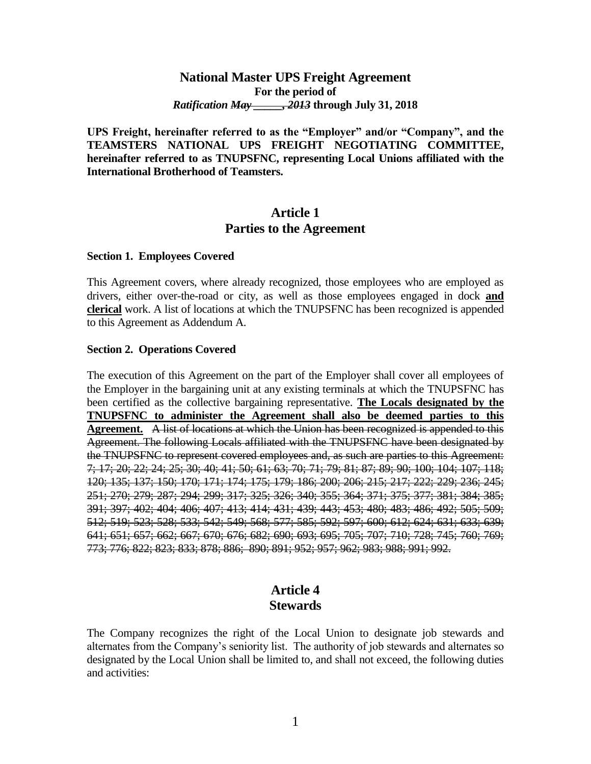# National Master UPS Freight Agreement

**For the period of**

***Ratification*** ~~*May*~~ ***\_\_\_\_\_,*** ~~*2013*~~ **through July 31, 2018**

**UPS Freight, hereinafter referred to as the "Employer" and/or "Company", and the TEAMSTERS NATIONAL UPS FREIGHT NEGOTIATING COMMITTEE, hereinafter referred to as TNUPSFNC, representing Local Unions affiliated with the International Brotherhood of Teamsters.**

## Article 1
## Parties to the Agreement

### Section 1. Employees Covered

This Agreement covers, where already recognized, those employees who are employed as drivers, either over-the-road or city, as well as those employees engaged in dock **and clerical** work. A list of locations at which the TNUPSFNC has been recognized is appended to this Agreement as Addendum A.

### Section 2. Operations Covered

The execution of this Agreement on the part of the Employer shall cover all employees of the Employer in the bargaining unit at any existing terminals at which the TNUPSFNC has been certified as the collective bargaining representative. **The Locals designated by the TNUPSFNC to administer the Agreement shall also be deemed parties to this Agreement.** ~~A list of locations at which the Union has been recognized is appended to this Agreement. The following Locals affiliated with the TNUPSFNC have been designated by the TNUPSFNC to represent covered employees and, as such are parties to this Agreement: 7; 17; 20; 22; 24; 25; 30; 40; 41; 50; 61; 63; 70; 71; 79; 81; 87; 89; 90; 100; 104; 107; 118; 120; 135; 137; 150; 170; 171; 174; 175; 179; 186; 200; 206; 215; 217; 222; 229; 236; 245; 251; 270; 279; 287; 294; 299; 317; 325; 326; 340; 355; 364; 371; 375; 377; 381; 384; 385; 391; 397; 402; 404; 406; 407; 413; 414; 431; 439; 443; 453; 480; 483; 486; 492; 505; 509; 512; 519; 523; 528; 533; 542; 549; 568; 577; 585; 592; 597; 600; 612; 624; 631; 633; 639; 641; 651; 657; 662; 667; 670; 676; 682; 690; 693; 695; 705; 707; 710; 728; 745; 760; 769; 773; 776; 822; 823; 833; 878; 886; 890; 891; 952; 957; 962; 983; 988; 991; 992.~~

## Article 4
## Stewards

The Company recognizes the right of the Local Union to designate job stewards and alternates from the Company's seniority list. The authority of job stewards and alternates so designated by the Local Union shall be limited to, and shall not exceed, the following duties and activities: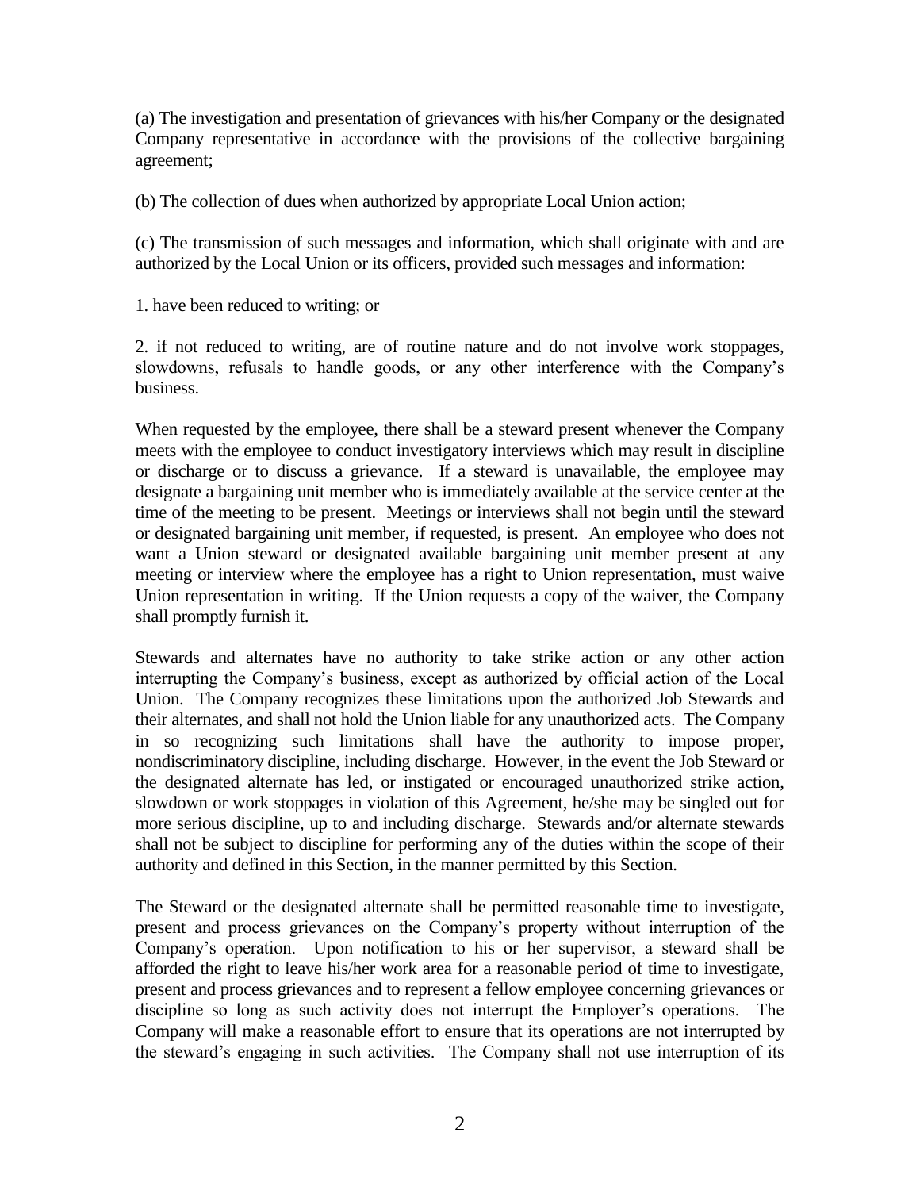(a) The investigation and presentation of grievances with his/her Company or the designated Company representative in accordance with the provisions of the collective bargaining agreement;

(b) The collection of dues when authorized by appropriate Local Union action;

(c) The transmission of such messages and information, which shall originate with and are authorized by the Local Union or its officers, provided such messages and information:

1. have been reduced to writing; or

2. if not reduced to writing, are of routine nature and do not involve work stoppages, slowdowns, refusals to handle goods, or any other interference with the Company's business.

When requested by the employee, there shall be a steward present whenever the Company meets with the employee to conduct investigatory interviews which may result in discipline or discharge or to discuss a grievance. If a steward is unavailable, the employee may designate a bargaining unit member who is immediately available at the service center at the time of the meeting to be present. Meetings or interviews shall not begin until the steward or designated bargaining unit member, if requested, is present. An employee who does not want a Union steward or designated available bargaining unit member present at any meeting or interview where the employee has a right to Union representation, must waive Union representation in writing. If the Union requests a copy of the waiver, the Company shall promptly furnish it.

Stewards and alternates have no authority to take strike action or any other action interrupting the Company's business, except as authorized by official action of the Local Union. The Company recognizes these limitations upon the authorized Job Stewards and their alternates, and shall not hold the Union liable for any unauthorized acts. The Company in so recognizing such limitations shall have the authority to impose proper, nondiscriminatory discipline, including discharge. However, in the event the Job Steward or the designated alternate has led, or instigated or encouraged unauthorized strike action, slowdown or work stoppages in violation of this Agreement, he/she may be singled out for more serious discipline, up to and including discharge. Stewards and/or alternate stewards shall not be subject to discipline for performing any of the duties within the scope of their authority and defined in this Section, in the manner permitted by this Section.

The Steward or the designated alternate shall be permitted reasonable time to investigate, present and process grievances on the Company's property without interruption of the Company's operation. Upon notification to his or her supervisor, a steward shall be afforded the right to leave his/her work area for a reasonable period of time to investigate, present and process grievances and to represent a fellow employee concerning grievances or discipline so long as such activity does not interrupt the Employer's operations. The Company will make a reasonable effort to ensure that its operations are not interrupted by the steward's engaging in such activities. The Company shall not use interruption of its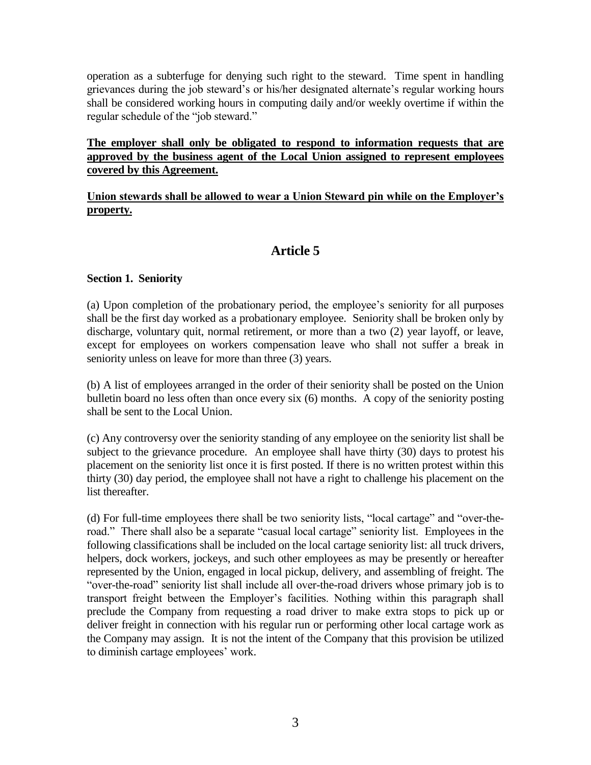operation as a subterfuge for denying such right to the steward. Time spent in handling grievances during the job steward's or his/her designated alternate's regular working hours shall be considered working hours in computing daily and/or weekly overtime if within the regular schedule of the "job steward."

**The employer shall only be obligated to respond to information requests that are approved by the business agent of the Local Union assigned to represent employees covered by this Agreement.**

**Union stewards shall be allowed to wear a Union Steward pin while on the Employer's property.**

## Article 5

### Section 1. Seniority

(a) Upon completion of the probationary period, the employee's seniority for all purposes shall be the first day worked as a probationary employee. Seniority shall be broken only by discharge, voluntary quit, normal retirement, or more than a two (2) year layoff, or leave, except for employees on workers compensation leave who shall not suffer a break in seniority unless on leave for more than three (3) years.

(b) A list of employees arranged in the order of their seniority shall be posted on the Union bulletin board no less often than once every six (6) months. A copy of the seniority posting shall be sent to the Local Union.

(c) Any controversy over the seniority standing of any employee on the seniority list shall be subject to the grievance procedure. An employee shall have thirty (30) days to protest his placement on the seniority list once it is first posted. If there is no written protest within this thirty (30) day period, the employee shall not have a right to challenge his placement on the list thereafter.

(d) For full-time employees there shall be two seniority lists, "local cartage" and "over-the-road." There shall also be a separate "casual local cartage" seniority list. Employees in the following classifications shall be included on the local cartage seniority list: all truck drivers, helpers, dock workers, jockeys, and such other employees as may be presently or hereafter represented by the Union, engaged in local pickup, delivery, and assembling of freight. The "over-the-road" seniority list shall include all over-the-road drivers whose primary job is to transport freight between the Employer's facilities. Nothing within this paragraph shall preclude the Company from requesting a road driver to make extra stops to pick up or deliver freight in connection with his regular run or performing other local cartage work as the Company may assign. It is not the intent of the Company that this provision be utilized to diminish cartage employees' work.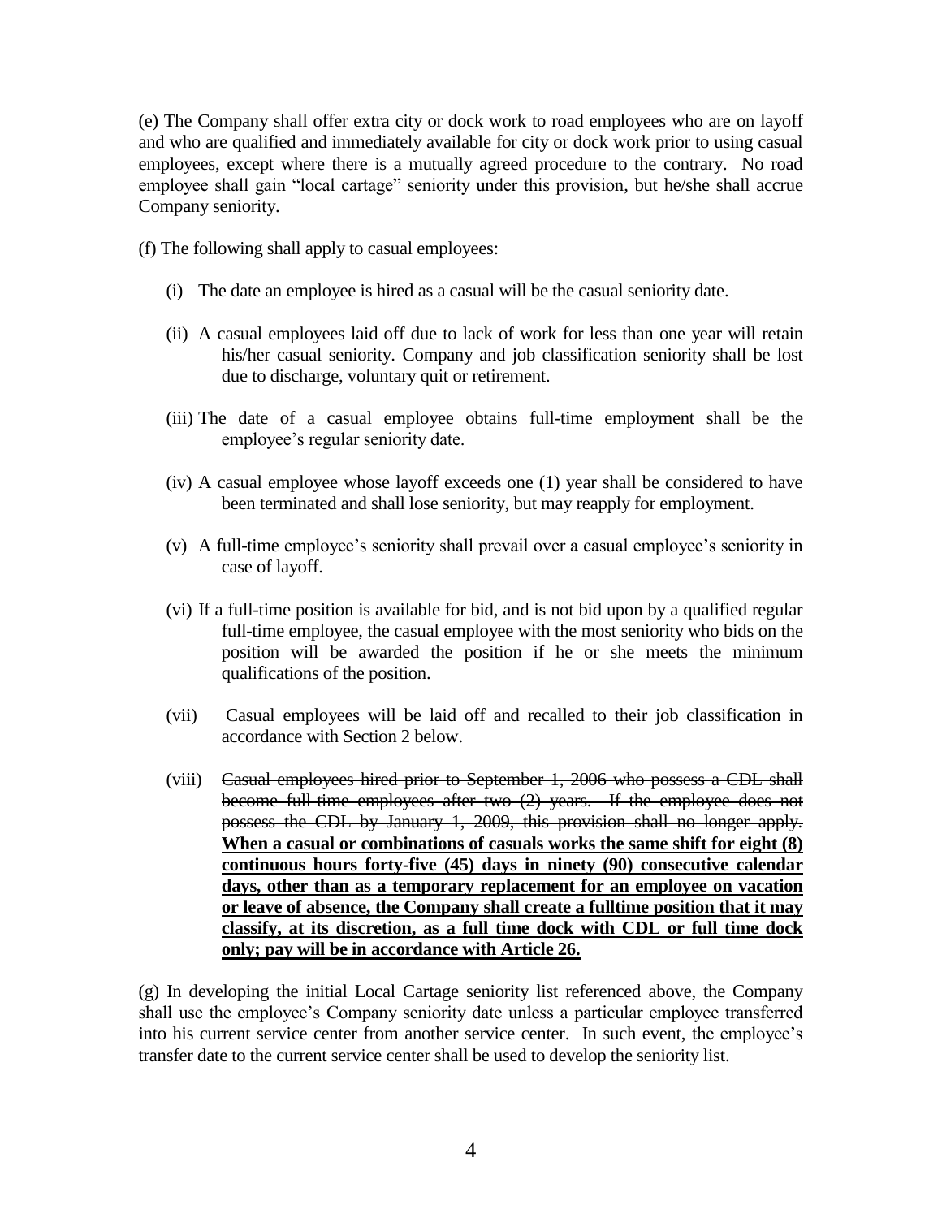(e) The Company shall offer extra city or dock work to road employees who are on layoff and who are qualified and immediately available for city or dock work prior to using casual employees, except where there is a mutually agreed procedure to the contrary. No road employee shall gain "local cartage" seniority under this provision, but he/she shall accrue Company seniority.

(f) The following shall apply to casual employees:

(i) The date an employee is hired as a casual will be the casual seniority date.

(ii) A casual employees laid off due to lack of work for less than one year will retain his/her casual seniority. Company and job classification seniority shall be lost due to discharge, voluntary quit or retirement.

(iii) The date of a casual employee obtains full-time employment shall be the employee's regular seniority date.

(iv) A casual employee whose layoff exceeds one (1) year shall be considered to have been terminated and shall lose seniority, but may reapply for employment.

(v) A full-time employee's seniority shall prevail over a casual employee's seniority in case of layoff.

(vi) If a full-time position is available for bid, and is not bid upon by a qualified regular full-time employee, the casual employee with the most seniority who bids on the position will be awarded the position if he or she meets the minimum qualifications of the position.

(vii) Casual employees will be laid off and recalled to their job classification in accordance with Section 2 below.

(viii) ~~Casual employees hired prior to September 1, 2006 who possess a CDL shall become full-time employees after two (2) years. If the employee does not possess the CDL by January 1, 2009, this provision shall no longer apply.~~ **<u>When a casual or combinations of casuals works the same shift for eight (8) continuous hours forty-five (45) days in ninety (90) consecutive calendar days, other than as a temporary replacement for an employee on vacation or leave of absence, the Company shall create a fulltime position that it may classify, at its discretion, as a full time dock with CDL or full time dock only; pay will be in accordance with Article 26.</u>**

(g) In developing the initial Local Cartage seniority list referenced above, the Company shall use the employee's Company seniority date unless a particular employee transferred into his current service center from another service center. In such event, the employee's transfer date to the current service center shall be used to develop the seniority list.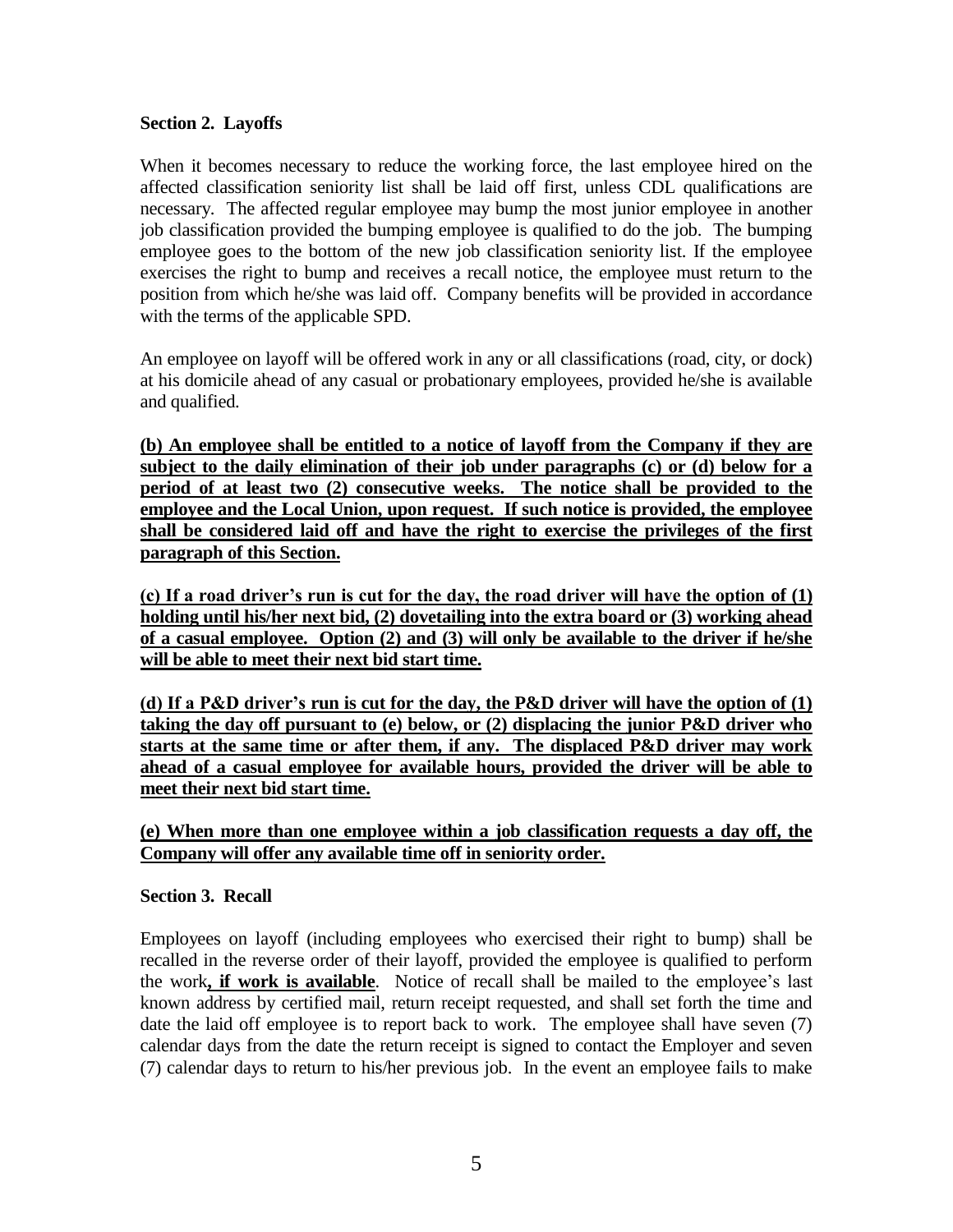### Section 2. Layoffs

When it becomes necessary to reduce the working force, the last employee hired on the affected classification seniority list shall be laid off first, unless CDL qualifications are necessary. The affected regular employee may bump the most junior employee in another job classification provided the bumping employee is qualified to do the job. The bumping employee goes to the bottom of the new job classification seniority list. If the employee exercises the right to bump and receives a recall notice, the employee must return to the position from which he/she was laid off. Company benefits will be provided in accordance with the terms of the applicable SPD.

An employee on layoff will be offered work in any or all classifications (road, city, or dock) at his domicile ahead of any casual or probationary employees, provided he/she is available and qualified.

**(b) An employee shall be entitled to a notice of layoff from the Company if they are subject to the daily elimination of their job under paragraphs (c) or (d) below for a period of at least two (2) consecutive weeks. The notice shall be provided to the employee and the Local Union, upon request. If such notice is provided, the employee shall be considered laid off and have the right to exercise the privileges of the first paragraph of this Section.**

**(c) If a road driver's run is cut for the day, the road driver will have the option of (1) holding until his/her next bid, (2) dovetailing into the extra board or (3) working ahead of a casual employee. Option (2) and (3) will only be available to the driver if he/she will be able to meet their next bid start time.**

**(d) If a P&D driver's run is cut for the day, the P&D driver will have the option of (1) taking the day off pursuant to (e) below, or (2) displacing the junior P&D driver who starts at the same time or after them, if any. The displaced P&D driver may work ahead of a casual employee for available hours, provided the driver will be able to meet their next bid start time.**

**(e) When more than one employee within a job classification requests a day off, the Company will offer any available time off in seniority order.**

### Section 3. Recall

Employees on layoff (including employees who exercised their right to bump) shall be recalled in the reverse order of their layoff, provided the employee is qualified to perform the work**, if work is available**. Notice of recall shall be mailed to the employee's last known address by certified mail, return receipt requested, and shall set forth the time and date the laid off employee is to report back to work. The employee shall have seven (7) calendar days from the date the return receipt is signed to contact the Employer and seven (7) calendar days to return to his/her previous job. In the event an employee fails to make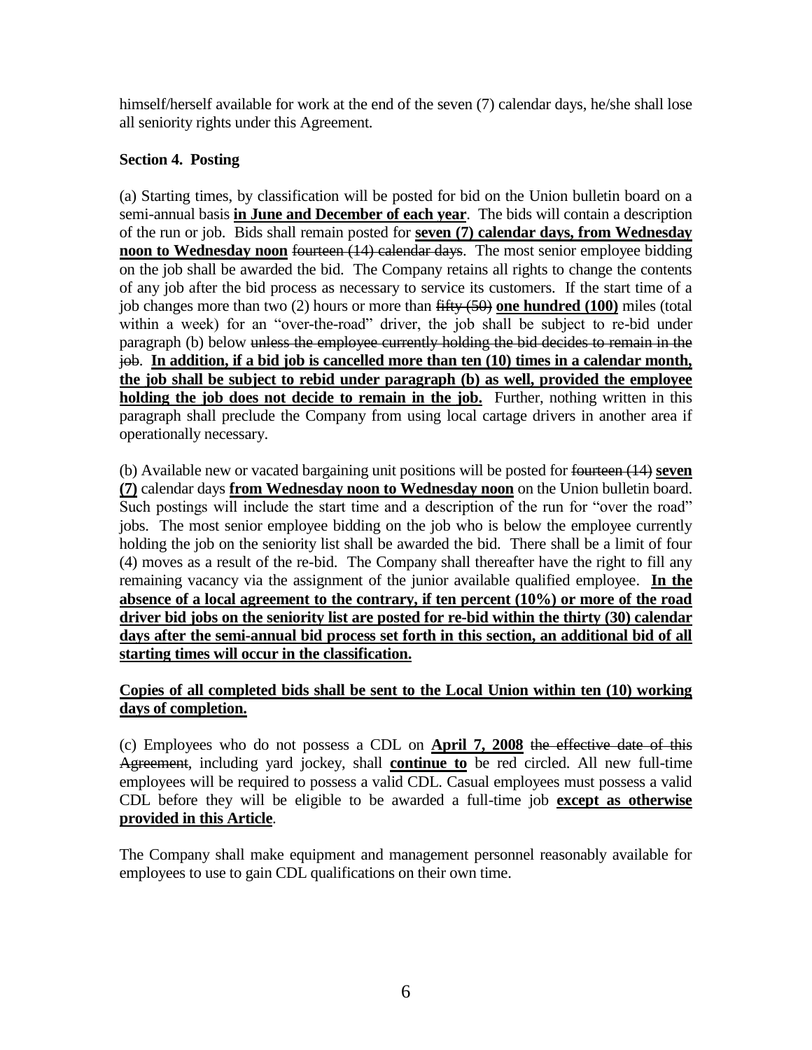himself/herself available for work at the end of the seven (7) calendar days, he/she shall lose all seniority rights under this Agreement.

**Section 4. Posting**

(a) Starting times, by classification will be posted for bid on the Union bulletin board on a semi-annual basis **in June and December of each year**. The bids will contain a description of the run or job. Bids shall remain posted for **seven (7) calendar days, from Wednesday noon to Wednesday noon** ~~fourteen (14) calendar days~~. The most senior employee bidding on the job shall be awarded the bid. The Company retains all rights to change the contents of any job after the bid process as necessary to service its customers. If the start time of a job changes more than two (2) hours or more than ~~fifty (50)~~ **one hundred (100)** miles (total within a week) for an "over-the-road" driver, the job shall be subject to re-bid under paragraph (b) below ~~unless the employee currently holding the bid decides to remain in the job~~. **In addition, if a bid job is cancelled more than ten (10) times in a calendar month, the job shall be subject to rebid under paragraph (b) as well, provided the employee holding the job does not decide to remain in the job.** Further, nothing written in this paragraph shall preclude the Company from using local cartage drivers in another area if operationally necessary.

(b) Available new or vacated bargaining unit positions will be posted for ~~fourteen (14)~~ **seven (7)** calendar days **from Wednesday noon to Wednesday noon** on the Union bulletin board. Such postings will include the start time and a description of the run for "over the road" jobs. The most senior employee bidding on the job who is below the employee currently holding the job on the seniority list shall be awarded the bid. There shall be a limit of four (4) moves as a result of the re-bid. The Company shall thereafter have the right to fill any remaining vacancy via the assignment of the junior available qualified employee. **In the absence of a local agreement to the contrary, if ten percent (10%) or more of the road driver bid jobs on the seniority list are posted for re-bid within the thirty (30) calendar days after the semi-annual bid process set forth in this section, an additional bid of all starting times will occur in the classification.**

**Copies of all completed bids shall be sent to the Local Union within ten (10) working days of completion.**

(c) Employees who do not possess a CDL on **April 7, 2008** ~~the effective date of this Agreement~~, including yard jockey, shall **continue to** be red circled. All new full-time employees will be required to possess a valid CDL. Casual employees must possess a valid CDL before they will be eligible to be awarded a full-time job **except as otherwise provided in this Article**.

The Company shall make equipment and management personnel reasonably available for employees to use to gain CDL qualifications on their own time.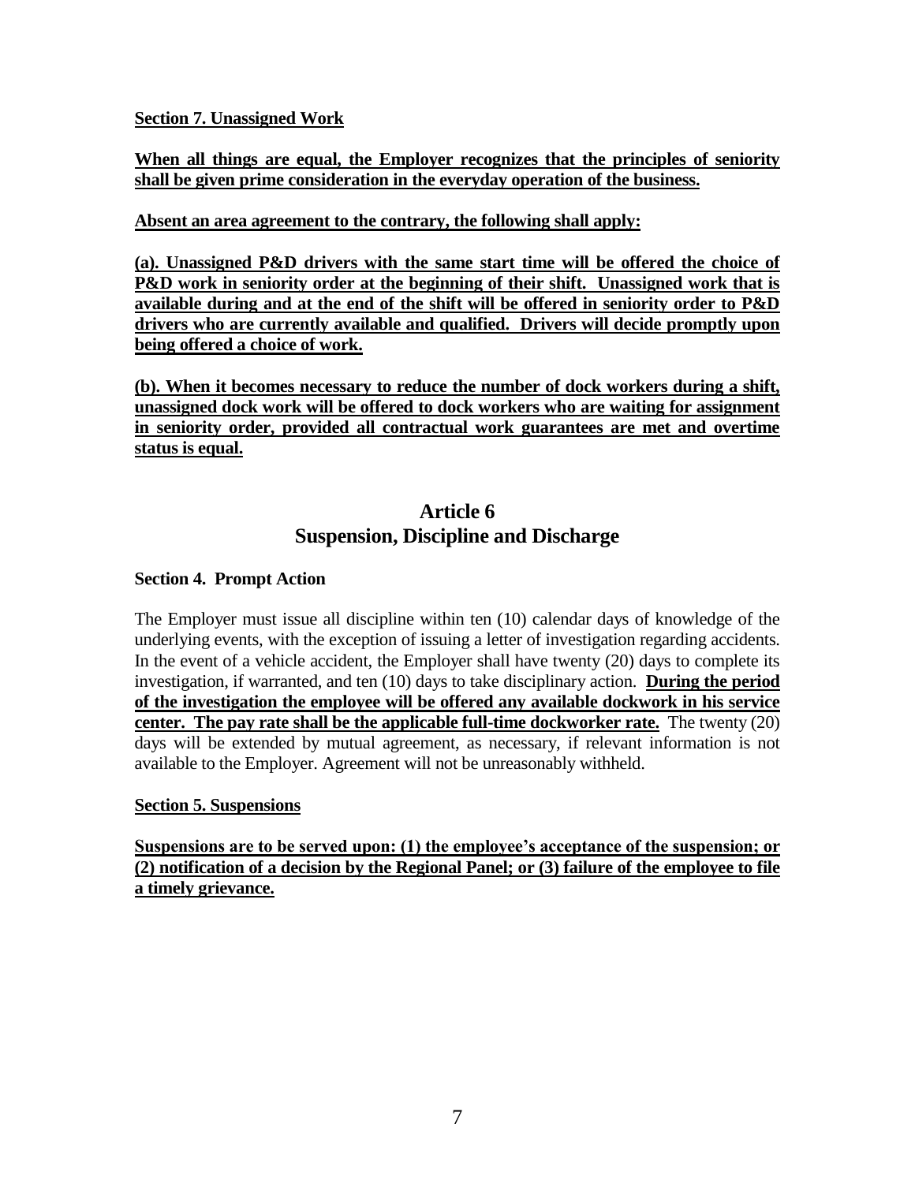**Section 7. Unassigned Work**

**When all things are equal, the Employer recognizes that the principles of seniority shall be given prime consideration in the everyday operation of the business.**

**Absent an area agreement to the contrary, the following shall apply:**

**(a). Unassigned P&D drivers with the same start time will be offered the choice of P&D work in seniority order at the beginning of their shift. Unassigned work that is available during and at the end of the shift will be offered in seniority order to P&D drivers who are currently available and qualified. Drivers will decide promptly upon being offered a choice of work.**

**(b). When it becomes necessary to reduce the number of dock workers during a shift, unassigned dock work will be offered to dock workers who are waiting for assignment in seniority order, provided all contractual work guarantees are met and overtime status is equal.**

## Article 6
## Suspension, Discipline and Discharge

**Section 4. Prompt Action**

The Employer must issue all discipline within ten (10) calendar days of knowledge of the underlying events, with the exception of issuing a letter of investigation regarding accidents. In the event of a vehicle accident, the Employer shall have twenty (20) days to complete its investigation, if warranted, and ten (10) days to take disciplinary action. **During the period of the investigation the employee will be offered any available dockwork in his service center. The pay rate shall be the applicable full-time dockworker rate.** The twenty (20) days will be extended by mutual agreement, as necessary, if relevant information is not available to the Employer. Agreement will not be unreasonably withheld.

**Section 5. Suspensions**

**Suspensions are to be served upon: (1) the employee's acceptance of the suspension; or (2) notification of a decision by the Regional Panel; or (3) failure of the employee to file a timely grievance.**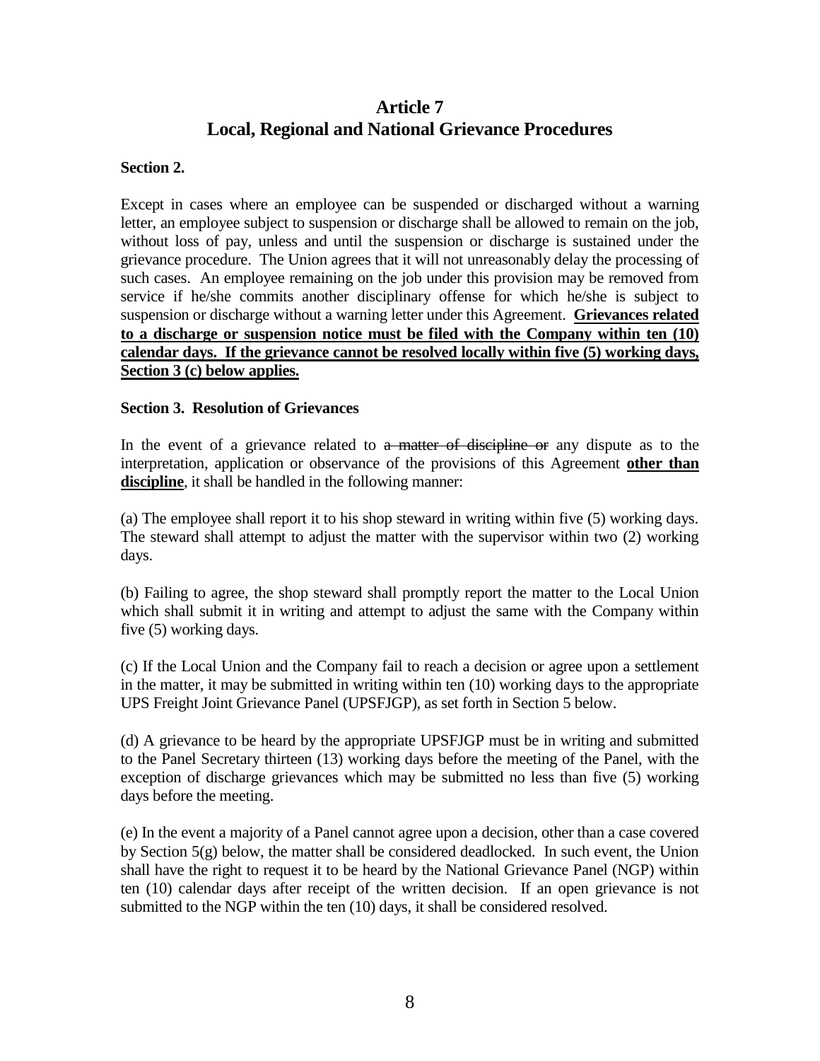# Article 7
# Local, Regional and National Grievance Procedures

**Section 2.**

Except in cases where an employee can be suspended or discharged without a warning letter, an employee subject to suspension or discharge shall be allowed to remain on the job, without loss of pay, unless and until the suspension or discharge is sustained under the grievance procedure. The Union agrees that it will not unreasonably delay the processing of such cases. An employee remaining on the job under this provision may be removed from service if he/she commits another disciplinary offense for which he/she is subject to suspension or discharge without a warning letter under this Agreement. <u>**Grievances related to a discharge or suspension notice must be filed with the Company within ten (10) calendar days. If the grievance cannot be resolved locally within five (5) working days, Section 3 (c) below applies.**</u>

**Section 3. Resolution of Grievances**

In the event of a grievance related to ~~a matter of discipline or~~ any dispute as to the interpretation, application or observance of the provisions of this Agreement <u>**other than discipline**</u>, it shall be handled in the following manner:

(a) The employee shall report it to his shop steward in writing within five (5) working days. The steward shall attempt to adjust the matter with the supervisor within two (2) working days.

(b) Failing to agree, the shop steward shall promptly report the matter to the Local Union which shall submit it in writing and attempt to adjust the same with the Company within five (5) working days.

(c) If the Local Union and the Company fail to reach a decision or agree upon a settlement in the matter, it may be submitted in writing within ten (10) working days to the appropriate UPS Freight Joint Grievance Panel (UPSFJGP), as set forth in Section 5 below.

(d) A grievance to be heard by the appropriate UPSFJGP must be in writing and submitted to the Panel Secretary thirteen (13) working days before the meeting of the Panel, with the exception of discharge grievances which may be submitted no less than five (5) working days before the meeting.

(e) In the event a majority of a Panel cannot agree upon a decision, other than a case covered by Section 5(g) below, the matter shall be considered deadlocked. In such event, the Union shall have the right to request it to be heard by the National Grievance Panel (NGP) within ten (10) calendar days after receipt of the written decision. If an open grievance is not submitted to the NGP within the ten (10) days, it shall be considered resolved.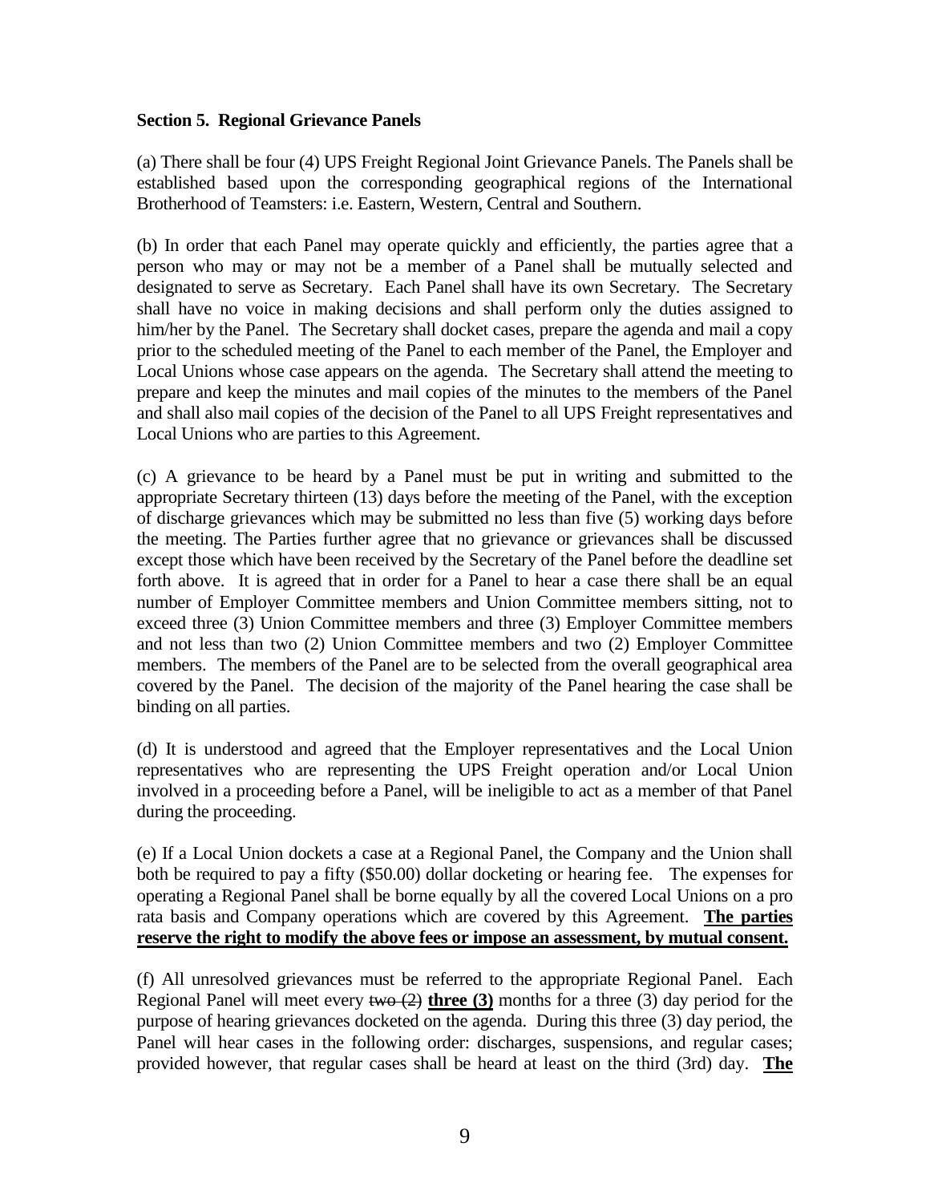**Section 5. Regional Grievance Panels**

(a) There shall be four (4) UPS Freight Regional Joint Grievance Panels. The Panels shall be established based upon the corresponding geographical regions of the International Brotherhood of Teamsters: i.e. Eastern, Western, Central and Southern.

(b) In order that each Panel may operate quickly and efficiently, the parties agree that a person who may or may not be a member of a Panel shall be mutually selected and designated to serve as Secretary. Each Panel shall have its own Secretary. The Secretary shall have no voice in making decisions and shall perform only the duties assigned to him/her by the Panel. The Secretary shall docket cases, prepare the agenda and mail a copy prior to the scheduled meeting of the Panel to each member of the Panel, the Employer and Local Unions whose case appears on the agenda. The Secretary shall attend the meeting to prepare and keep the minutes and mail copies of the minutes to the members of the Panel and shall also mail copies of the decision of the Panel to all UPS Freight representatives and Local Unions who are parties to this Agreement.

(c) A grievance to be heard by a Panel must be put in writing and submitted to the appropriate Secretary thirteen (13) days before the meeting of the Panel, with the exception of discharge grievances which may be submitted no less than five (5) working days before the meeting. The Parties further agree that no grievance or grievances shall be discussed except those which have been received by the Secretary of the Panel before the deadline set forth above. It is agreed that in order for a Panel to hear a case there shall be an equal number of Employer Committee members and Union Committee members sitting, not to exceed three (3) Union Committee members and three (3) Employer Committee members and not less than two (2) Union Committee members and two (2) Employer Committee members. The members of the Panel are to be selected from the overall geographical area covered by the Panel. The decision of the majority of the Panel hearing the case shall be binding on all parties.

(d) It is understood and agreed that the Employer representatives and the Local Union representatives who are representing the UPS Freight operation and/or Local Union involved in a proceeding before a Panel, will be ineligible to act as a member of that Panel during the proceeding.

(e) If a Local Union dockets a case at a Regional Panel, the Company and the Union shall both be required to pay a fifty ($50.00) dollar docketing or hearing fee. The expenses for operating a Regional Panel shall be borne equally by all the covered Local Unions on a pro rata basis and Company operations which are covered by this Agreement. **The parties reserve the right to modify the above fees or impose an assessment, by mutual consent.**

(f) All unresolved grievances must be referred to the appropriate Regional Panel. Each Regional Panel will meet every ~~two (2)~~ **three (3)** months for a three (3) day period for the purpose of hearing grievances docketed on the agenda. During this three (3) day period, the Panel will hear cases in the following order: discharges, suspensions, and regular cases; provided however, that regular cases shall be heard at least on the third (3rd) day. **The**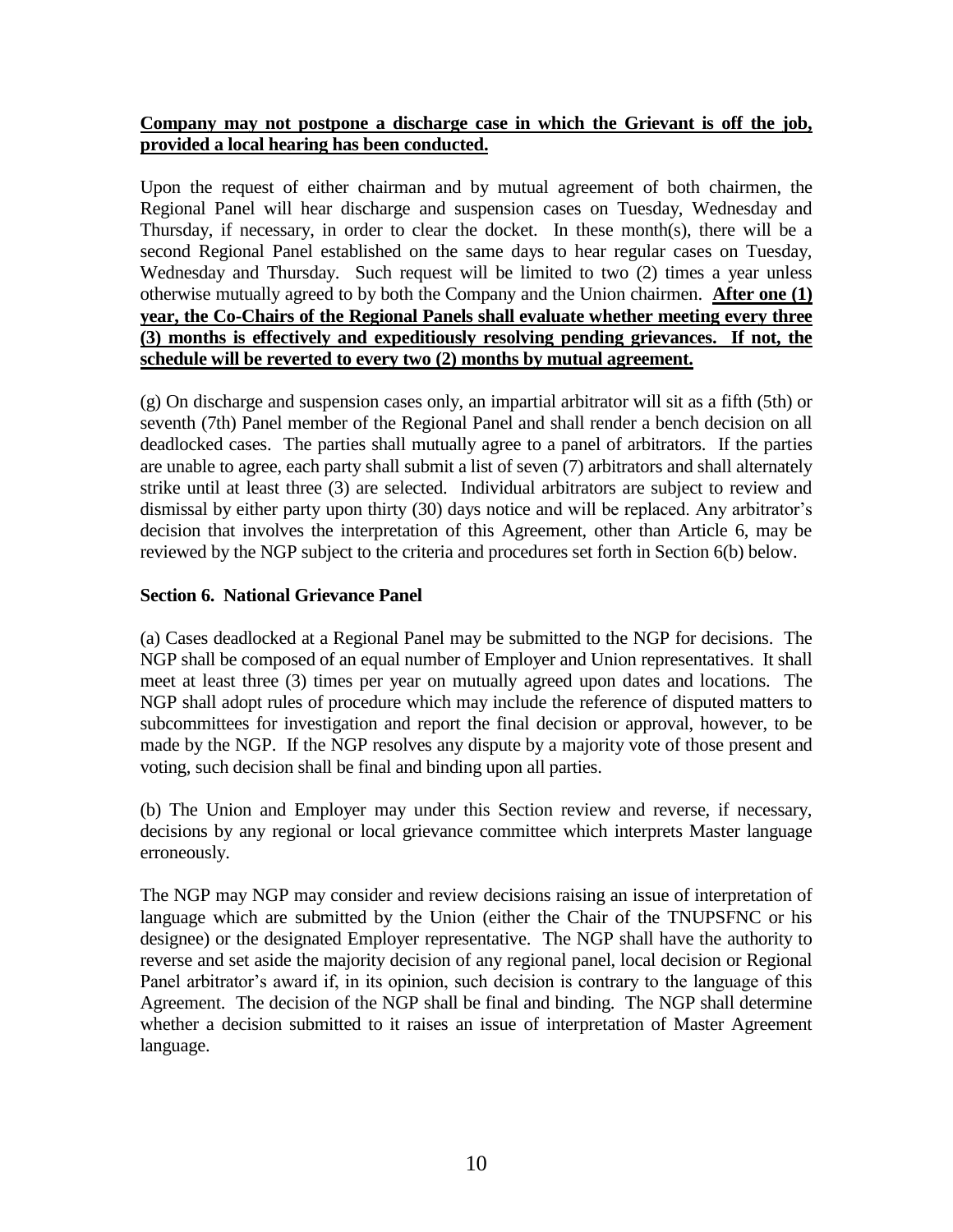**Company may not postpone a discharge case in which the Grievant is off the job, provided a local hearing has been conducted.**

Upon the request of either chairman and by mutual agreement of both chairmen, the Regional Panel will hear discharge and suspension cases on Tuesday, Wednesday and Thursday, if necessary, in order to clear the docket. In these month(s), there will be a second Regional Panel established on the same days to hear regular cases on Tuesday, Wednesday and Thursday. Such request will be limited to two (2) times a year unless otherwise mutually agreed to by both the Company and the Union chairmen. **After one (1) year, the Co-Chairs of the Regional Panels shall evaluate whether meeting every three (3) months is effectively and expeditiously resolving pending grievances. If not, the schedule will be reverted to every two (2) months by mutual agreement.**

(g) On discharge and suspension cases only, an impartial arbitrator will sit as a fifth (5th) or seventh (7th) Panel member of the Regional Panel and shall render a bench decision on all deadlocked cases. The parties shall mutually agree to a panel of arbitrators. If the parties are unable to agree, each party shall submit a list of seven (7) arbitrators and shall alternately strike until at least three (3) are selected. Individual arbitrators are subject to review and dismissal by either party upon thirty (30) days notice and will be replaced. Any arbitrator's decision that involves the interpretation of this Agreement, other than Article 6, may be reviewed by the NGP subject to the criteria and procedures set forth in Section 6(b) below.

### Section 6. National Grievance Panel

(a) Cases deadlocked at a Regional Panel may be submitted to the NGP for decisions. The NGP shall be composed of an equal number of Employer and Union representatives. It shall meet at least three (3) times per year on mutually agreed upon dates and locations. The NGP shall adopt rules of procedure which may include the reference of disputed matters to subcommittees for investigation and report the final decision or approval, however, to be made by the NGP. If the NGP resolves any dispute by a majority vote of those present and voting, such decision shall be final and binding upon all parties.

(b) The Union and Employer may under this Section review and reverse, if necessary, decisions by any regional or local grievance committee which interprets Master language erroneously.

The NGP may NGP may consider and review decisions raising an issue of interpretation of language which are submitted by the Union (either the Chair of the TNUPSFNC or his designee) or the designated Employer representative. The NGP shall have the authority to reverse and set aside the majority decision of any regional panel, local decision or Regional Panel arbitrator's award if, in its opinion, such decision is contrary to the language of this Agreement. The decision of the NGP shall be final and binding. The NGP shall determine whether a decision submitted to it raises an issue of interpretation of Master Agreement language.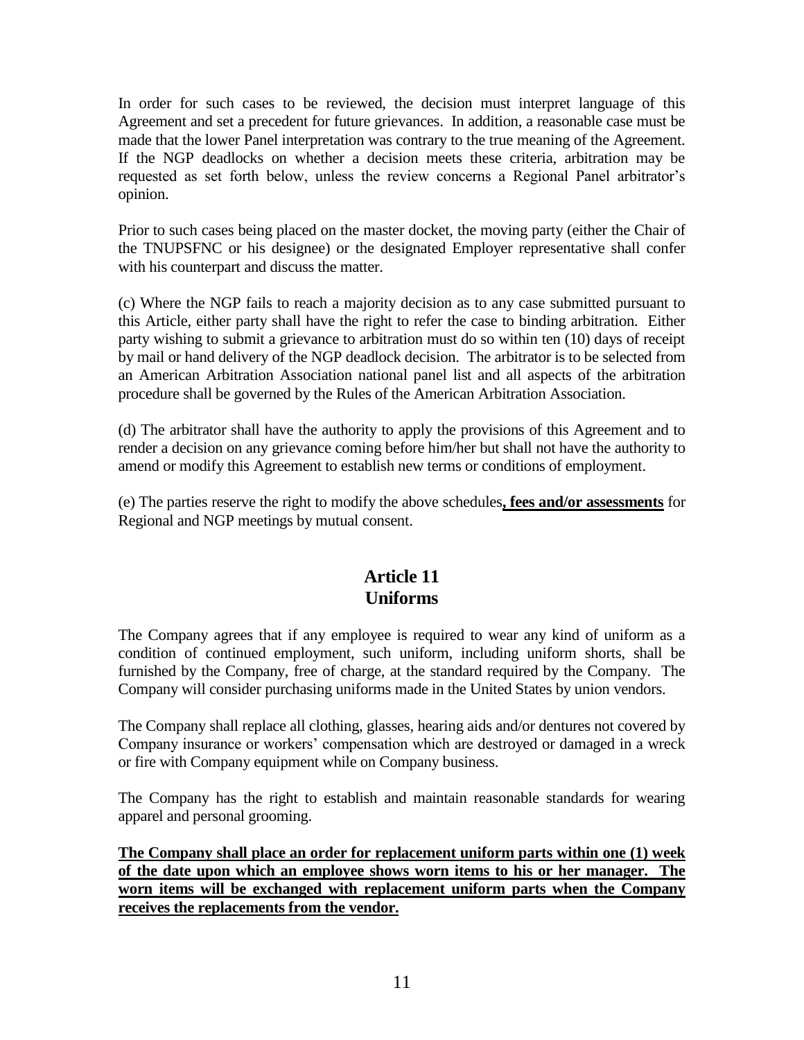In order for such cases to be reviewed, the decision must interpret language of this Agreement and set a precedent for future grievances. In addition, a reasonable case must be made that the lower Panel interpretation was contrary to the true meaning of the Agreement. If the NGP deadlocks on whether a decision meets these criteria, arbitration may be requested as set forth below, unless the review concerns a Regional Panel arbitrator's opinion.

Prior to such cases being placed on the master docket, the moving party (either the Chair of the TNUPSFNC or his designee) or the designated Employer representative shall confer with his counterpart and discuss the matter.

(c) Where the NGP fails to reach a majority decision as to any case submitted pursuant to this Article, either party shall have the right to refer the case to binding arbitration. Either party wishing to submit a grievance to arbitration must do so within ten (10) days of receipt by mail or hand delivery of the NGP deadlock decision. The arbitrator is to be selected from an American Arbitration Association national panel list and all aspects of the arbitration procedure shall be governed by the Rules of the American Arbitration Association.

(d) The arbitrator shall have the authority to apply the provisions of this Agreement and to render a decision on any grievance coming before him/her but shall not have the authority to amend or modify this Agreement to establish new terms or conditions of employment.

(e) The parties reserve the right to modify the above schedules**, fees and/or assessments** for Regional and NGP meetings by mutual consent.

## Article 11
## Uniforms

The Company agrees that if any employee is required to wear any kind of uniform as a condition of continued employment, such uniform, including uniform shorts, shall be furnished by the Company, free of charge, at the standard required by the Company. The Company will consider purchasing uniforms made in the United States by union vendors.

The Company shall replace all clothing, glasses, hearing aids and/or dentures not covered by Company insurance or workers' compensation which are destroyed or damaged in a wreck or fire with Company equipment while on Company business.

The Company has the right to establish and maintain reasonable standards for wearing apparel and personal grooming.

**The Company shall place an order for replacement uniform parts within one (1) week of the date upon which an employee shows worn items to his or her manager. The worn items will be exchanged with replacement uniform parts when the Company receives the replacements from the vendor.**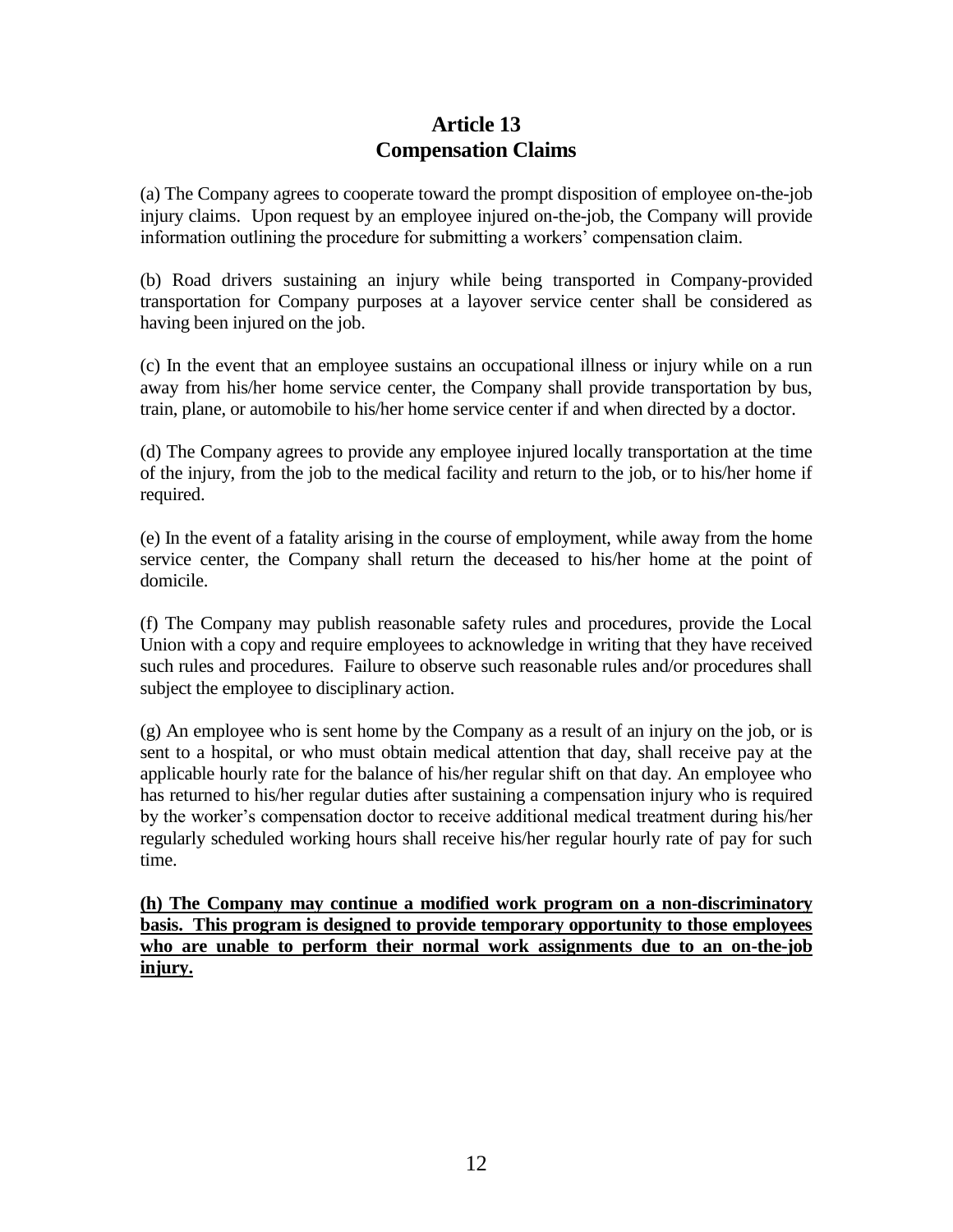# Article 13
# Compensation Claims

(a) The Company agrees to cooperate toward the prompt disposition of employee on-the-job injury claims. Upon request by an employee injured on-the-job, the Company will provide information outlining the procedure for submitting a workers' compensation claim.

(b) Road drivers sustaining an injury while being transported in Company-provided transportation for Company purposes at a layover service center shall be considered as having been injured on the job.

(c) In the event that an employee sustains an occupational illness or injury while on a run away from his/her home service center, the Company shall provide transportation by bus, train, plane, or automobile to his/her home service center if and when directed by a doctor.

(d) The Company agrees to provide any employee injured locally transportation at the time of the injury, from the job to the medical facility and return to the job, or to his/her home if required.

(e) In the event of a fatality arising in the course of employment, while away from the home service center, the Company shall return the deceased to his/her home at the point of domicile.

(f) The Company may publish reasonable safety rules and procedures, provide the Local Union with a copy and require employees to acknowledge in writing that they have received such rules and procedures. Failure to observe such reasonable rules and/or procedures shall subject the employee to disciplinary action.

(g) An employee who is sent home by the Company as a result of an injury on the job, or is sent to a hospital, or who must obtain medical attention that day, shall receive pay at the applicable hourly rate for the balance of his/her regular shift on that day. An employee who has returned to his/her regular duties after sustaining a compensation injury who is required by the worker's compensation doctor to receive additional medical treatment during his/her regularly scheduled working hours shall receive his/her regular hourly rate of pay for such time.

**(h) The Company may continue a modified work program on a non-discriminatory basis. This program is designed to provide temporary opportunity to those employees who are unable to perform their normal work assignments due to an on-the-job injury.**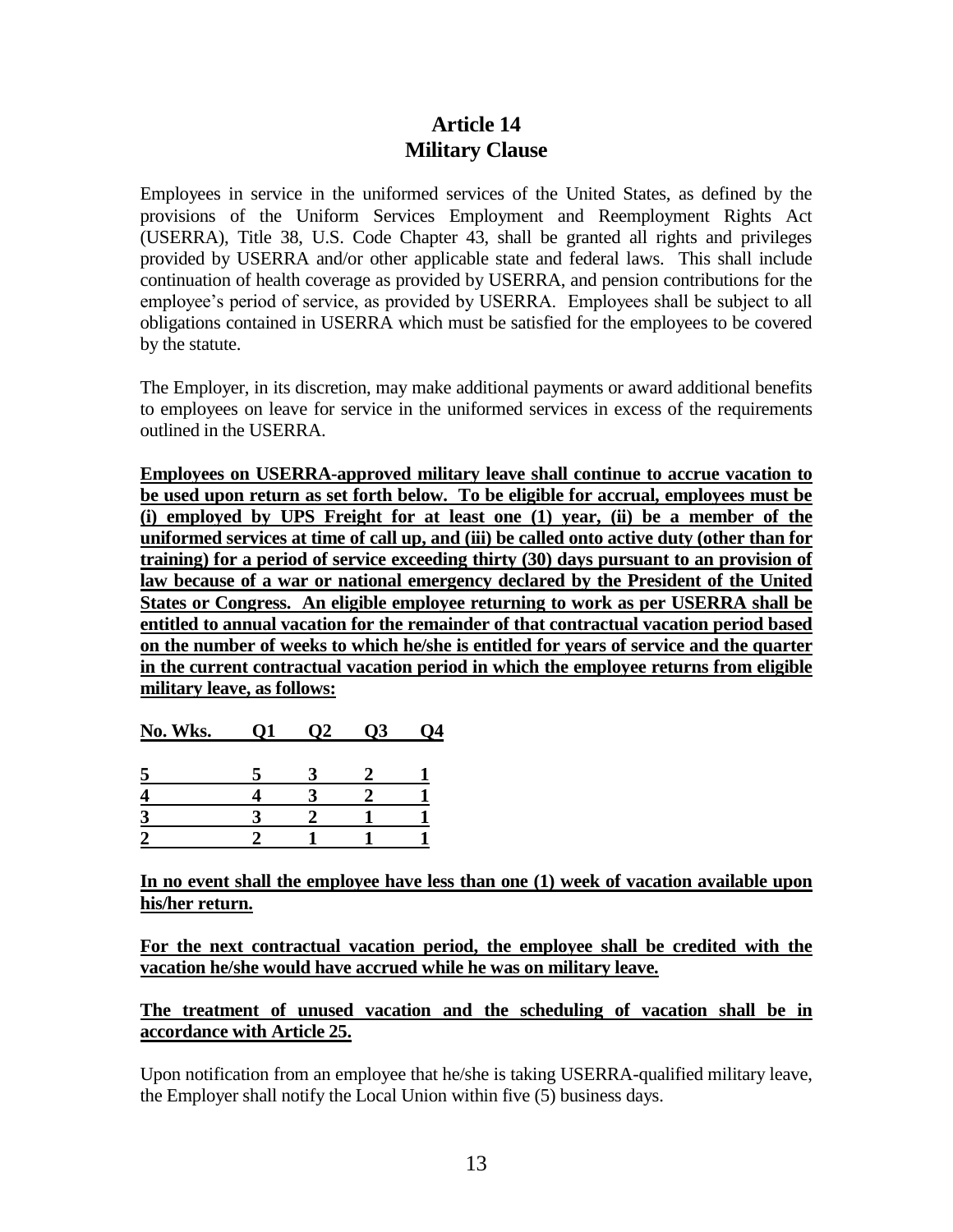# Article 14
# Military Clause

Employees in service in the uniformed services of the United States, as defined by the provisions of the Uniform Services Employment and Reemployment Rights Act (USERRA), Title 38, U.S. Code Chapter 43, shall be granted all rights and privileges provided by USERRA and/or other applicable state and federal laws. This shall include continuation of health coverage as provided by USERRA, and pension contributions for the employee's period of service, as provided by USERRA. Employees shall be subject to all obligations contained in USERRA which must be satisfied for the employees to be covered by the statute.

The Employer, in its discretion, may make additional payments or award additional benefits to employees on leave for service in the uniformed services in excess of the requirements outlined in the USERRA.

**Employees on USERRA-approved military leave shall continue to accrue vacation to be used upon return as set forth below. To be eligible for accrual, employees must be (i) employed by UPS Freight for at least one (1) year, (ii) be a member of the uniformed services at time of call up, and (iii) be called onto active duty (other than for training) for a period of service exceeding thirty (30) days pursuant to an provision of law because of a war or national emergency declared by the President of the United States or Congress. An eligible employee returning to work as per USERRA shall be entitled to annual vacation for the remainder of that contractual vacation period based on the number of weeks to which he/she is entitled for years of service and the quarter in the current contractual vacation period in which the employee returns from eligible military leave, as follows:**

| No. Wks. | Q1 | Q2 | Q3 | Q4 |
|---|---|---|---|---|
| **5** | **5** | **3** | **2** | **1** |
| **4** | **4** | **3** | **2** | **1** |
| **3** | **3** | **2** | **1** | **1** |
| **2** | **2** | **1** | **1** | **1** |

**In no event shall the employee have less than one (1) week of vacation available upon his/her return.**

**For the next contractual vacation period, the employee shall be credited with the vacation he/she would have accrued while he was on military leave.**

**The treatment of unused vacation and the scheduling of vacation shall be in accordance with Article 25.**

Upon notification from an employee that he/she is taking USERRA-qualified military leave, the Employer shall notify the Local Union within five (5) business days.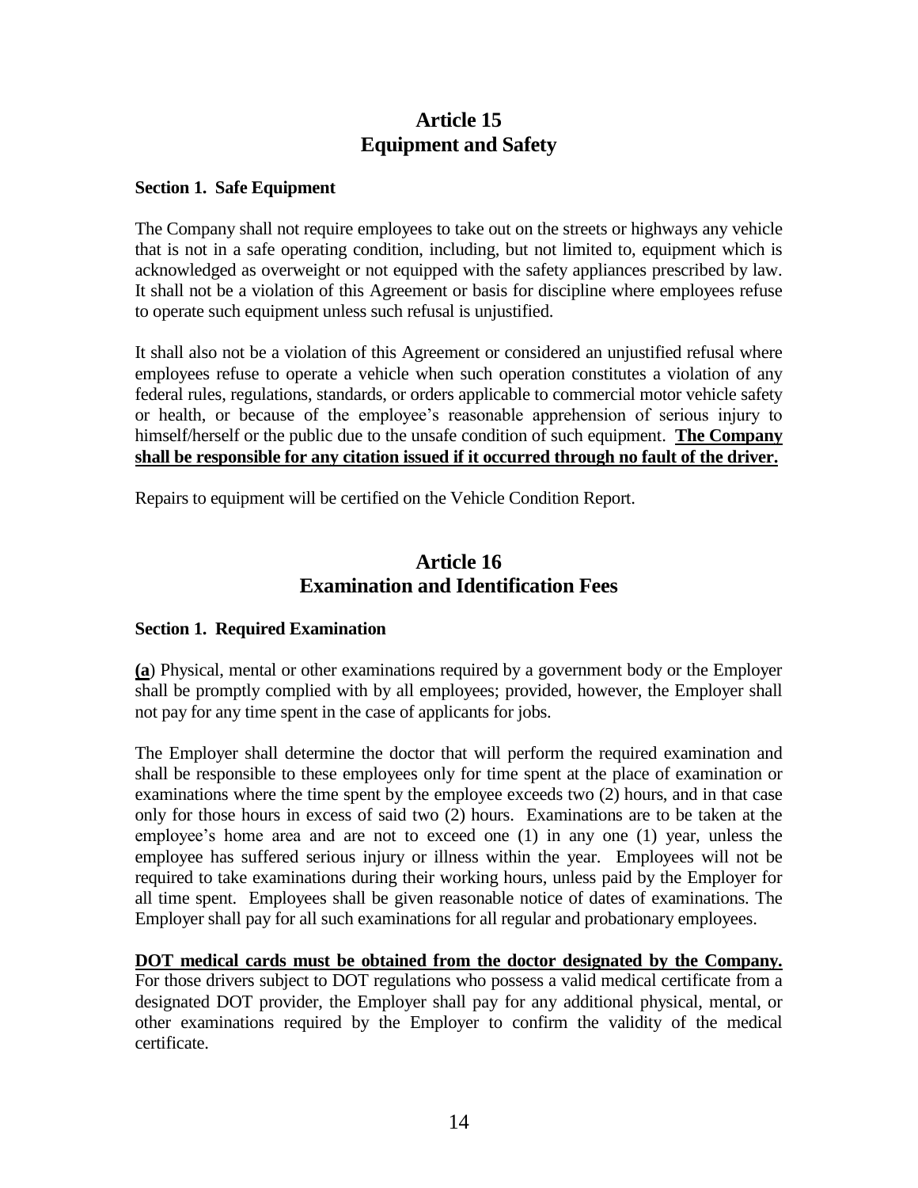# Article 15
# Equipment and Safety

**Section 1. Safe Equipment**

The Company shall not require employees to take out on the streets or highways any vehicle that is not in a safe operating condition, including, but not limited to, equipment which is acknowledged as overweight or not equipped with the safety appliances prescribed by law. It shall not be a violation of this Agreement or basis for discipline where employees refuse to operate such equipment unless such refusal is unjustified.

It shall also not be a violation of this Agreement or considered an unjustified refusal where employees refuse to operate a vehicle when such operation constitutes a violation of any federal rules, regulations, standards, or orders applicable to commercial motor vehicle safety or health, or because of the employee's reasonable apprehension of serious injury to himself/herself or the public due to the unsafe condition of such equipment. **The Company shall be responsible for any citation issued if it occurred through no fault of the driver.**

Repairs to equipment will be certified on the Vehicle Condition Report.

# Article 16
# Examination and Identification Fees

**Section 1. Required Examination**

**(a**) Physical, mental or other examinations required by a government body or the Employer shall be promptly complied with by all employees; provided, however, the Employer shall not pay for any time spent in the case of applicants for jobs.

The Employer shall determine the doctor that will perform the required examination and shall be responsible to these employees only for time spent at the place of examination or examinations where the time spent by the employee exceeds two (2) hours, and in that case only for those hours in excess of said two (2) hours. Examinations are to be taken at the employee's home area and are not to exceed one (1) in any one (1) year, unless the employee has suffered serious injury or illness within the year. Employees will not be required to take examinations during their working hours, unless paid by the Employer for all time spent. Employees shall be given reasonable notice of dates of examinations. The Employer shall pay for all such examinations for all regular and probationary employees.

**DOT medical cards must be obtained from the doctor designated by the Company.** For those drivers subject to DOT regulations who possess a valid medical certificate from a designated DOT provider, the Employer shall pay for any additional physical, mental, or other examinations required by the Employer to confirm the validity of the medical certificate.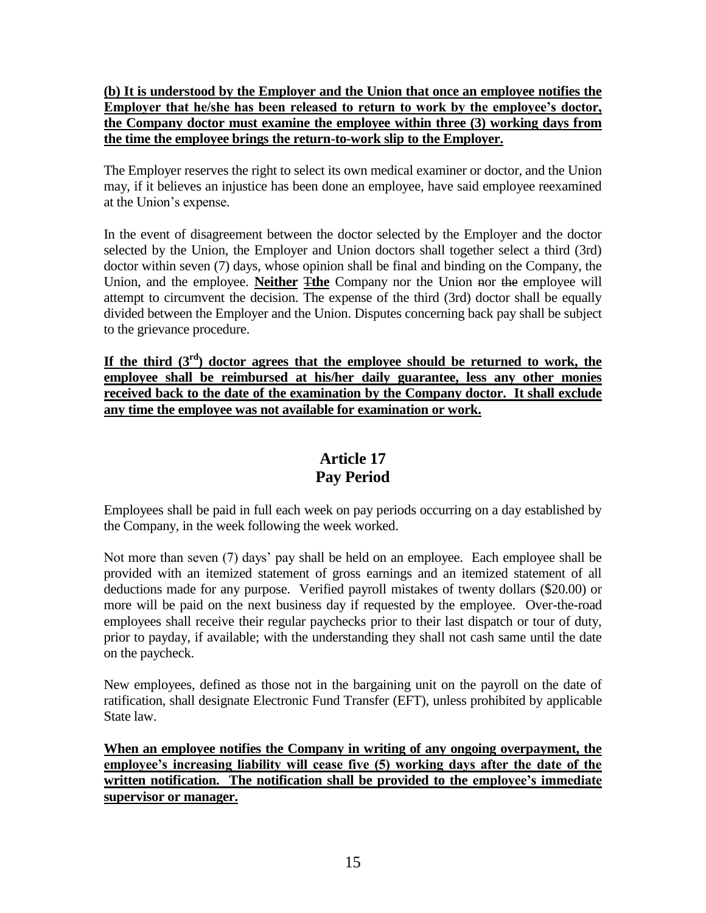**(b) It is understood by the Employer and the Union that once an employee notifies the Employer that he/she has been released to return to work by the employee's doctor, the Company doctor must examine the employee within three (3) working days from the time the employee brings the return-to-work slip to the Employer.**

The Employer reserves the right to select its own medical examiner or doctor, and the Union may, if it believes an injustice has been done an employee, have said employee reexamined at the Union's expense.

In the event of disagreement between the doctor selected by the Employer and the doctor selected by the Union, the Employer and Union doctors shall together select a third (3rd) doctor within seven (7) days, whose opinion shall be final and binding on the Company, the Union, and the employee. **Neither** ~~T~~**the** Company nor the Union ~~nor~~ ~~the~~ employee will attempt to circumvent the decision. The expense of the third (3rd) doctor shall be equally divided between the Employer and the Union. Disputes concerning back pay shall be subject to the grievance procedure.

**If the third (3rd) doctor agrees that the employee should be returned to work, the employee shall be reimbursed at his/her daily guarantee, less any other monies received back to the date of the examination by the Company doctor. It shall exclude any time the employee was not available for examination or work.**

## Article 17
## Pay Period

Employees shall be paid in full each week on pay periods occurring on a day established by the Company, in the week following the week worked.

Not more than seven (7) days' pay shall be held on an employee. Each employee shall be provided with an itemized statement of gross earnings and an itemized statement of all deductions made for any purpose. Verified payroll mistakes of twenty dollars ($20.00) or more will be paid on the next business day if requested by the employee. Over-the-road employees shall receive their regular paychecks prior to their last dispatch or tour of duty, prior to payday, if available; with the understanding they shall not cash same until the date on the paycheck.

New employees, defined as those not in the bargaining unit on the payroll on the date of ratification, shall designate Electronic Fund Transfer (EFT), unless prohibited by applicable State law.

**When an employee notifies the Company in writing of any ongoing overpayment, the employee's increasing liability will cease five (5) working days after the date of the written notification. The notification shall be provided to the employee's immediate supervisor or manager.**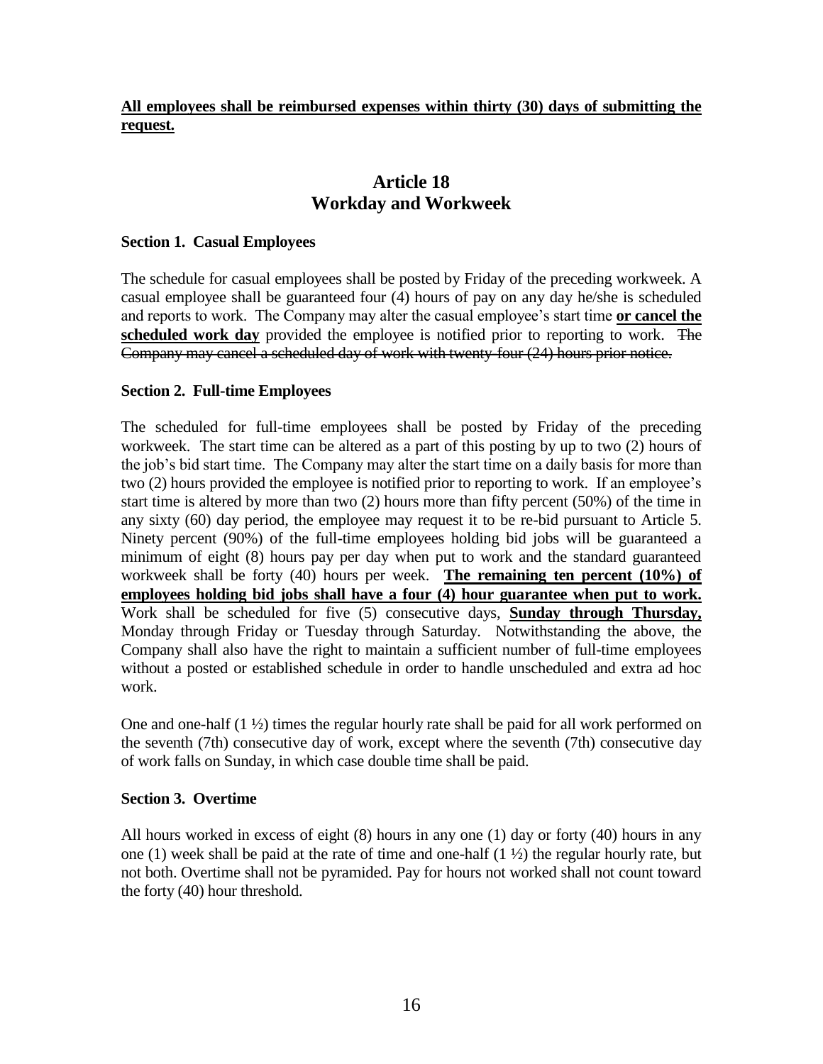**<u>All employees shall be reimbursed expenses within thirty (30) days of submitting the request.</u>**

## Article 18
## Workday and Workweek

### Section 1. Casual Employees

The schedule for casual employees shall be posted by Friday of the preceding workweek. A casual employee shall be guaranteed four (4) hours of pay on any day he/she is scheduled and reports to work. The Company may alter the casual employee's start time **<u>or cancel the scheduled work day</u>** provided the employee is notified prior to reporting to work. ~~The Company may cancel a scheduled day of work with twenty-four (24) hours prior notice.~~

### Section 2. Full-time Employees

The scheduled for full-time employees shall be posted by Friday of the preceding workweek. The start time can be altered as a part of this posting by up to two (2) hours of the job's bid start time. The Company may alter the start time on a daily basis for more than two (2) hours provided the employee is notified prior to reporting to work. If an employee's start time is altered by more than two (2) hours more than fifty percent (50%) of the time in any sixty (60) day period, the employee may request it to be re-bid pursuant to Article 5. Ninety percent (90%) of the full-time employees holding bid jobs will be guaranteed a minimum of eight (8) hours pay per day when put to work and the standard guaranteed workweek shall be forty (40) hours per week. **<u>The remaining ten percent (10%) of employees holding bid jobs shall have a four (4) hour guarantee when put to work.</u>** Work shall be scheduled for five (5) consecutive days, **<u>Sunday through Thursday,</u>** Monday through Friday or Tuesday through Saturday. Notwithstanding the above, the Company shall also have the right to maintain a sufficient number of full-time employees without a posted or established schedule in order to handle unscheduled and extra ad hoc work.

One and one-half (1 ½) times the regular hourly rate shall be paid for all work performed on the seventh (7th) consecutive day of work, except where the seventh (7th) consecutive day of work falls on Sunday, in which case double time shall be paid.

### Section 3. Overtime

All hours worked in excess of eight (8) hours in any one (1) day or forty (40) hours in any one (1) week shall be paid at the rate of time and one-half (1 ½) the regular hourly rate, but not both. Overtime shall not be pyramided. Pay for hours not worked shall not count toward the forty (40) hour threshold.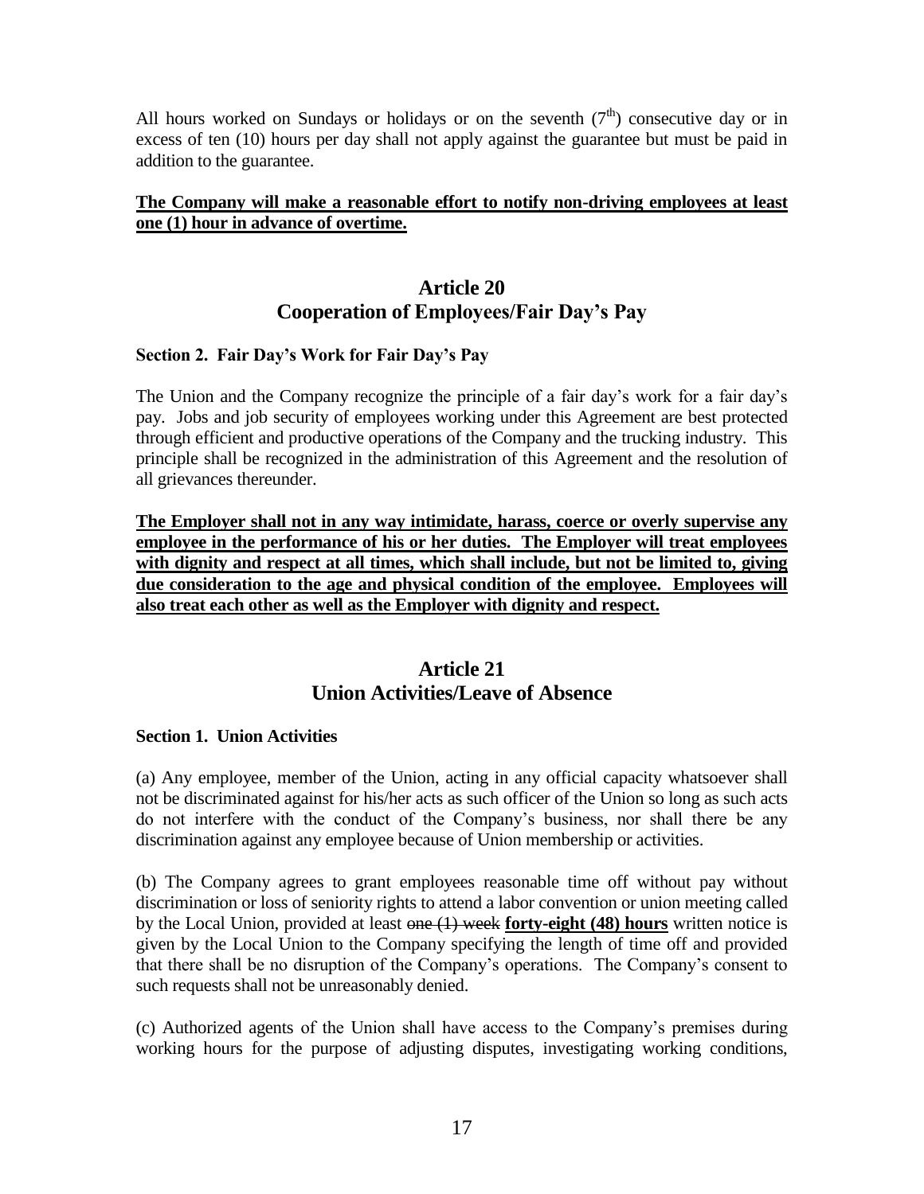All hours worked on Sundays or holidays or on the seventh ($7^{th}$) consecutive day or in excess of ten (10) hours per day shall not apply against the guarantee but must be paid in addition to the guarantee.

**<u>The Company will make a reasonable effort to notify non-driving employees at least one (1) hour in advance of overtime.</u>**

## Article 20
## Cooperation of Employees/Fair Day's Pay

**Section 2. Fair Day's Work for Fair Day's Pay**

The Union and the Company recognize the principle of a fair day's work for a fair day's pay. Jobs and job security of employees working under this Agreement are best protected through efficient and productive operations of the Company and the trucking industry. This principle shall be recognized in the administration of this Agreement and the resolution of all grievances thereunder.

**<u>The Employer shall not in any way intimidate, harass, coerce or overly supervise any employee in the performance of his or her duties. The Employer will treat employees with dignity and respect at all times, which shall include, but not be limited to, giving due consideration to the age and physical condition of the employee. Employees will also treat each other as well as the Employer with dignity and respect.</u>**

## Article 21
## Union Activities/Leave of Absence

**Section 1. Union Activities**

(a) Any employee, member of the Union, acting in any official capacity whatsoever shall not be discriminated against for his/her acts as such officer of the Union so long as such acts do not interfere with the conduct of the Company's business, nor shall there be any discrimination against any employee because of Union membership or activities.

(b) The Company agrees to grant employees reasonable time off without pay without discrimination or loss of seniority rights to attend a labor convention or union meeting called by the Local Union, provided at least ~~one (1) week~~ **<u>forty-eight (48) hours</u>** written notice is given by the Local Union to the Company specifying the length of time off and provided that there shall be no disruption of the Company's operations. The Company's consent to such requests shall not be unreasonably denied.

(c) Authorized agents of the Union shall have access to the Company's premises during working hours for the purpose of adjusting disputes, investigating working conditions,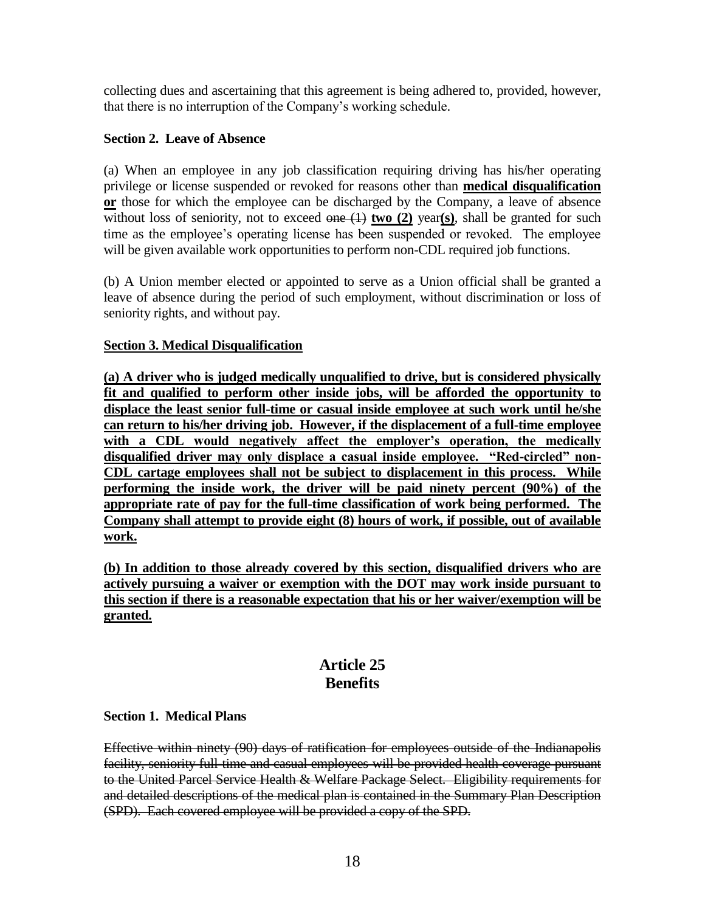collecting dues and ascertaining that this agreement is being adhered to, provided, however, that there is no interruption of the Company's working schedule.

**Section 2. Leave of Absence**

(a) When an employee in any job classification requiring driving has his/her operating privilege or license suspended or revoked for reasons other than <u>**medical disqualification or**</u> those for which the employee can be discharged by the Company, a leave of absence without loss of seniority, not to exceed ~~one (1)~~ <u>**two (2)**</u> year<u>**(s)**</u>, shall be granted for such time as the employee's operating license has been suspended or revoked. The employee will be given available work opportunities to perform non-CDL required job functions.

(b) A Union member elected or appointed to serve as a Union official shall be granted a leave of absence during the period of such employment, without discrimination or loss of seniority rights, and without pay.

<u>**Section 3. Medical Disqualification**</u>

<u>**(a) A driver who is judged medically unqualified to drive, but is considered physically fit and qualified to perform other inside jobs, will be afforded the opportunity to displace the least senior full-time or casual inside employee at such work until he/she can return to his/her driving job. However, if the displacement of a full-time employee with a CDL would negatively affect the employer's operation, the medically disqualified driver may only displace a casual inside employee. "Red-circled" non-CDL cartage employees shall not be subject to displacement in this process. While performing the inside work, the driver will be paid ninety percent (90%) of the appropriate rate of pay for the full-time classification of work being performed. The Company shall attempt to provide eight (8) hours of work, if possible, out of available work.**</u>

<u>**(b) In addition to those already covered by this section, disqualified drivers who are actively pursuing a waiver or exemption with the DOT may work inside pursuant to this section if there is a reasonable expectation that his or her waiver/exemption will be granted.**</u>

## Article 25
## Benefits

**Section 1. Medical Plans**

~~Effective within ninety (90) days of ratification for employees outside of the Indianapolis facility, seniority full-time and casual employees will be provided health coverage pursuant to the United Parcel Service Health & Welfare Package Select. Eligibility requirements for and detailed descriptions of the medical plan is contained in the Summary Plan Description (SPD). Each covered employee will be provided a copy of the SPD.~~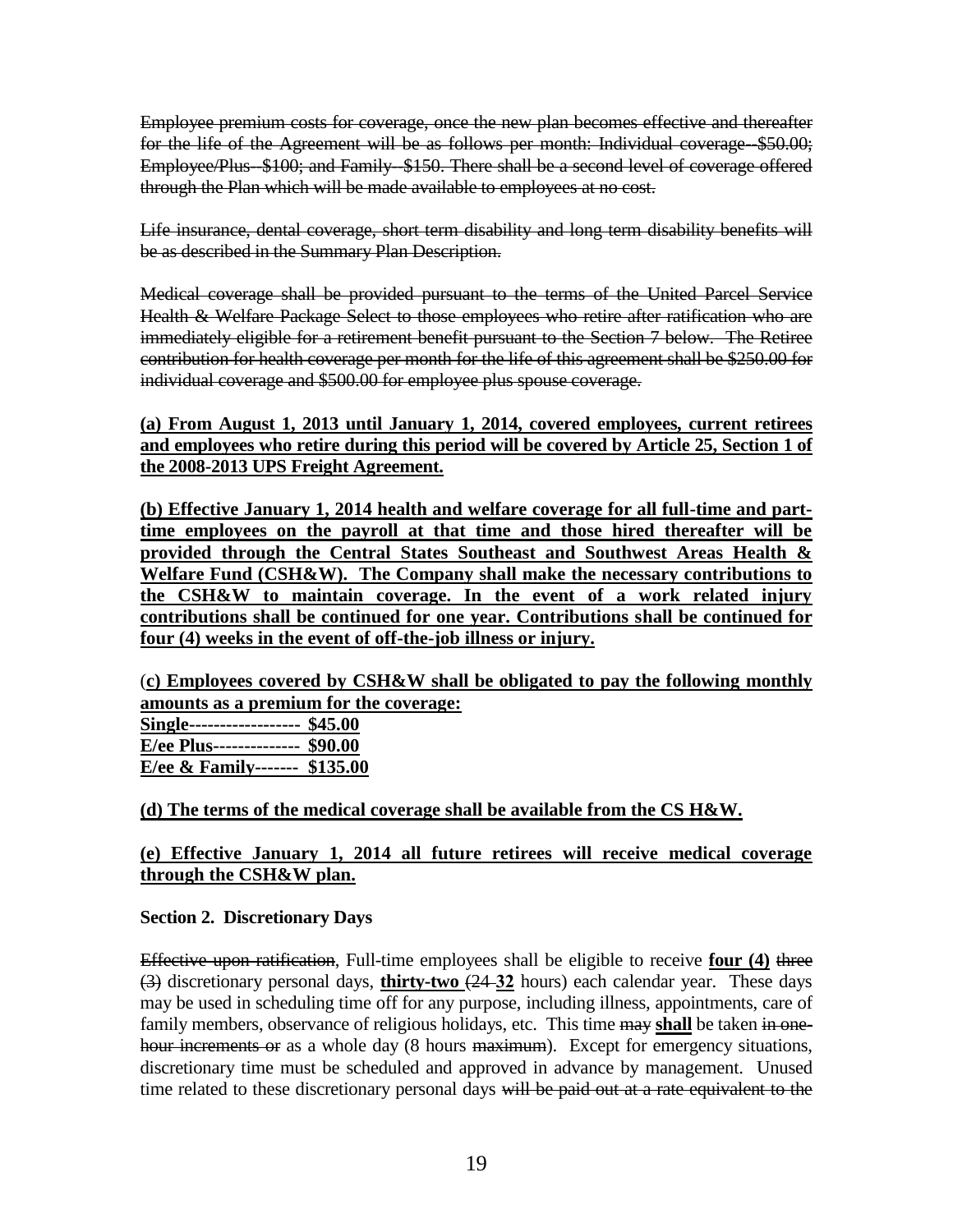~~Employee premium costs for coverage, once the new plan becomes effective and thereafter for the life of the Agreement will be as follows per month: Individual coverage--$50.00; Employee/Plus--$100; and Family--$150. There shall be a second level of coverage offered through the Plan which will be made available to employees at no cost.~~

~~Life insurance, dental coverage, short term disability and long term disability benefits will be as described in the Summary Plan Description.~~

~~Medical coverage shall be provided pursuant to the terms of the United Parcel Service Health & Welfare Package Select to those employees who retire after ratification who are immediately eligible for a retirement benefit pursuant to the Section 7 below. The Retiree contribution for health coverage per month for the life of this agreement shall be $250.00 for individual coverage and $500.00 for employee plus spouse coverage.~~

**(a) From August 1, 2013 until January 1, 2014, covered employees, current retirees and employees who retire during this period will be covered by Article 25, Section 1 of the 2008-2013 UPS Freight Agreement.**

**(b) Effective January 1, 2014 health and welfare coverage for all full-time and part-time employees on the payroll at that time and those hired thereafter will be provided through the Central States Southeast and Southwest Areas Health & Welfare Fund (CSH&W). The Company shall make the necessary contributions to the CSH&W to maintain coverage. In the event of a work related injury contributions shall be continued for one year. Contributions shall be continued for four (4) weeks in the event of off-the-job illness or injury.**

**(c) Employees covered by CSH&W shall be obligated to pay the following monthly amounts as a premium for the coverage:**
**Single------------------ $45.00**
**E/ee Plus-------------- $90.00**
**E/ee & Family------- $135.00**

**(d) The terms of the medical coverage shall be available from the CS H&W.**

**(e) Effective January 1, 2014 all future retirees will receive medical coverage through the CSH&W plan.**

**Section 2. Discretionary Days**

~~Effective upon ratification~~, Full-time employees shall be eligible to receive **four (4)** ~~three (3)~~ discretionary personal days, **thirty-two** (~~24~~ **32** hours) each calendar year. These days may be used in scheduling time off for any purpose, including illness, appointments, care of family members, observance of religious holidays, etc. This time ~~may~~ **shall** be taken ~~in one-hour increments or~~ as a whole day (8 hours ~~maximum~~). Except for emergency situations, discretionary time must be scheduled and approved in advance by management. Unused time related to these discretionary personal days ~~will be paid out at a rate equivalent to the~~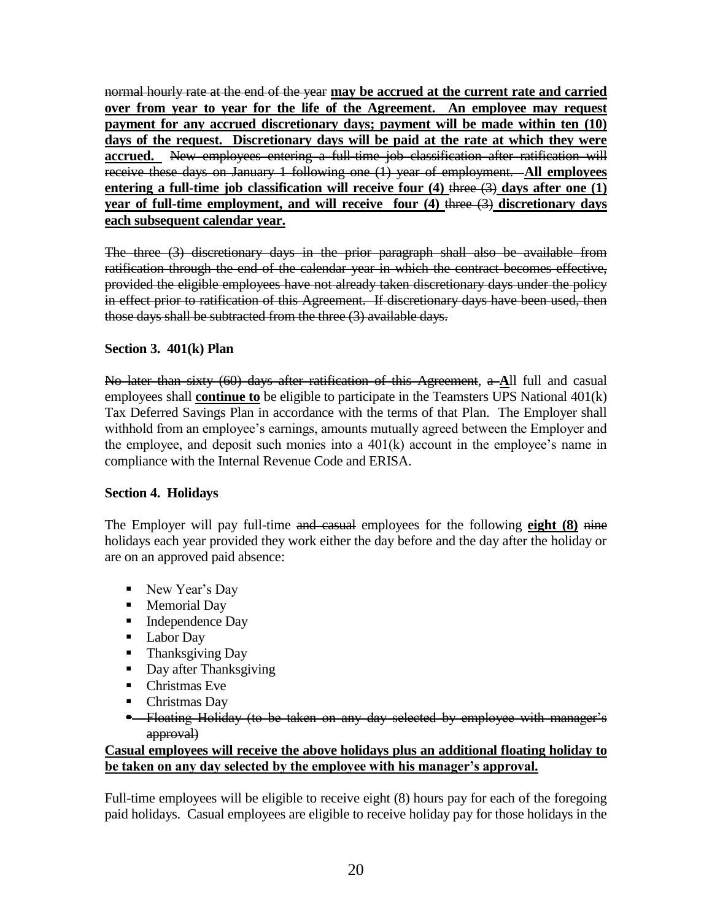~~normal hourly rate at the end of the year~~ **may be accrued at the current rate and carried over from year to year for the life of the Agreement. An employee may request payment for any accrued discretionary days; payment will be made within ten (10) days of the request. Discretionary days will be paid at the rate at which they were accrued.** ~~New employees entering a full-time job classification after ratification will receive these days on January 1 following one (1) year of employment.~~ **All employees entering a full-time job classification will receive four (4)** ~~three (3)~~ **days after one (1) year of full-time employment, and will receive four (4)** ~~three (3)~~ **discretionary days each subsequent calendar year.**

~~The three (3) discretionary days in the prior paragraph shall also be available from ratification through the end of the calendar year in which the contract becomes effective, provided the eligible employees have not already taken discretionary days under the policy in effect prior to ratification of this Agreement. If discretionary days have been used, then those days shall be subtracted from the three (3) available days.~~

### Section 3. 401(k) Plan

~~No later than sixty (60) days after ratification of this Agreement, a~~ **A**ll full and casual employees shall **continue to** be eligible to participate in the Teamsters UPS National 401(k) Tax Deferred Savings Plan in accordance with the terms of that Plan. The Employer shall withhold from an employee's earnings, amounts mutually agreed between the Employer and the employee, and deposit such monies into a 401(k) account in the employee's name in compliance with the Internal Revenue Code and ERISA.

### Section 4. Holidays

The Employer will pay full-time ~~and casual~~ employees for the following **eight (8)** ~~nine~~ holidays each year provided they work either the day before and the day after the holiday or are on an approved paid absence:

- New Year's Day
- Memorial Day
- Independence Day
- Labor Day
- Thanksgiving Day
- Day after Thanksgiving
- Christmas Eve
- Christmas Day
- ~~Floating Holiday (to be taken on any day selected by employee with manager's approval)~~

**Casual employees will receive the above holidays plus an additional floating holiday to be taken on any day selected by the employee with his manager's approval.**

Full-time employees will be eligible to receive eight (8) hours pay for each of the foregoing paid holidays. Casual employees are eligible to receive holiday pay for those holidays in the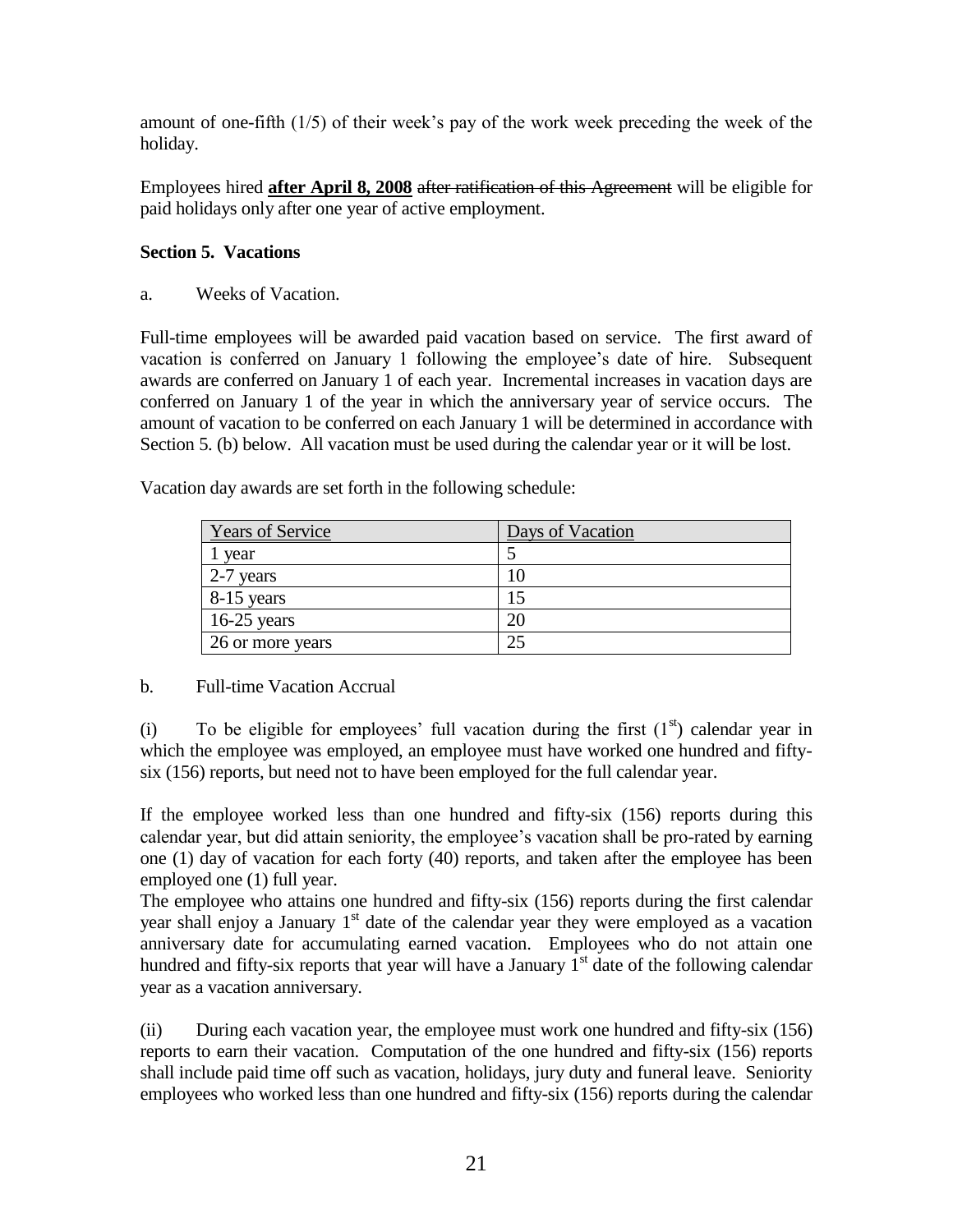amount of one-fifth (1/5) of their week's pay of the work week preceding the week of the holiday.

Employees hired **after April 8, 2008** ~~after ratification of this Agreement~~ will be eligible for paid holidays only after one year of active employment.

**Section 5. Vacations**

a. Weeks of Vacation.

Full-time employees will be awarded paid vacation based on service. The first award of vacation is conferred on January 1 following the employee's date of hire. Subsequent awards are conferred on January 1 of each year. Incremental increases in vacation days are conferred on January 1 of the year in which the anniversary year of service occurs. The amount of vacation to be conferred on each January 1 will be determined in accordance with Section 5. (b) below. All vacation must be used during the calendar year or it will be lost.

Vacation day awards are set forth in the following schedule:

| Years of Service | Days of Vacation |
|---|---|
| 1 year | 5 |
| 2-7 years | 10 |
| 8-15 years | 15 |
| 16-25 years | 20 |
| 26 or more years | 25 |

b. Full-time Vacation Accrual

(i) To be eligible for employees' full vacation during the first (1st) calendar year in which the employee was employed, an employee must have worked one hundred and fifty-six (156) reports, but need not to have been employed for the full calendar year.

If the employee worked less than one hundred and fifty-six (156) reports during this calendar year, but did attain seniority, the employee's vacation shall be pro-rated by earning one (1) day of vacation for each forty (40) reports, and taken after the employee has been employed one (1) full year.

The employee who attains one hundred and fifty-six (156) reports during the first calendar year shall enjoy a January 1st date of the calendar year they were employed as a vacation anniversary date for accumulating earned vacation. Employees who do not attain one hundred and fifty-six reports that year will have a January 1st date of the following calendar year as a vacation anniversary.

(ii) During each vacation year, the employee must work one hundred and fifty-six (156) reports to earn their vacation. Computation of the one hundred and fifty-six (156) reports shall include paid time off such as vacation, holidays, jury duty and funeral leave. Seniority employees who worked less than one hundred and fifty-six (156) reports during the calendar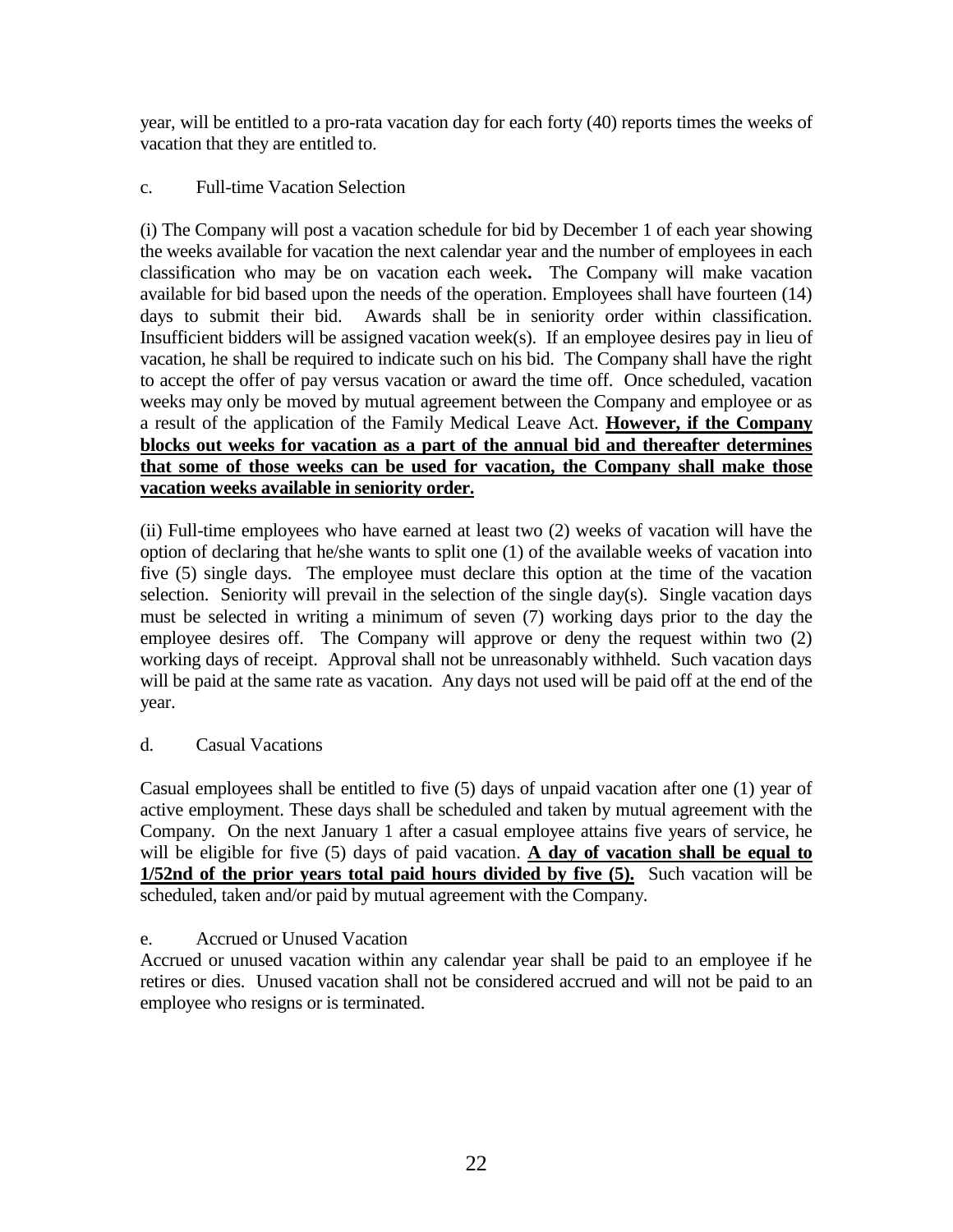year, will be entitled to a pro-rata vacation day for each forty (40) reports times the weeks of vacation that they are entitled to.

c. Full-time Vacation Selection

(i) The Company will post a vacation schedule for bid by December 1 of each year showing the weeks available for vacation the next calendar year and the number of employees in each classification who may be on vacation each week**.** The Company will make vacation available for bid based upon the needs of the operation. Employees shall have fourteen (14) days to submit their bid. Awards shall be in seniority order within classification. Insufficient bidders will be assigned vacation week(s). If an employee desires pay in lieu of vacation, he shall be required to indicate such on his bid. The Company shall have the right to accept the offer of pay versus vacation or award the time off. Once scheduled, vacation weeks may only be moved by mutual agreement between the Company and employee or as a result of the application of the Family Medical Leave Act. **However, if the Company blocks out weeks for vacation as a part of the annual bid and thereafter determines that some of those weeks can be used for vacation, the Company shall make those vacation weeks available in seniority order.**

(ii) Full-time employees who have earned at least two (2) weeks of vacation will have the option of declaring that he/she wants to split one (1) of the available weeks of vacation into five (5) single days. The employee must declare this option at the time of the vacation selection. Seniority will prevail in the selection of the single day(s). Single vacation days must be selected in writing a minimum of seven (7) working days prior to the day the employee desires off. The Company will approve or deny the request within two (2) working days of receipt. Approval shall not be unreasonably withheld. Such vacation days will be paid at the same rate as vacation. Any days not used will be paid off at the end of the year.

d. Casual Vacations

Casual employees shall be entitled to five (5) days of unpaid vacation after one (1) year of active employment. These days shall be scheduled and taken by mutual agreement with the Company. On the next January 1 after a casual employee attains five years of service, he will be eligible for five (5) days of paid vacation. **A day of vacation shall be equal to 1/52nd of the prior years total paid hours divided by five (5).** Such vacation will be scheduled, taken and/or paid by mutual agreement with the Company.

e. Accrued or Unused Vacation

Accrued or unused vacation within any calendar year shall be paid to an employee if he retires or dies. Unused vacation shall not be considered accrued and will not be paid to an employee who resigns or is terminated.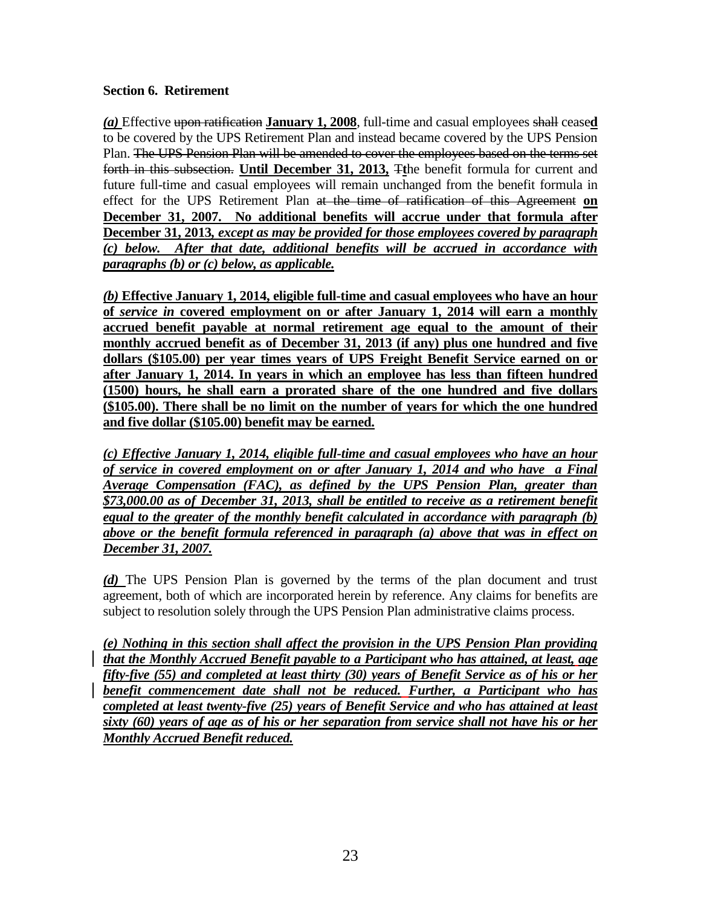**Section 6. Retirement**

***(a)*** Effective ~~upon ratification~~ **January 1, 2008**, full-time and casual employees ~~shall~~ cease**d** to be covered by the UPS Retirement Plan and instead became covered by the UPS Pension Plan. ~~The UPS Pension Plan will be amended to cover the employees based on the terms set forth in this subsection.~~ **Until December 31, 2013,** ~~T~~**t**he benefit formula for current and future full-time and casual employees will remain unchanged from the benefit formula in effect for the UPS Retirement Plan ~~at the time of ratification of this Agreement~~ **on December 31, 2007. No additional benefits will accrue under that formula after December 31, 2013*, except as may be provided for those employees covered by paragraph (c) below. After that date, additional benefits will be accrued in accordance with paragraphs (b) or (c) below, as applicable.***

***(b)*** **Effective January 1, 2014, eligible full-time and casual employees who have an hour of *service in* covered employment on or after January 1, 2014 will earn a monthly accrued benefit payable at normal retirement age equal to the amount of their monthly accrued benefit as of December 31, 2013 (if any) plus one hundred and five dollars ($105.00) per year times years of UPS Freight Benefit Service earned on or after January 1, 2014. In years in which an employee has less than fifteen hundred (1500) hours, he shall earn a prorated share of the one hundred and five dollars ($105.00). There shall be no limit on the number of years for which the one hundred and five dollar ($105.00) benefit may be earned.**

***(c) Effective January 1, 2014, eligible full-time and casual employees who have an hour of service in covered employment on or after January 1, 2014 and who have a Final Average Compensation (FAC), as defined by the UPS Pension Plan, greater than $73,000.00 as of December 31, 2013, shall be entitled to receive as a retirement benefit equal to the greater of the monthly benefit calculated in accordance with paragraph (b) above or the benefit formula referenced in paragraph (a) above that was in effect on December 31, 2007.***

***(d)*** The UPS Pension Plan is governed by the terms of the plan document and trust agreement, both of which are incorporated herein by reference. Any claims for benefits are subject to resolution solely through the UPS Pension Plan administrative claims process.

***(e) Nothing in this section shall affect the provision in the UPS Pension Plan providing that the Monthly Accrued Benefit payable to a Participant who has attained, at least, age fifty-five (55) and completed at least thirty (30) years of Benefit Service as of his or her benefit commencement date shall not be reduced. Further, a Participant who has completed at least twenty-five (25) years of Benefit Service and who has attained at least sixty (60) years of age as of his or her separation from service shall not have his or her Monthly Accrued Benefit reduced.***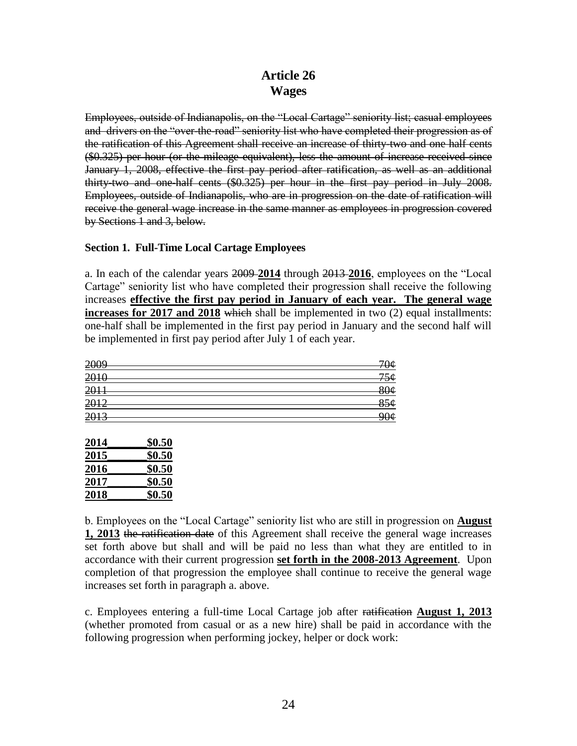# Article 26
# Wages

~~Employees, outside of Indianapolis, on the "Local Cartage" seniority list; casual employees and drivers on the "over-the-road" seniority list who have completed their progression as of the ratification of this Agreement shall receive an increase of thirty-two and one half cents ($0.325) per hour (or the mileage equivalent), less the amount of increase received since January 1, 2008, effective the first pay period after ratification, as well as an additional thirty-two and one-half cents ($0.325) per hour in the first pay period in July 2008. Employees, outside of Indianapolis, who are in progression on the date of ratification will receive the general wage increase in the same manner as employees in progression covered by Sections 1 and 3, below.~~

**Section 1. Full-Time Local Cartage Employees**

a. In each of the calendar years ~~2009~~ **2014** through ~~2013~~ **2016**, employees on the "Local Cartage" seniority list who have completed their progression shall receive the following increases **effective the first pay period in January of each year. The general wage increases for 2017 and 2018** ~~which~~ shall be implemented in two (2) equal installments: one-half shall be implemented in the first pay period in January and the second half will be implemented in first pay period after July 1 of each year.

| | |
|---|---|
| ~~2009~~ | ~~70¢~~ |
| ~~2010~~ | ~~75¢~~ |
| ~~2011~~ | ~~80¢~~ |
| ~~2012~~ | ~~85¢~~ |
| ~~2013~~ | ~~90¢~~ |

| | |
|---|---|
| **2014** | **$0.50** |
| **2015** | **$0.50** |
| **2016** | **$0.50** |
| **2017** | **$0.50** |
| **2018** | **$0.50** |

b. Employees on the "Local Cartage" seniority list who are still in progression on **August 1, 2013** ~~the ratification date~~ of this Agreement shall receive the general wage increases set forth above but shall and will be paid no less than what they are entitled to in accordance with their current progression **set forth in the 2008-2013 Agreement**. Upon completion of that progression the employee shall continue to receive the general wage increases set forth in paragraph a. above.

c. Employees entering a full-time Local Cartage job after ~~ratification~~ **August 1, 2013** (whether promoted from casual or as a new hire) shall be paid in accordance with the following progression when performing jockey, helper or dock work: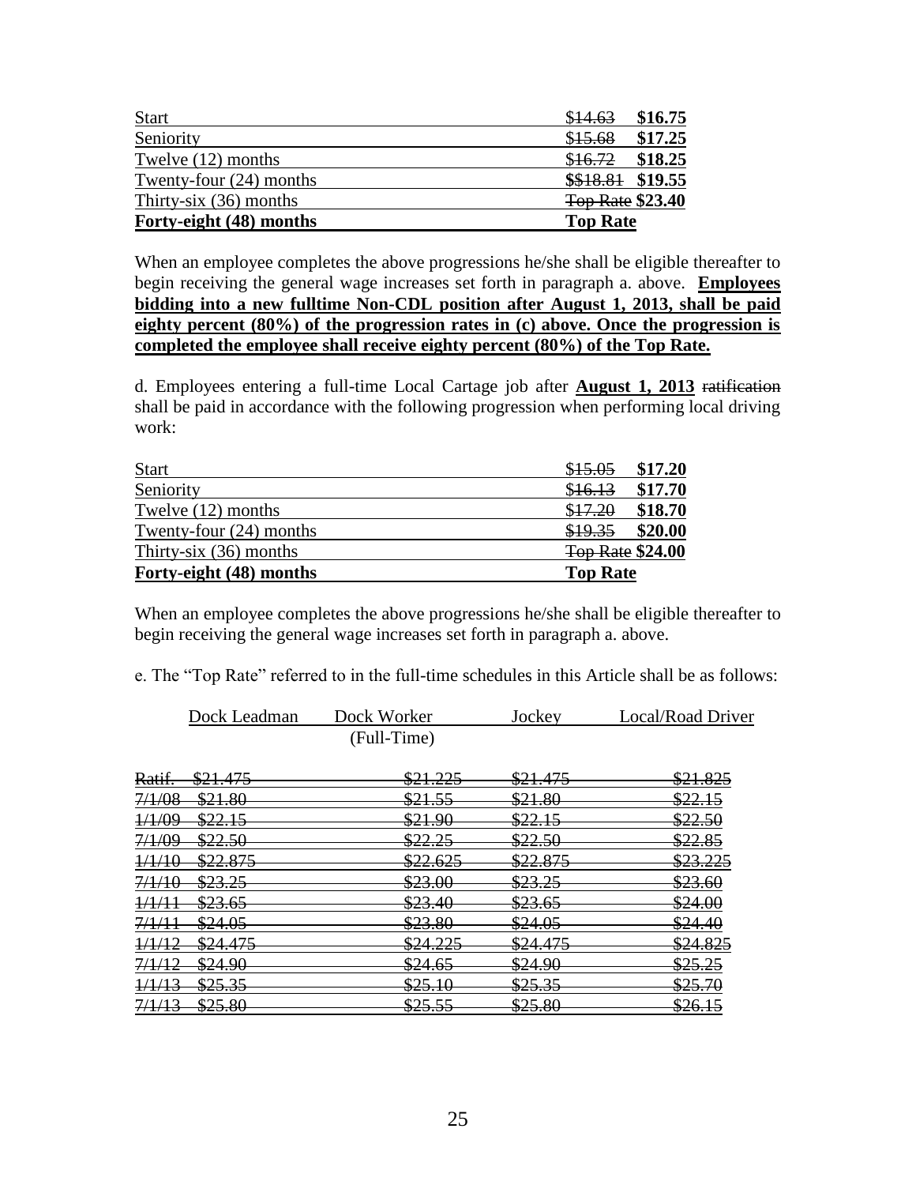| Start | ~~$14.63~~ **$16.75** |
|---|---|
| Seniority | ~~$15.68~~ **$17.25** |
| Twelve (12) months | ~~$16.72~~ **$18.25** |
| Twenty-four (24) months | ~~$$18.81~~ **$19.55** |
| Thirty-six (36) months | ~~Top Rate~~ **$23.40** |
| **Forty-eight (48) months** | **Top Rate** |

When an employee completes the above progressions he/she shall be eligible thereafter to begin receiving the general wage increases set forth in paragraph a. above. **Employees bidding into a new fulltime Non-CDL position after August 1, 2013, shall be paid eighty percent (80%) of the progression rates in (c) above. Once the progression is completed the employee shall receive eighty percent (80%) of the Top Rate.**

d. Employees entering a full-time Local Cartage job after **August 1, 2013** ~~ratification~~ shall be paid in accordance with the following progression when performing local driving work:

| Start | ~~$15.05~~ **$17.20** |
|---|---|
| Seniority | ~~$16.13~~ **$17.70** |
| Twelve (12) months | ~~$17.20~~ **$18.70** |
| Twenty-four (24) months | ~~$19.35~~ **$20.00** |
| Thirty-six (36) months | ~~Top Rate~~ **$24.00** |
| **Forty-eight (48) months** | **Top Rate** |

When an employee completes the above progressions he/she shall be eligible thereafter to begin receiving the general wage increases set forth in paragraph a. above.

e. The "Top Rate" referred to in the full-time schedules in this Article shall be as follows:

| | Dock Leadman | Dock Worker (Full-Time) | Jockey | Local/Road Driver |
|---|---|---|---|---|
| ~~Ratif.~~ | ~~$21.475~~ | ~~$21.225~~ | ~~$21.475~~ | ~~$21.825~~ |
| ~~7/1/08~~ | ~~$21.80~~ | ~~$21.55~~ | ~~$21.80~~ | ~~$22.15~~ |
| ~~1/1/09~~ | ~~$22.15~~ | ~~$21.90~~ | ~~$22.15~~ | ~~$22.50~~ |
| ~~7/1/09~~ | ~~$22.50~~ | ~~$22.25~~ | ~~$22.50~~ | ~~$22.85~~ |
| ~~1/1/10~~ | ~~$22.875~~ | ~~$22.625~~ | ~~$22.875~~ | ~~$23.225~~ |
| ~~7/1/10~~ | ~~$23.25~~ | ~~$23.00~~ | ~~$23.25~~ | ~~$23.60~~ |
| ~~1/1/11~~ | ~~$23.65~~ | ~~$23.40~~ | ~~$23.65~~ | ~~$24.00~~ |
| ~~7/1/11~~ | ~~$24.05~~ | ~~$23.80~~ | ~~$24.05~~ | ~~$24.40~~ |
| ~~1/1/12~~ | ~~$24.475~~ | ~~$24.225~~ | ~~$24.475~~ | ~~$24.825~~ |
| ~~7/1/12~~ | ~~$24.90~~ | ~~$24.65~~ | ~~$24.90~~ | ~~$25.25~~ |
| ~~1/1/13~~ | ~~$25.35~~ | ~~$25.10~~ | ~~$25.35~~ | ~~$25.70~~ |
| ~~7/1/13~~ | ~~$25.80~~ | ~~$25.55~~ | ~~$25.80~~ | ~~$26.15~~ |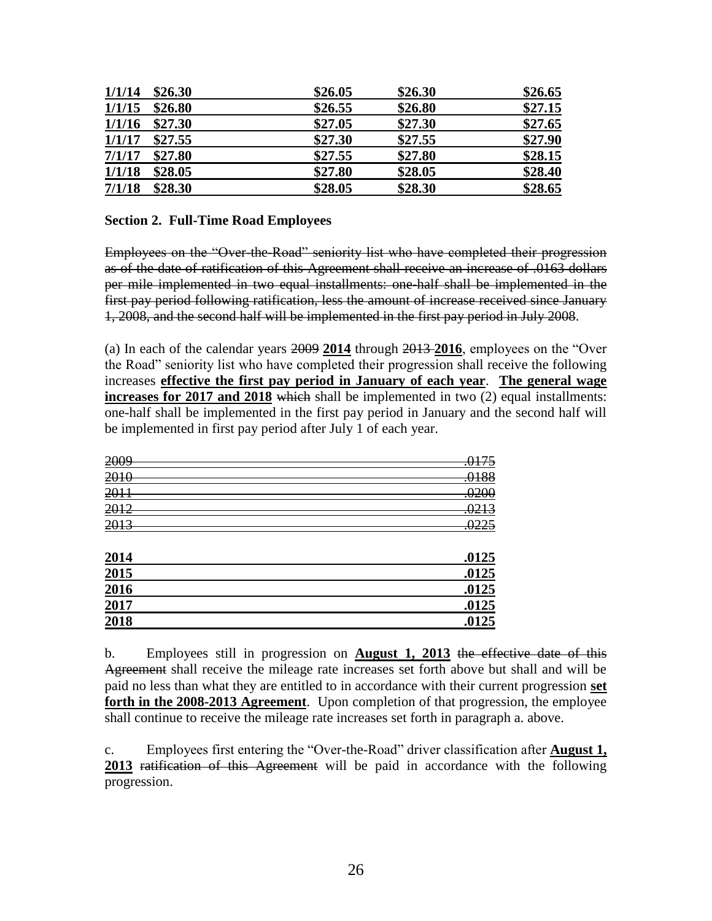| 1/1/14 | $26.30 | $26.05 | $26.30 | $26.65 |
|---|---|---|---|---|
| 1/1/15 | $26.80 | $26.55 | $26.80 | $27.15 |
| 1/1/16 | $27.30 | $27.05 | $27.30 | $27.65 |
| 1/1/17 | $27.55 | $27.30 | $27.55 | $27.90 |
| 7/1/17 | $27.80 | $27.55 | $27.80 | $28.15 |
| 1/1/18 | $28.05 | $27.80 | $28.05 | $28.40 |
| 7/1/18 | $28.30 | $28.05 | $28.30 | $28.65 |

**Section 2. Full-Time Road Employees**

~~Employees on the "Over-the-Road" seniority list who have completed their progression as of the date of ratification of this Agreement shall receive an increase of .0163 dollars per mile implemented in two equal installments: one-half shall be implemented in the first pay period following ratification, less the amount of increase received since January 1, 2008, and the second half will be implemented in the first pay period in July 2008.~~

(a) In each of the calendar years ~~2009~~ **2014** through ~~2013~~ **2016**, employees on the "Over the Road" seniority list who have completed their progression shall receive the following increases **effective the first pay period in January of each year**. **The general wage increases for 2017 and 2018** ~~which~~ shall be implemented in two (2) equal installments: one-half shall be implemented in the first pay period in January and the second half will be implemented in first pay period after July 1 of each year.

| ~~2009~~ | ~~.0175~~ |
|---|---|
| ~~2010~~ | ~~.0188~~ |
| ~~2011~~ | ~~.0200~~ |
| ~~2012~~ | ~~.0213~~ |
| ~~2013~~ | ~~.0225~~ |

| **2014** | **.0125** |
|---|---|
| **2015** | **.0125** |
| **2016** | **.0125** |
| **2017** | **.0125** |
| **2018** | **.0125** |

b. Employees still in progression on **August 1, 2013** ~~the effective date of this Agreement~~ shall receive the mileage rate increases set forth above but shall and will be paid no less than what they are entitled to in accordance with their current progression **set forth in the 2008-2013 Agreement**. Upon completion of that progression, the employee shall continue to receive the mileage rate increases set forth in paragraph a. above.

c. Employees first entering the "Over-the-Road" driver classification after **August 1, 2013** ~~ratification of this Agreement~~ will be paid in accordance with the following progression.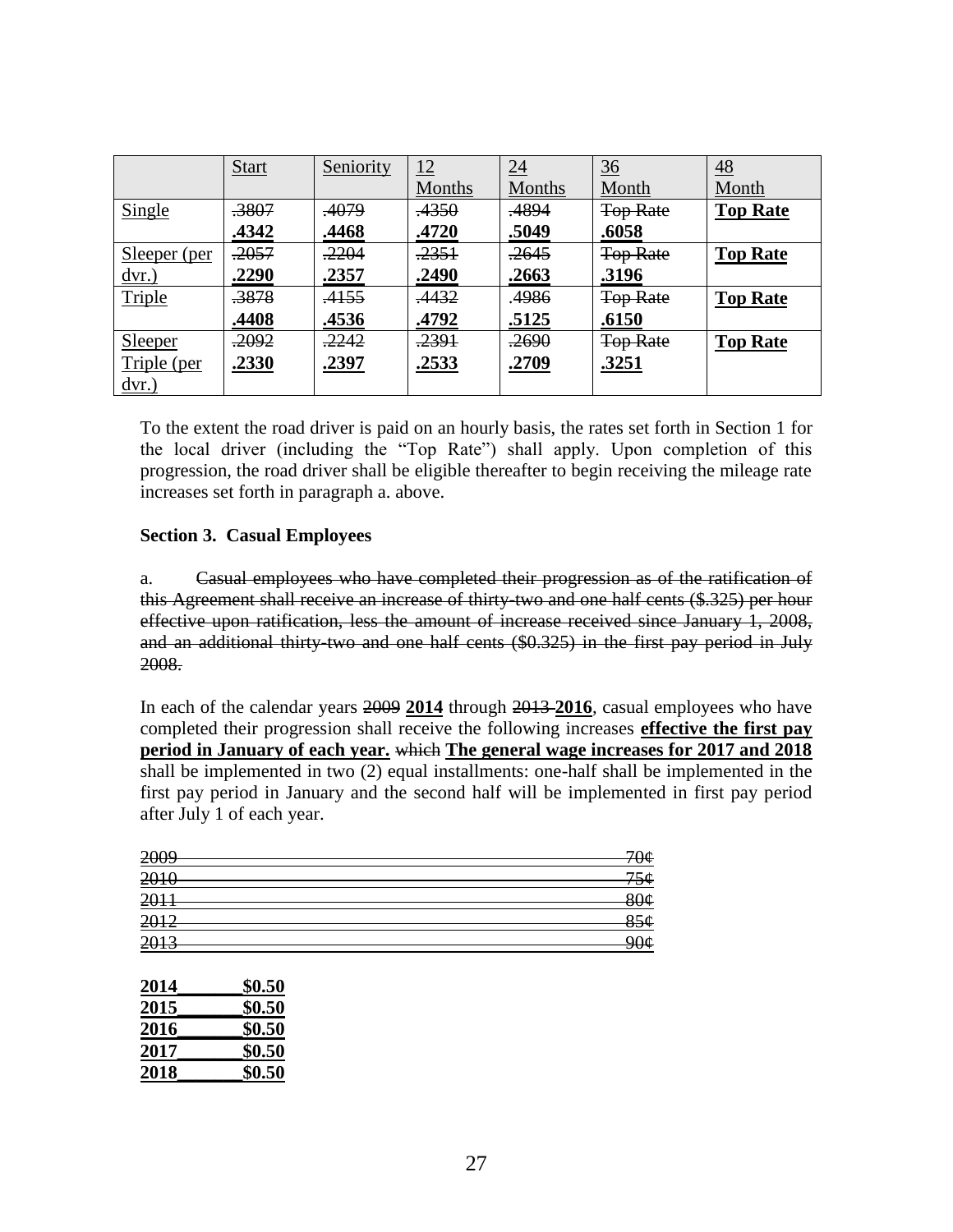| | Start | Seniority | 12 Months | 24 Months | 36 Month | 48 Month |
|---|---|---|---|---|---|---|
| Single | ~~.3807~~ **.4342** | ~~.4079~~ **.4468** | ~~.4350~~ **.4720** | ~~.4894~~ **.5049** | ~~Top Rate~~ **.6058** | **Top Rate** |
| Sleeper (per dvr.) | ~~.2057~~ **.2290** | ~~.2204~~ **.2357** | ~~.2351~~ **.2490** | ~~.2645~~ **.2663** | ~~Top Rate~~ **.3196** | **Top Rate** |
| Triple | ~~.3878~~ **.4408** | ~~.4155~~ **.4536** | ~~.4432~~ **.4792** | .4986 **.5125** | ~~Top Rate~~ **.6150** | **Top Rate** |
| Sleeper Triple (per dvr.) | ~~.2092~~ **.2330** | ~~.2242~~ **.2397** | ~~.2391~~ **.2533** | ~~.2690~~ **.2709** | ~~Top Rate~~ **.3251** | **Top Rate** |

To the extent the road driver is paid on an hourly basis, the rates set forth in Section 1 for the local driver (including the "Top Rate") shall apply. Upon completion of this progression, the road driver shall be eligible thereafter to begin receiving the mileage rate increases set forth in paragraph a. above.

**Section 3. Casual Employees**

a. ~~Casual employees who have completed their progression as of the ratification of this Agreement shall receive an increase of thirty-two and one half cents ($.325) per hour effective upon ratification, less the amount of increase received since January 1, 2008, and an additional thirty-two and one half cents ($0.325) in the first pay period in July 2008.~~

In each of the calendar years ~~2009~~ **2014** through ~~2013~~ **2016**, casual employees who have completed their progression shall receive the following increases **effective the first pay period in January of each year.** ~~which~~ **The general wage increases for 2017 and 2018** shall be implemented in two (2) equal installments: one-half shall be implemented in the first pay period in January and the second half will be implemented in first pay period after July 1 of each year.

~~2009 70¢~~
~~2010 75¢~~
~~2011 80¢~~
~~2012 85¢~~
~~2013 90¢~~

**2014 $0.50**
**2015 $0.50**
**2016 $0.50**
**2017 $0.50**
**2018 $0.50**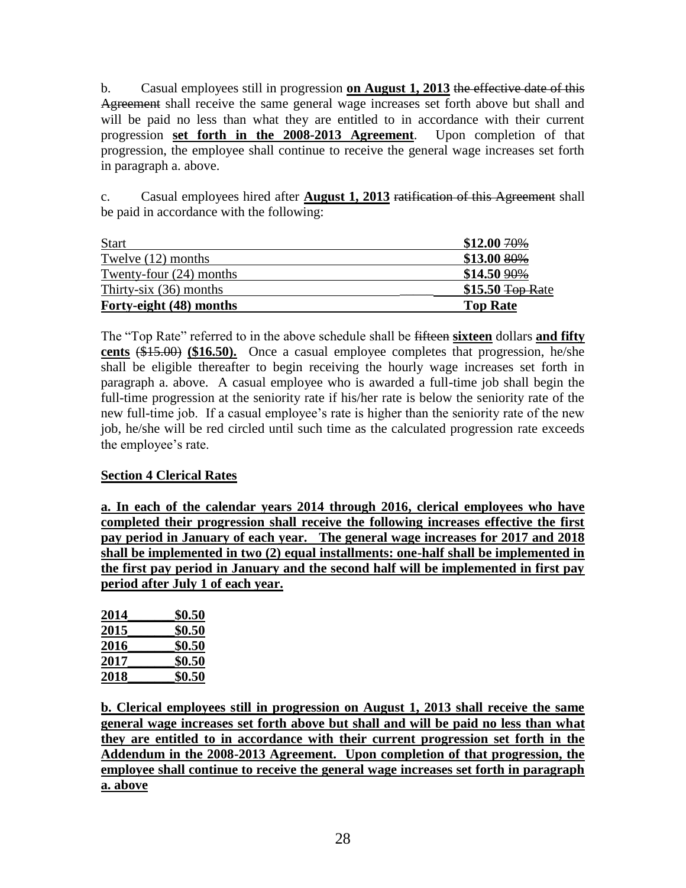b. Casual employees still in progression **on August 1, 2013** ~~the effective date of this Agreement~~ shall receive the same general wage increases set forth above but shall and will be paid no less than what they are entitled to in accordance with their current progression **set forth in the 2008-2013 Agreement**. Upon completion of that progression, the employee shall continue to receive the general wage increases set forth in paragraph a. above.

c. Casual employees hired after **August 1, 2013** ~~ratification of this Agreement~~ shall be paid in accordance with the following:

| | |
|---|---|
| Start | **$12.00** ~~70%~~ |
| Twelve (12) months | **$13.00** ~~80%~~ |
| Twenty-four (24) months | **$14.50** ~~90%~~ |
| Thirty-six (36) months | **$15.50** ~~Top Rate~~ |
| **Forty-eight (48) months** | **Top Rate** |

The "Top Rate" referred to in the above schedule shall be ~~fifteen~~ **sixteen** dollars **and fifty cents** ~~($15.00)~~ **($16.50).** Once a casual employee completes that progression, he/she shall be eligible thereafter to begin receiving the hourly wage increases set forth in paragraph a. above. A casual employee who is awarded a full-time job shall begin the full-time progression at the seniority rate if his/her rate is below the seniority rate of the new full-time job. If a casual employee's rate is higher than the seniority rate of the new job, he/she will be red circled until such time as the calculated progression rate exceeds the employee's rate.

**Section 4 Clerical Rates**

**a. In each of the calendar years 2014 through 2016, clerical employees who have completed their progression shall receive the following increases effective the first pay period in January of each year. The general wage increases for 2017 and 2018 shall be implemented in two (2) equal installments: one-half shall be implemented in the first pay period in January and the second half will be implemented in first pay period after July 1 of each year.**

| | |
|---|---|
| **2014** | **$0.50** |
| **2015** | **$0.50** |
| **2016** | **$0.50** |
| **2017** | **$0.50** |
| **2018** | **$0.50** |

**b. Clerical employees still in progression on August 1, 2013 shall receive the same general wage increases set forth above but shall and will be paid no less than what they are entitled to in accordance with their current progression set forth in the Addendum in the 2008-2013 Agreement. Upon completion of that progression, the employee shall continue to receive the general wage increases set forth in paragraph a. above**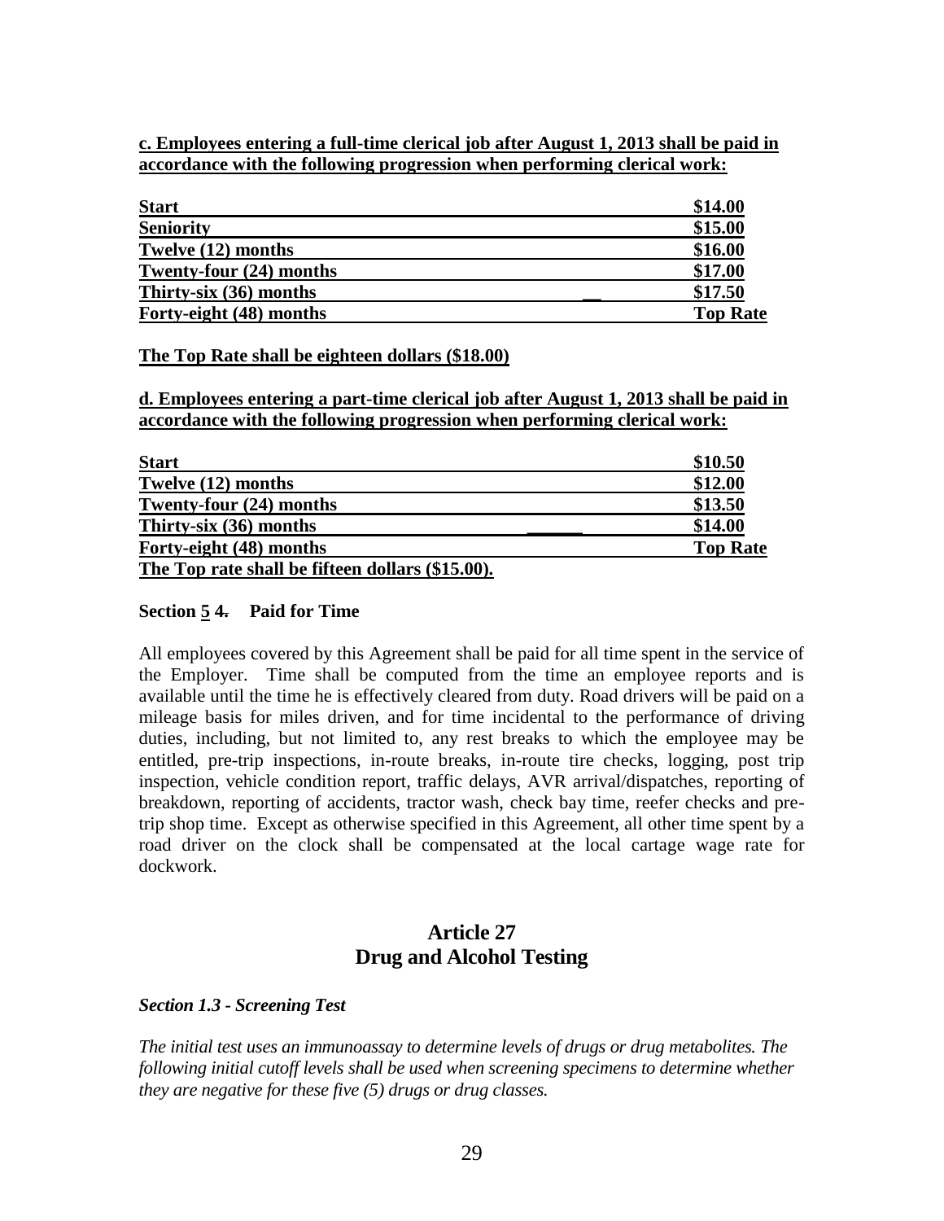**c. Employees entering a full-time clerical job after August 1, 2013 shall be paid in accordance with the following progression when performing clerical work:**

| **Start** | **$14.00** |
|---|---|
| **Seniority** | **$15.00** |
| **Twelve (12) months** | **$16.00** |
| **Twenty-four (24) months** | **$17.00** |
| **Thirty-six (36) months** | **$17.50** |
| **Forty-eight (48) months** | **Top Rate** |

**The Top Rate shall be eighteen dollars ($18.00)**

**d. Employees entering a part-time clerical job after August 1, 2013 shall be paid in accordance with the following progression when performing clerical work:**

| **Start** | **$10.50** |
|---|---|
| **Twelve (12) months** | **$12.00** |
| **Twenty-four (24) months** | **$13.50** |
| **Thirty-six (36) months** | **$14.00** |
| **Forty-eight (48) months** | **Top Rate** |

**The Top rate shall be fifteen dollars ($15.00).**

**Section 5 ~~4.~~ Paid for Time**

All employees covered by this Agreement shall be paid for all time spent in the service of the Employer. Time shall be computed from the time an employee reports and is available until the time he is effectively cleared from duty. Road drivers will be paid on a mileage basis for miles driven, and for time incidental to the performance of driving duties, including, but not limited to, any rest breaks to which the employee may be entitled, pre-trip inspections, in-route breaks, in-route tire checks, logging, post trip inspection, vehicle condition report, traffic delays, AVR arrival/dispatches, reporting of breakdown, reporting of accidents, tractor wash, check bay time, reefer checks and pre-trip shop time. Except as otherwise specified in this Agreement, all other time spent by a road driver on the clock shall be compensated at the local cartage wage rate for dockwork.

## Article 27
## Drug and Alcohol Testing

***Section 1.3 - Screening Test***

*The initial test uses an immunoassay to determine levels of drugs or drug metabolites. The following initial cutoff levels shall be used when screening specimens to determine whether they are negative for these five (5) drugs or drug classes.*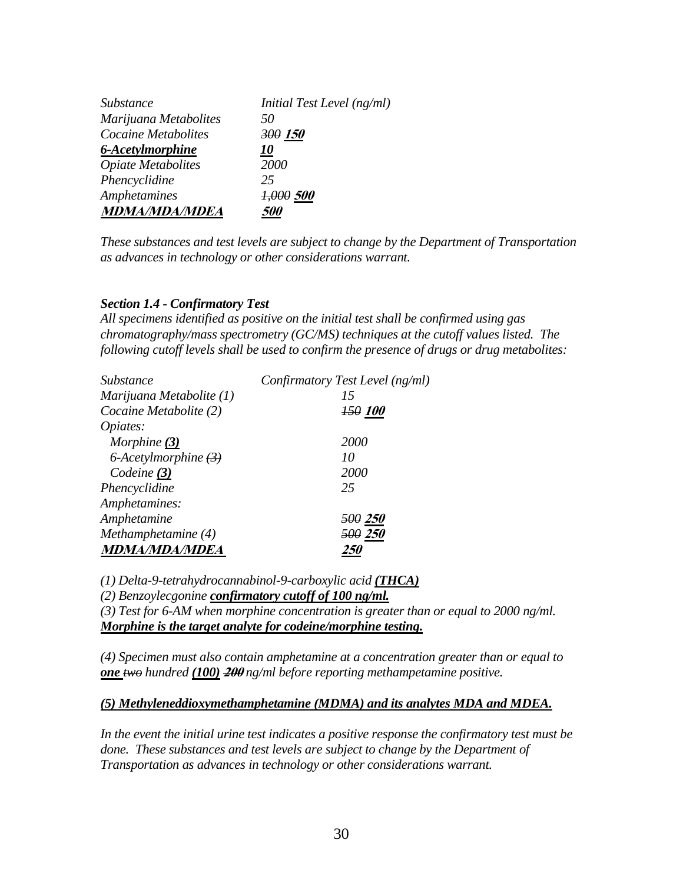| *Substance* | *Initial Test Level (ng/ml)* |
|---|---|
| *Marijuana Metabolites* | *50* |
| *Cocaine Metabolites* | *~~300~~ **150*** |
| ***6-Acetylmorphine*** | ***10*** |
| *Opiate Metabolites* | *2000* |
| *Phencyclidine* | *25* |
| *Amphetamines* | *~~1,000~~ **500*** |
| ***MDMA/MDA/MDEA*** | ***500*** |

*These substances and test levels are subject to change by the Department of Transportation as advances in technology or other considerations warrant.*

### *Section 1.4 - Confirmatory Test*

*All specimens identified as positive on the initial test shall be confirmed using gas chromatography/mass spectrometry (GC/MS) techniques at the cutoff values listed. The following cutoff levels shall be used to confirm the presence of drugs or drug metabolites:*

| *Substance* | *Confirmatory Test Level (ng/ml)* |
|---|---|
| *Marijuana Metabolite (1)* | *15* |
| *Cocaine Metabolite (2)* | *~~150~~ **100*** |
| *Opiates:* | |
| *Morphine **(3)*** | *2000* |
| *6-Acetylmorphine ~~(3)~~* | *10* |
| *Codeine **(3)*** | *2000* |
| *Phencyclidine* | *25* |
| *Amphetamines:* | |
| *Amphetamine* | *~~500~~ **250*** |
| *Methamphetamine (4)* | *~~500~~ **250*** |
| ***MDMA/MDA/MDEA*** | ***250*** |

*(1) Delta-9-tetrahydrocannabinol-9-carboxylic acid **(THCA)***

*(2) Benzoylecgonine **confirmatory cutoff of 100 ng/ml.***

*(3) Test for 6-AM when morphine concentration is greater than or equal to 2000 ng/ml.* ***Morphine is the target analyte for codeine/morphine testing.***

*(4) Specimen must also contain amphetamine at a concentration greater than or equal to **one** ~~two~~ hundred **(100)** ~~200~~ ng/ml before reporting methampetamine positive.*

***(5) Methyleneddioxymethamphetamine (MDMA) and its analytes MDA and MDEA.***

*In the event the initial urine test indicates a positive response the confirmatory test must be done. These substances and test levels are subject to change by the Department of Transportation as advances in technology or other considerations warrant.*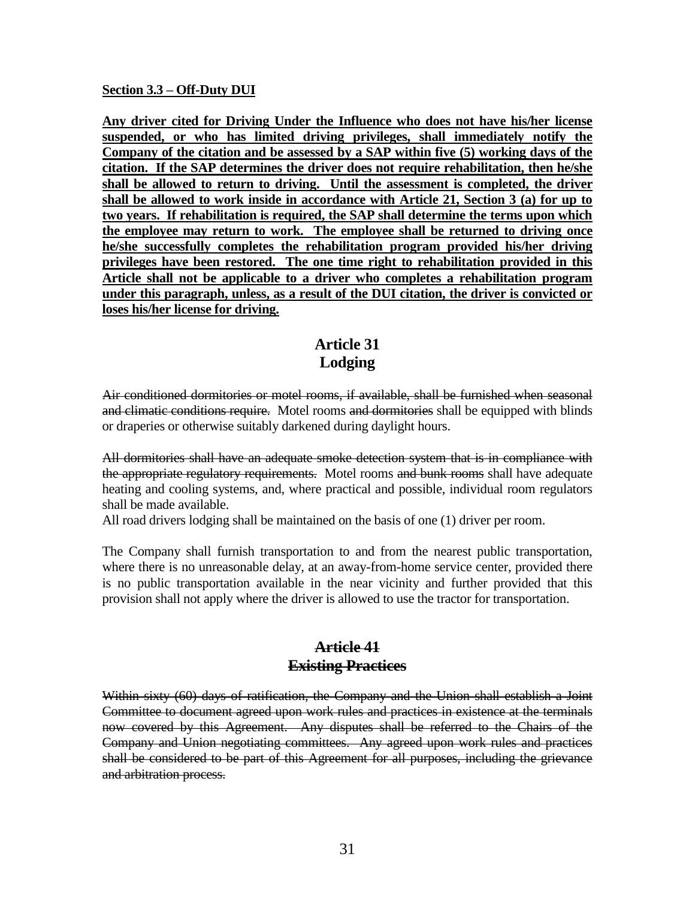**<u>Section 3.3 – Off-Duty DUI</u>**

**<u>Any driver cited for Driving Under the Influence who does not have his/her license suspended, or who has limited driving privileges, shall immediately notify the Company of the citation and be assessed by a SAP within five (5) working days of the citation. If the SAP determines the driver does not require rehabilitation, then he/she shall be allowed to return to driving. Until the assessment is completed, the driver shall be allowed to work inside in accordance with Article 21, Section 3 (a) for up to two years. If rehabilitation is required, the SAP shall determine the terms upon which the employee may return to work. The employee shall be returned to driving once he/she successfully completes the rehabilitation program provided his/her driving privileges have been restored. The one time right to rehabilitation provided in this Article shall not be applicable to a driver who completes a rehabilitation program under this paragraph, unless, as a result of the DUI citation, the driver is convicted or loses his/her license for driving.</u>**

## Article 31
## Lodging

~~Air conditioned dormitories or motel rooms, if available, shall be furnished when seasonal and climatic conditions require.~~ Motel rooms ~~and dormitories~~ shall be equipped with blinds or draperies or otherwise suitably darkened during daylight hours.

~~All dormitories shall have an adequate smoke detection system that is in compliance with the appropriate regulatory requirements.~~ Motel rooms ~~and bunk rooms~~ shall have adequate heating and cooling systems, and, where practical and possible, individual room regulators shall be made available.

All road drivers lodging shall be maintained on the basis of one (1) driver per room.

The Company shall furnish transportation to and from the nearest public transportation, where there is no unreasonable delay, at an away-from-home service center, provided there is no public transportation available in the near vicinity and further provided that this provision shall not apply where the driver is allowed to use the tractor for transportation.

## ~~Article 41~~
## ~~Existing Practices~~

~~Within sixty (60) days of ratification, the Company and the Union shall establish a Joint Committee to document agreed upon work rules and practices in existence at the terminals now covered by this Agreement. Any disputes shall be referred to the Chairs of the Company and Union negotiating committees. Any agreed upon work rules and practices shall be considered to be part of this Agreement for all purposes, including the grievance and arbitration process.~~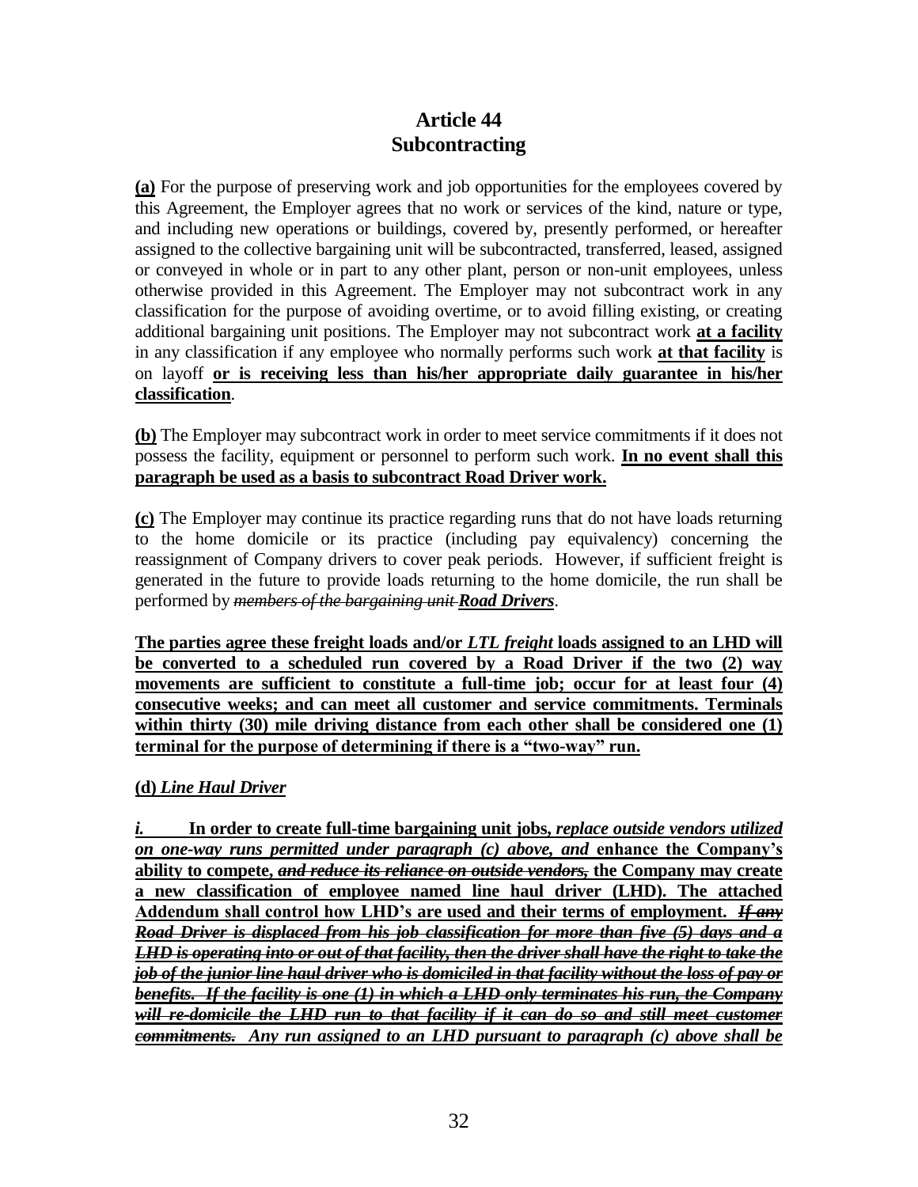# Article 44
## Subcontracting

**(a)** For the purpose of preserving work and job opportunities for the employees covered by this Agreement, the Employer agrees that no work or services of the kind, nature or type, and including new operations or buildings, covered by, presently performed, or hereafter assigned to the collective bargaining unit will be subcontracted, transferred, leased, assigned or conveyed in whole or in part to any other plant, person or non-unit employees, unless otherwise provided in this Agreement. The Employer may not subcontract work in any classification for the purpose of avoiding overtime, or to avoid filling existing, or creating additional bargaining unit positions. The Employer may not subcontract work **at a facility** in any classification if any employee who normally performs such work **at that facility** is on layoff **or is receiving less than his/her appropriate daily guarantee in his/her classification**.

**(b)** The Employer may subcontract work in order to meet service commitments if it does not possess the facility, equipment or personnel to perform such work. **In no event shall this paragraph be used as a basis to subcontract Road Driver work.**

**(c)** The Employer may continue its practice regarding runs that do not have loads returning to the home domicile or its practice (including pay equivalency) concerning the reassignment of Company drivers to cover peak periods. However, if sufficient freight is generated in the future to provide loads returning to the home domicile, the run shall be performed by ~~*members of the bargaining unit*~~ ***Road Drivers***.

**The parties agree these freight loads and/or *LTL freight* loads assigned to an LHD will be converted to a scheduled run covered by a Road Driver if the two (2) way movements are sufficient to constitute a full-time job; occur for at least four (4) consecutive weeks; and can meet all customer and service commitments. Terminals within thirty (30) mile driving distance from each other shall be considered one (1) terminal for the purpose of determining if there is a "two-way" run.**

**(d)** ***Line Haul Driver***

***i.*** **In order to create full-time bargaining unit jobs, *replace outside vendors utilized on one-way runs permitted under paragraph (c) above, and* enhance the Company's ability to compete, ~~*and reduce its reliance on outside vendors,*~~ the Company may create a new classification of employee named line haul driver (LHD). The attached Addendum shall control how LHD's are used and their terms of employment.** ~~***If any Road Driver is displaced from his job classification for more than five (5) days and a LHD is operating into or out of that facility, then the driver shall have the right to take the job of the junior line haul driver who is domiciled in that facility without the loss of pay or benefits. If the facility is one (1) in which a LHD only terminates his run, the Company will re-domicile the LHD run to that facility if it can do so and still meet customer commitments.***~~ ***Any run assigned to an LHD pursuant to paragraph (c) above shall be***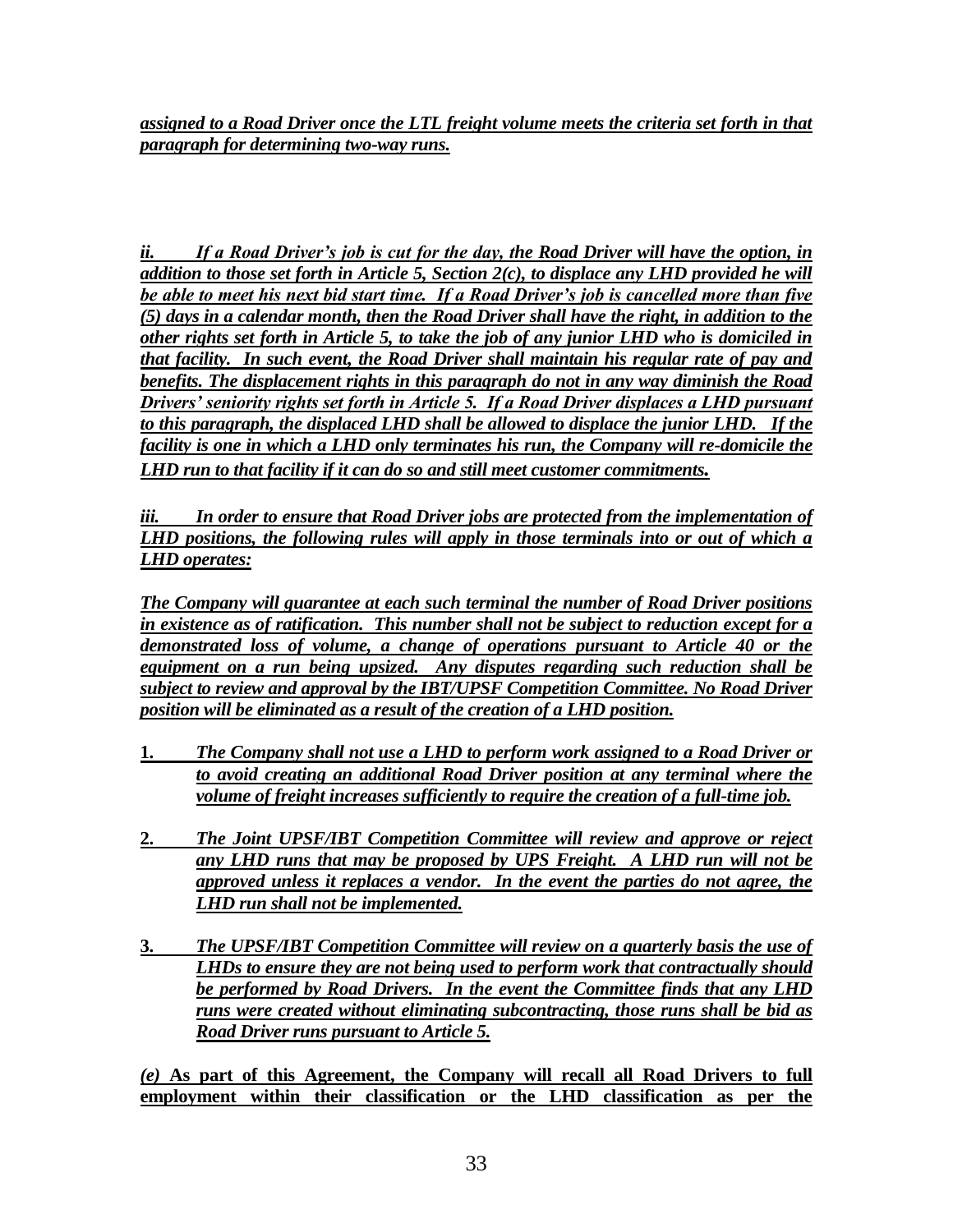***assigned to a Road Driver once the LTL freight volume meets the criteria set forth in that paragraph for determining two-way runs.***

***ii. If a Road Driver's job is cut for the day, the Road Driver will have the option, in addition to those set forth in Article 5, Section 2(c), to displace any LHD provided he will be able to meet his next bid start time. If a Road Driver's job is cancelled more than five (5) days in a calendar month, then the Road Driver shall have the right, in addition to the other rights set forth in Article 5, to take the job of any junior LHD who is domiciled in that facility. In such event, the Road Driver shall maintain his regular rate of pay and benefits. The displacement rights in this paragraph do not in any way diminish the Road Drivers' seniority rights set forth in Article 5. If a Road Driver displaces a LHD pursuant to this paragraph, the displaced LHD shall be allowed to displace the junior LHD. If the facility is one in which a LHD only terminates his run, the Company will re-domicile the LHD run to that facility if it can do so and still meet customer commitments.***

***iii. In order to ensure that Road Driver jobs are protected from the implementation of LHD positions, the following rules will apply in those terminals into or out of which a LHD operates:***

***The Company will guarantee at each such terminal the number of Road Driver positions in existence as of ratification. This number shall not be subject to reduction except for a demonstrated loss of volume, a change of operations pursuant to Article 40 or the equipment on a run being upsized. Any disputes regarding such reduction shall be subject to review and approval by the IBT/UPSF Competition Committee. No Road Driver position will be eliminated as a result of the creation of a LHD position.***

1. ***The Company shall not use a LHD to perform work assigned to a Road Driver or to avoid creating an additional Road Driver position at any terminal where the volume of freight increases sufficiently to require the creation of a full-time job.***

2. ***The Joint UPSF/IBT Competition Committee will review and approve or reject any LHD runs that may be proposed by UPS Freight. A LHD run will not be approved unless it replaces a vendor. In the event the parties do not agree, the LHD run shall not be implemented.***

3. ***The UPSF/IBT Competition Committee will review on a quarterly basis the use of LHDs to ensure they are not being used to perform work that contractually should be performed by Road Drivers. In the event the Committee finds that any LHD runs were created without eliminating subcontracting, those runs shall be bid as Road Driver runs pursuant to Article 5.***

***(e)*** **As part of this Agreement, the Company will recall all Road Drivers to full employment within their classification or the LHD classification as per the**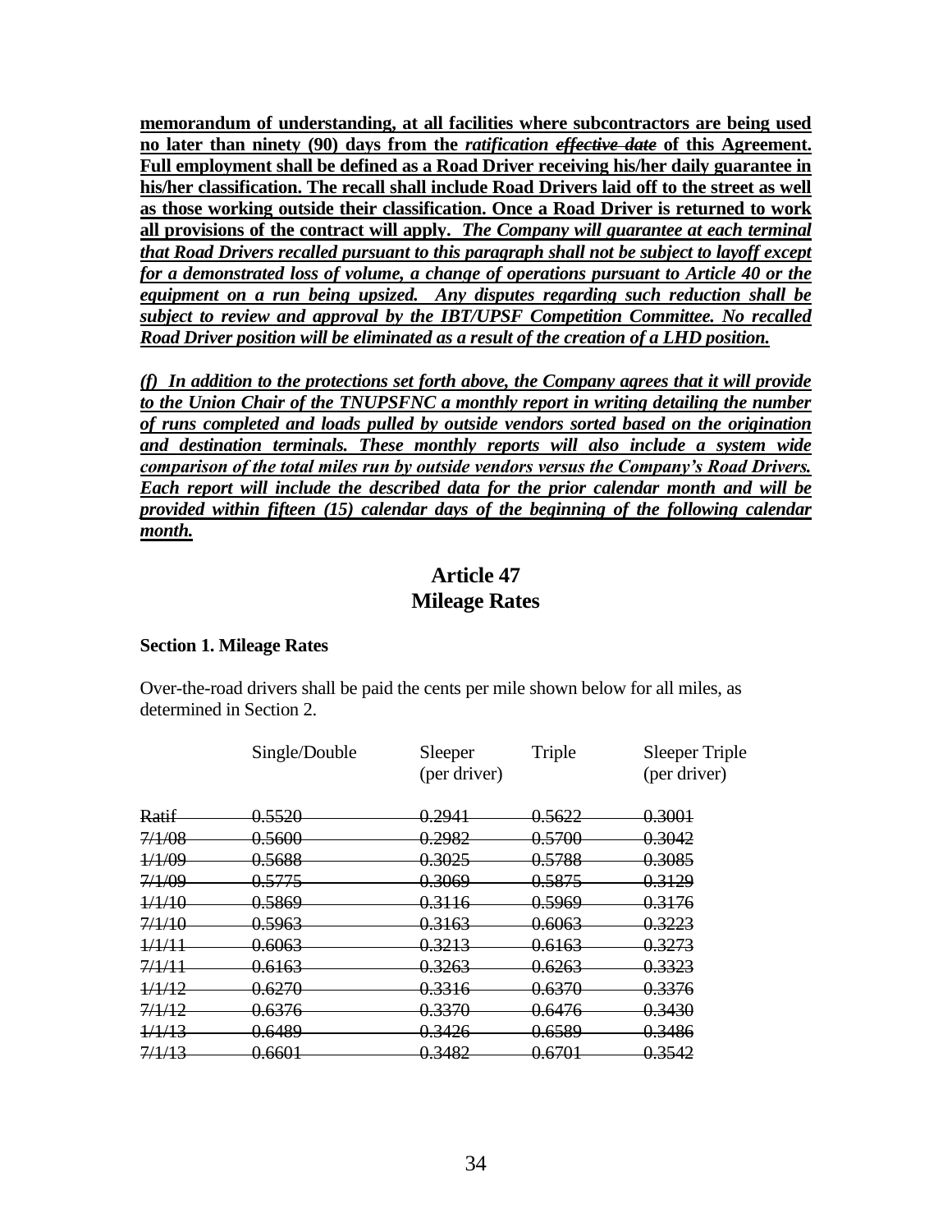**memorandum of understanding, at all facilities where subcontractors are being used no later than ninety (90) days from the *ratification* ~~*effective date*~~ of this Agreement. Full employment shall be defined as a Road Driver receiving his/her daily guarantee in his/her classification. The recall shall include Road Drivers laid off to the street as well as those working outside their classification. Once a Road Driver is returned to work all provisions of the contract will apply.** ***The Company will guarantee at each terminal that Road Drivers recalled pursuant to this paragraph shall not be subject to layoff except for a demonstrated loss of volume, a change of operations pursuant to Article 40 or the equipment on a run being upsized. Any disputes regarding such reduction shall be subject to review and approval by the IBT/UPSF Competition Committee. No recalled Road Driver position will be eliminated as a result of the creation of a LHD position.***

***(f) In addition to the protections set forth above, the Company agrees that it will provide to the Union Chair of the TNUPSFNC a monthly report in writing detailing the number of runs completed and loads pulled by outside vendors sorted based on the origination and destination terminals. These monthly reports will also include a system wide comparison of the total miles run by outside vendors versus the Company's Road Drivers. Each report will include the described data for the prior calendar month and will be provided within fifteen (15) calendar days of the beginning of the following calendar month.***

## Article 47
## Mileage Rates

**Section 1. Mileage Rates**

Over-the-road drivers shall be paid the cents per mile shown below for all miles, as determined in Section 2.

| | Single/Double | Sleeper (per driver) | Triple | Sleeper Triple (per driver) |
|---|---|---|---|---|
| ~~Ratif~~ | ~~0.5520~~ | ~~0.2941~~ | ~~0.5622~~ | ~~0.3001~~ |
| ~~7/1/08~~ | ~~0.5600~~ | ~~0.2982~~ | ~~0.5700~~ | ~~0.3042~~ |
| ~~1/1/09~~ | ~~0.5688~~ | ~~0.3025~~ | ~~0.5788~~ | ~~0.3085~~ |
| ~~7/1/09~~ | ~~0.5775~~ | ~~0.3069~~ | ~~0.5875~~ | ~~0.3129~~ |
| ~~1/1/10~~ | ~~0.5869~~ | ~~0.3116~~ | ~~0.5969~~ | ~~0.3176~~ |
| ~~7/1/10~~ | ~~0.5963~~ | ~~0.3163~~ | ~~0.6063~~ | ~~0.3223~~ |
| ~~1/1/11~~ | ~~0.6063~~ | ~~0.3213~~ | ~~0.6163~~ | ~~0.3273~~ |
| ~~7/1/11~~ | ~~0.6163~~ | ~~0.3263~~ | ~~0.6263~~ | ~~0.3323~~ |
| ~~1/1/12~~ | ~~0.6270~~ | ~~0.3316~~ | ~~0.6370~~ | ~~0.3376~~ |
| ~~7/1/12~~ | ~~0.6376~~ | ~~0.3370~~ | ~~0.6476~~ | ~~0.3430~~ |
| ~~1/1/13~~ | ~~0.6489~~ | ~~0.3426~~ | ~~0.6589~~ | ~~0.3486~~ |
| ~~7/1/13~~ | ~~0.6601~~ | ~~0.3482~~ | ~~0.6701~~ | ~~0.3542~~ |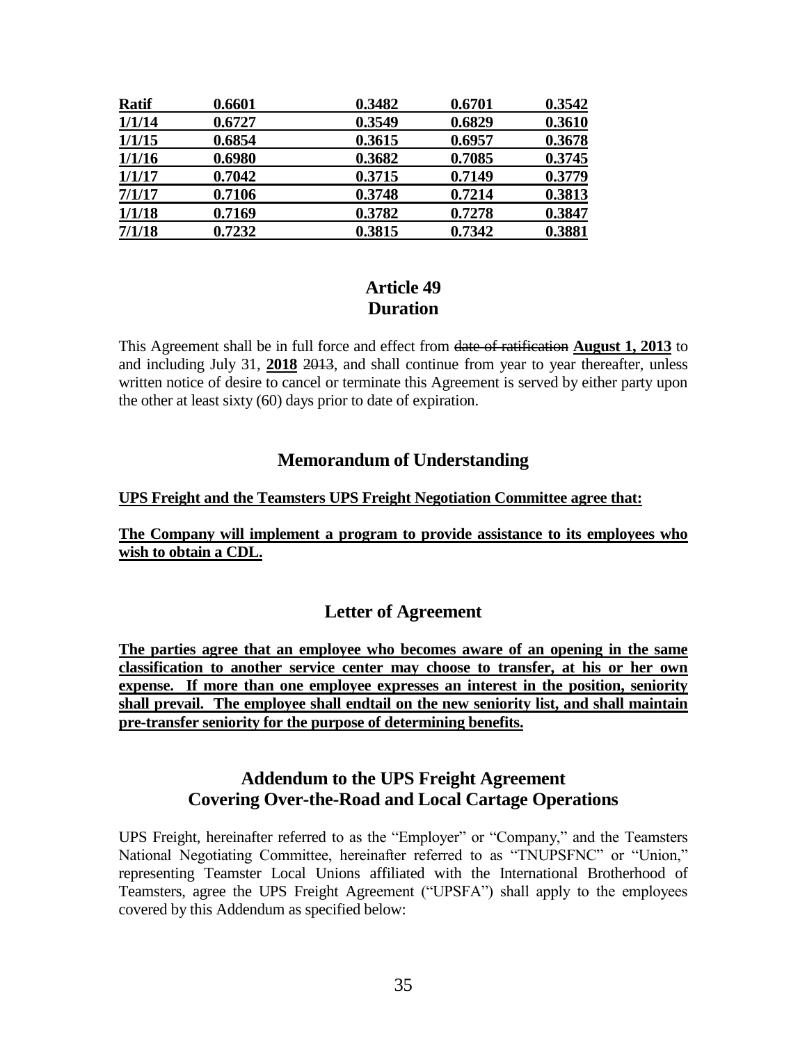| **Ratif** | **0.6601** | **0.3482** | **0.6701** | **0.3542** |
|---|---|---|---|---|
| **1/1/14** | **0.6727** | **0.3549** | **0.6829** | **0.3610** |
| **1/1/15** | **0.6854** | **0.3615** | **0.6957** | **0.3678** |
| **1/1/16** | **0.6980** | **0.3682** | **0.7085** | **0.3745** |
| **1/1/17** | **0.7042** | **0.3715** | **0.7149** | **0.3779** |
| **7/1/17** | **0.7106** | **0.3748** | **0.7214** | **0.3813** |
| **1/1/18** | **0.7169** | **0.3782** | **0.7278** | **0.3847** |
| **7/1/18** | **0.7232** | **0.3815** | **0.7342** | **0.3881** |

## Article 49
## Duration

This Agreement shall be in full force and effect from ~~date of ratification~~ **August 1, 2013** to and including July 31, **2018** ~~2013~~, and shall continue from year to year thereafter, unless written notice of desire to cancel or terminate this Agreement is served by either party upon the other at least sixty (60) days prior to date of expiration.

## Memorandum of Understanding

**UPS Freight and the Teamsters UPS Freight Negotiation Committee agree that:**

**The Company will implement a program to provide assistance to its employees who wish to obtain a CDL.**

## Letter of Agreement

**The parties agree that an employee who becomes aware of an opening in the same classification to another service center may choose to transfer, at his or her own expense. If more than one employee expresses an interest in the position, seniority shall prevail. The employee shall endtail on the new seniority list, and shall maintain pre-transfer seniority for the purpose of determining benefits.**

## Addendum to the UPS Freight Agreement Covering Over-the-Road and Local Cartage Operations

UPS Freight, hereinafter referred to as the "Employer" or "Company," and the Teamsters National Negotiating Committee, hereinafter referred to as "TNUPSFNC" or "Union," representing Teamster Local Unions affiliated with the International Brotherhood of Teamsters, agree the UPS Freight Agreement ("UPSFA") shall apply to the employees covered by this Addendum as specified below: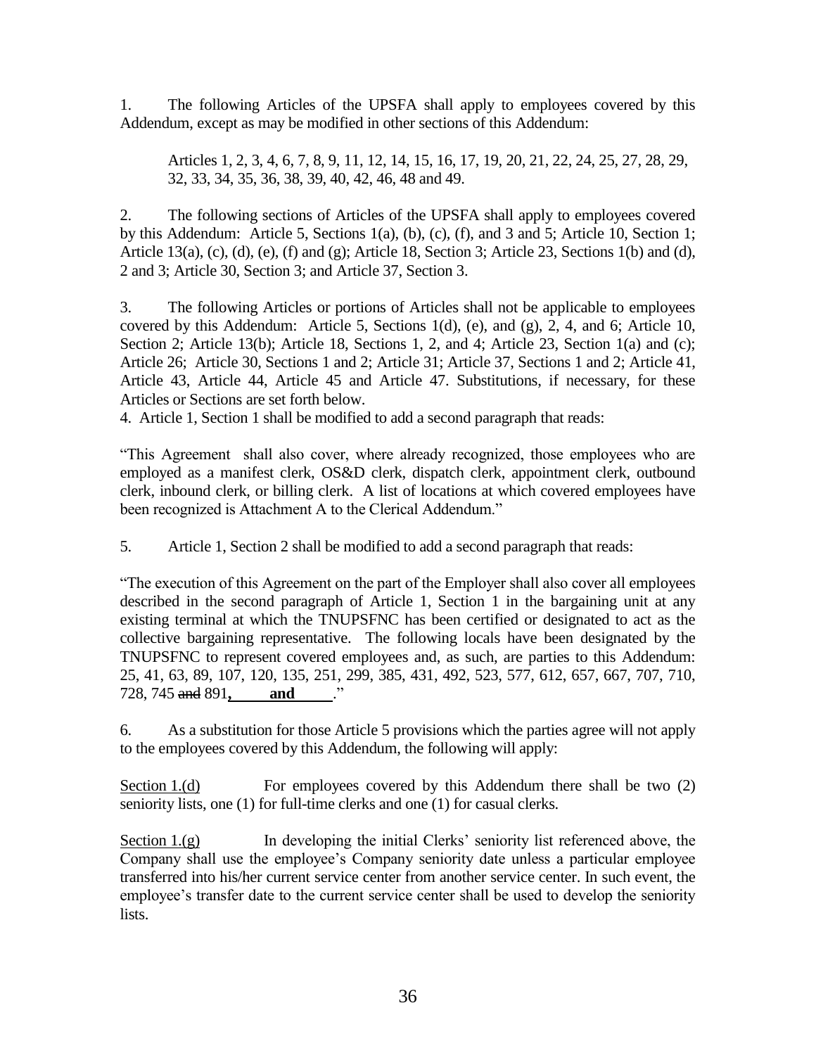1. The following Articles of the UPSFA shall apply to employees covered by this Addendum, except as may be modified in other sections of this Addendum:

> Articles 1, 2, 3, 4, 6, 7, 8, 9, 11, 12, 14, 15, 16, 17, 19, 20, 21, 22, 24, 25, 27, 28, 29, 32, 33, 34, 35, 36, 38, 39, 40, 42, 46, 48 and 49.

2. The following sections of Articles of the UPSFA shall apply to employees covered by this Addendum: Article 5, Sections 1(a), (b), (c), (f), and 3 and 5; Article 10, Section 1; Article 13(a), (c), (d), (e), (f) and (g); Article 18, Section 3; Article 23, Sections 1(b) and (d), 2 and 3; Article 30, Section 3; and Article 37, Section 3.

3. The following Articles or portions of Articles shall not be applicable to employees covered by this Addendum: Article 5, Sections 1(d), (e), and (g), 2, 4, and 6; Article 10, Section 2; Article 13(b); Article 18, Sections 1, 2, and 4; Article 23, Section 1(a) and (c); Article 26; Article 30, Sections 1 and 2; Article 31; Article 37, Sections 1 and 2; Article 41, Article 43, Article 44, Article 45 and Article 47. Substitutions, if necessary, for these Articles or Sections are set forth below.

4. Article 1, Section 1 shall be modified to add a second paragraph that reads:

"This Agreement shall also cover, where already recognized, those employees who are employed as a manifest clerk, OS&D clerk, dispatch clerk, appointment clerk, outbound clerk, inbound clerk, or billing clerk. A list of locations at which covered employees have been recognized is Attachment A to the Clerical Addendum."

5. Article 1, Section 2 shall be modified to add a second paragraph that reads:

"The execution of this Agreement on the part of the Employer shall also cover all employees described in the second paragraph of Article 1, Section 1 in the bargaining unit at any existing terminal at which the TNUPSFNC has been certified or designated to act as the collective bargaining representative. The following locals have been designated by the TNUPSFNC to represent covered employees and, as such, are parties to this Addendum: 25, 41, 63, 89, 107, 120, 135, 251, 299, 385, 431, 492, 523, 577, 612, 657, 667, 707, 710, 728, 745 ~~and~~ 891**, \_\_\_\_\_ and \_\_\_\_\_**."

6. As a substitution for those Article 5 provisions which the parties agree will not apply to the employees covered by this Addendum, the following will apply:

<u>Section 1.(d)</u> For employees covered by this Addendum there shall be two (2) seniority lists, one (1) for full-time clerks and one (1) for casual clerks.

<u>Section 1.(g)</u> In developing the initial Clerks' seniority list referenced above, the Company shall use the employee's Company seniority date unless a particular employee transferred into his/her current service center from another service center. In such event, the employee's transfer date to the current service center shall be used to develop the seniority lists.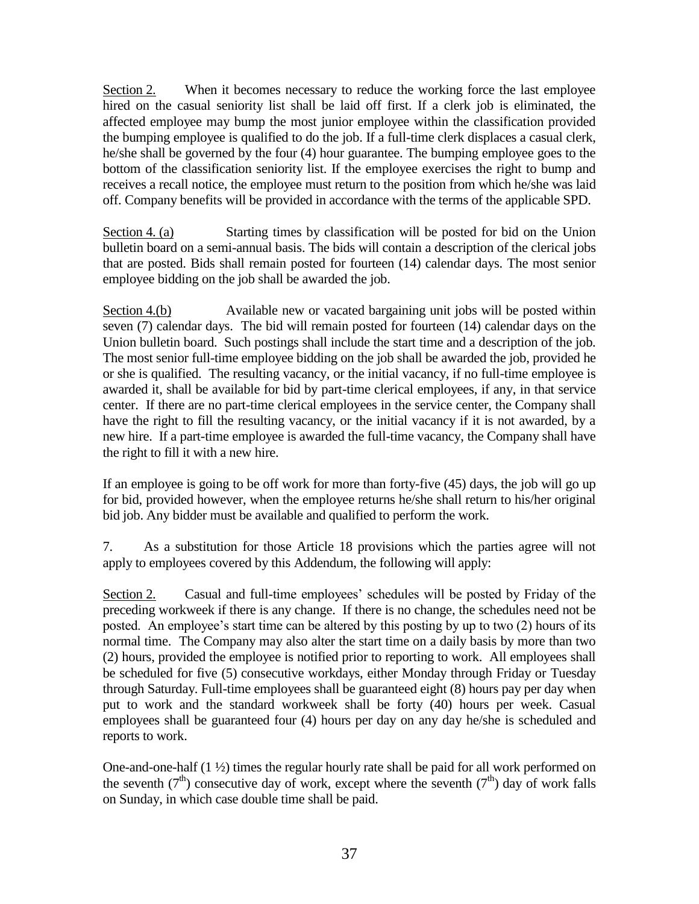Section 2. When it becomes necessary to reduce the working force the last employee hired on the casual seniority list shall be laid off first. If a clerk job is eliminated, the affected employee may bump the most junior employee within the classification provided the bumping employee is qualified to do the job. If a full-time clerk displaces a casual clerk, he/she shall be governed by the four (4) hour guarantee. The bumping employee goes to the bottom of the classification seniority list. If the employee exercises the right to bump and receives a recall notice, the employee must return to the position from which he/she was laid off. Company benefits will be provided in accordance with the terms of the applicable SPD.

Section 4. (a) Starting times by classification will be posted for bid on the Union bulletin board on a semi-annual basis. The bids will contain a description of the clerical jobs that are posted. Bids shall remain posted for fourteen (14) calendar days. The most senior employee bidding on the job shall be awarded the job.

Section 4.(b) Available new or vacated bargaining unit jobs will be posted within seven (7) calendar days. The bid will remain posted for fourteen (14) calendar days on the Union bulletin board. Such postings shall include the start time and a description of the job. The most senior full-time employee bidding on the job shall be awarded the job, provided he or she is qualified. The resulting vacancy, or the initial vacancy, if no full-time employee is awarded it, shall be available for bid by part-time clerical employees, if any, in that service center. If there are no part-time clerical employees in the service center, the Company shall have the right to fill the resulting vacancy, or the initial vacancy if it is not awarded, by a new hire. If a part-time employee is awarded the full-time vacancy, the Company shall have the right to fill it with a new hire.

If an employee is going to be off work for more than forty-five (45) days, the job will go up for bid, provided however, when the employee returns he/she shall return to his/her original bid job. Any bidder must be available and qualified to perform the work.

7. As a substitution for those Article 18 provisions which the parties agree will not apply to employees covered by this Addendum, the following will apply:

Section 2. Casual and full-time employees' schedules will be posted by Friday of the preceding workweek if there is any change. If there is no change, the schedules need not be posted. An employee's start time can be altered by this posting by up to two (2) hours of its normal time. The Company may also alter the start time on a daily basis by more than two (2) hours, provided the employee is notified prior to reporting to work. All employees shall be scheduled for five (5) consecutive workdays, either Monday through Friday or Tuesday through Saturday. Full-time employees shall be guaranteed eight (8) hours pay per day when put to work and the standard workweek shall be forty (40) hours per week. Casual employees shall be guaranteed four (4) hours per day on any day he/she is scheduled and reports to work.

One-and-one-half (1 ½) times the regular hourly rate shall be paid for all work performed on the seventh (7th) consecutive day of work, except where the seventh (7th) day of work falls on Sunday, in which case double time shall be paid.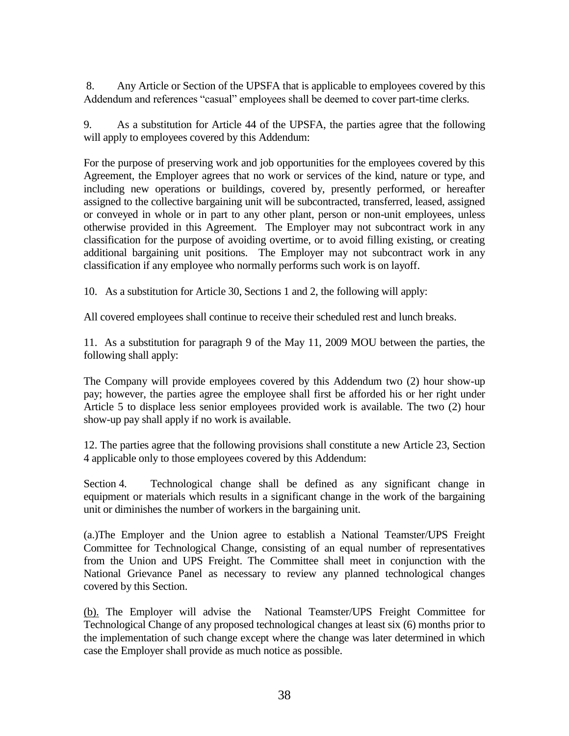8. Any Article or Section of the UPSFA that is applicable to employees covered by this Addendum and references "casual" employees shall be deemed to cover part-time clerks.

9. As a substitution for Article 44 of the UPSFA, the parties agree that the following will apply to employees covered by this Addendum:

For the purpose of preserving work and job opportunities for the employees covered by this Agreement, the Employer agrees that no work or services of the kind, nature or type, and including new operations or buildings, covered by, presently performed, or hereafter assigned to the collective bargaining unit will be subcontracted, transferred, leased, assigned or conveyed in whole or in part to any other plant, person or non-unit employees, unless otherwise provided in this Agreement. The Employer may not subcontract work in any classification for the purpose of avoiding overtime, or to avoid filling existing, or creating additional bargaining unit positions. The Employer may not subcontract work in any classification if any employee who normally performs such work is on layoff.

10. As a substitution for Article 30, Sections 1 and 2, the following will apply:

All covered employees shall continue to receive their scheduled rest and lunch breaks.

11. As a substitution for paragraph 9 of the May 11, 2009 MOU between the parties, the following shall apply:

The Company will provide employees covered by this Addendum two (2) hour show-up pay; however, the parties agree the employee shall first be afforded his or her right under Article 5 to displace less senior employees provided work is available. The two (2) hour show-up pay shall apply if no work is available.

12. The parties agree that the following provisions shall constitute a new Article 23, Section 4 applicable only to those employees covered by this Addendum:

Section 4. Technological change shall be defined as any significant change in equipment or materials which results in a significant change in the work of the bargaining unit or diminishes the number of workers in the bargaining unit.

(a.)The Employer and the Union agree to establish a National Teamster/UPS Freight Committee for Technological Change, consisting of an equal number of representatives from the Union and UPS Freight. The Committee shall meet in conjunction with the National Grievance Panel as necessary to review any planned technological changes covered by this Section.

(b). The Employer will advise the National Teamster/UPS Freight Committee for Technological Change of any proposed technological changes at least six (6) months prior to the implementation of such change except where the change was later determined in which case the Employer shall provide as much notice as possible.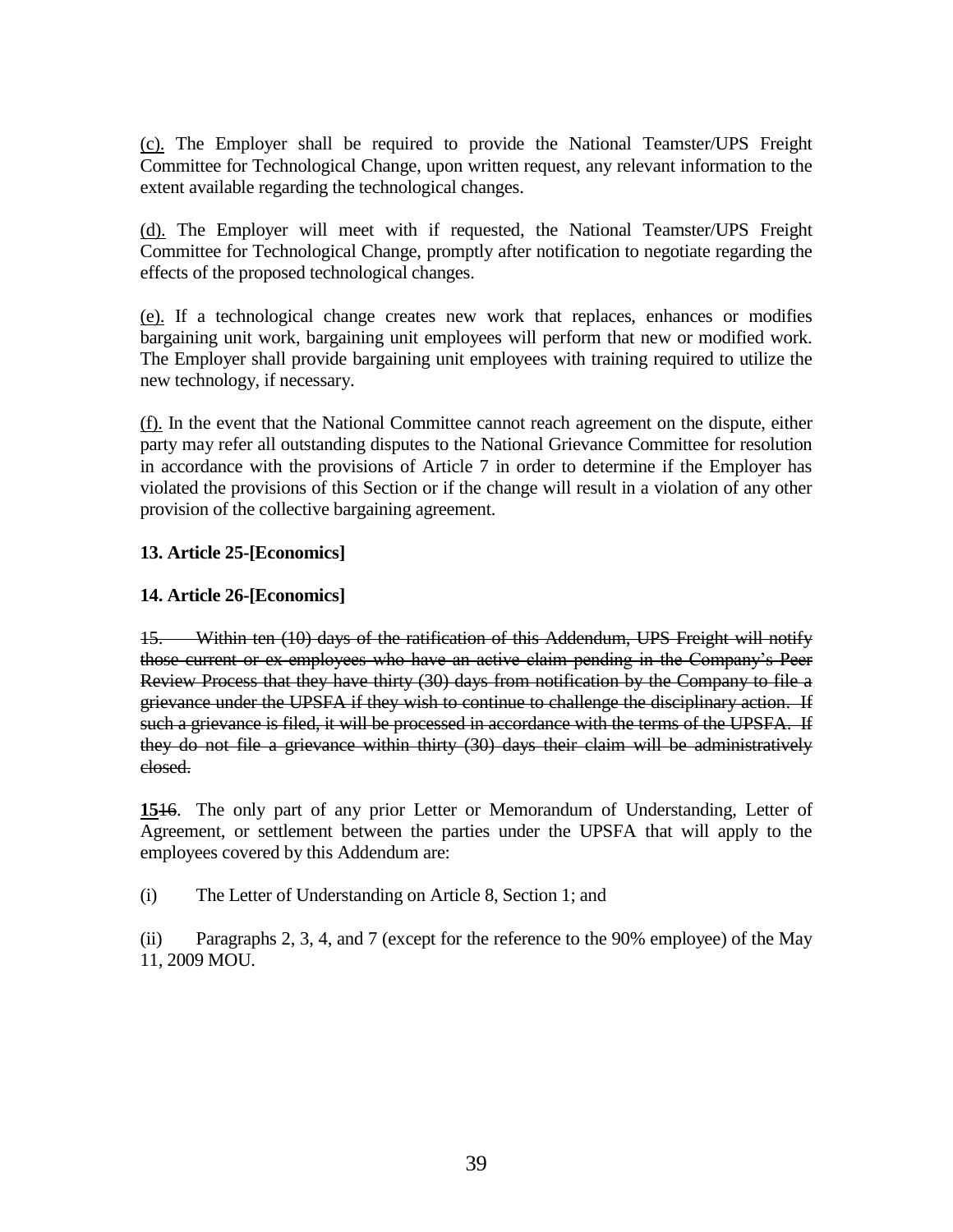(c). The Employer shall be required to provide the National Teamster/UPS Freight Committee for Technological Change, upon written request, any relevant information to the extent available regarding the technological changes.

(d). The Employer will meet with if requested, the National Teamster/UPS Freight Committee for Technological Change, promptly after notification to negotiate regarding the effects of the proposed technological changes.

(e). If a technological change creates new work that replaces, enhances or modifies bargaining unit work, bargaining unit employees will perform that new or modified work. The Employer shall provide bargaining unit employees with training required to utilize the new technology, if necessary.

(f). In the event that the National Committee cannot reach agreement on the dispute, either party may refer all outstanding disputes to the National Grievance Committee for resolution in accordance with the provisions of Article 7 in order to determine if the Employer has violated the provisions of this Section or if the change will result in a violation of any other provision of the collective bargaining agreement.

**13. Article 25-[Economics]**

**14. Article 26-[Economics]**

~~15. Within ten (10) days of the ratification of this Addendum, UPS Freight will notify those current or ex-employees who have an active claim pending in the Company's Peer Review Process that they have thirty (30) days from notification by the Company to file a grievance under the UPSFA if they wish to continue to challenge the disciplinary action. If such a grievance is filed, it will be processed in accordance with the terms of the UPSFA. If they do not file a grievance within thirty (30) days their claim will be administratively closed.~~

**15**~~16~~. The only part of any prior Letter or Memorandum of Understanding, Letter of Agreement, or settlement between the parties under the UPSFA that will apply to the employees covered by this Addendum are:

(i) The Letter of Understanding on Article 8, Section 1; and

(ii) Paragraphs 2, 3, 4, and 7 (except for the reference to the 90% employee) of the May 11, 2009 MOU.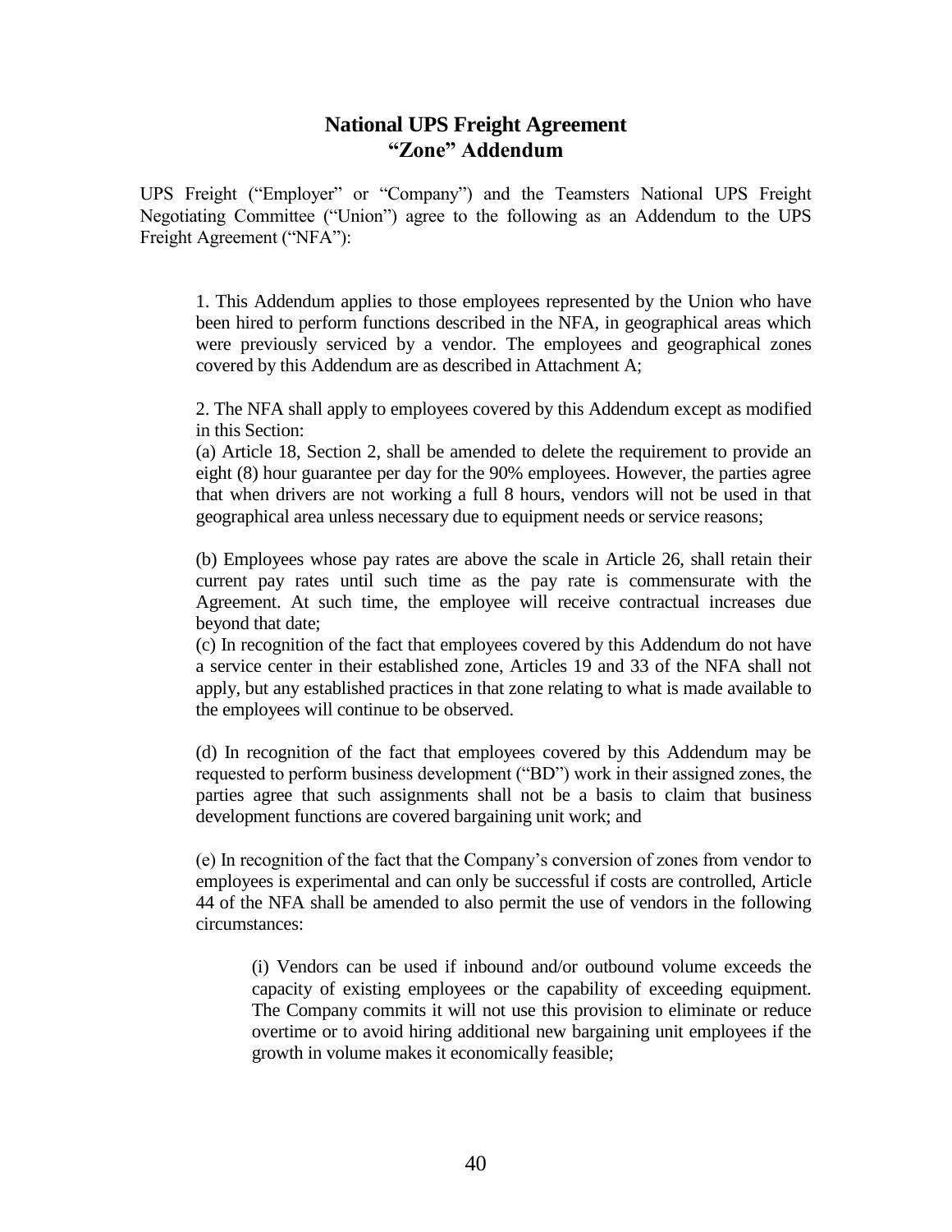# National UPS Freight Agreement
# "Zone" Addendum

UPS Freight ("Employer" or "Company") and the Teamsters National UPS Freight Negotiating Committee ("Union") agree to the following as an Addendum to the UPS Freight Agreement ("NFA"):

1. This Addendum applies to those employees represented by the Union who have been hired to perform functions described in the NFA, in geographical areas which were previously serviced by a vendor. The employees and geographical zones covered by this Addendum are as described in Attachment A;

2. The NFA shall apply to employees covered by this Addendum except as modified in this Section:
(a) Article 18, Section 2, shall be amended to delete the requirement to provide an eight (8) hour guarantee per day for the 90% employees. However, the parties agree that when drivers are not working a full 8 hours, vendors will not be used in that geographical area unless necessary due to equipment needs or service reasons;

(b) Employees whose pay rates are above the scale in Article 26, shall retain their current pay rates until such time as the pay rate is commensurate with the Agreement. At such time, the employee will receive contractual increases due beyond that date;
(c) In recognition of the fact that employees covered by this Addendum do not have a service center in their established zone, Articles 19 and 33 of the NFA shall not apply, but any established practices in that zone relating to what is made available to the employees will continue to be observed.

(d) In recognition of the fact that employees covered by this Addendum may be requested to perform business development ("BD") work in their assigned zones, the parties agree that such assignments shall not be a basis to claim that business development functions are covered bargaining unit work; and

(e) In recognition of the fact that the Company's conversion of zones from vendor to employees is experimental and can only be successful if costs are controlled, Article 44 of the NFA shall be amended to also permit the use of vendors in the following circumstances:

(i) Vendors can be used if inbound and/or outbound volume exceeds the capacity of existing employees or the capability of exceeding equipment. The Company commits it will not use this provision to eliminate or reduce overtime or to avoid hiring additional new bargaining unit employees if the growth in volume makes it economically feasible;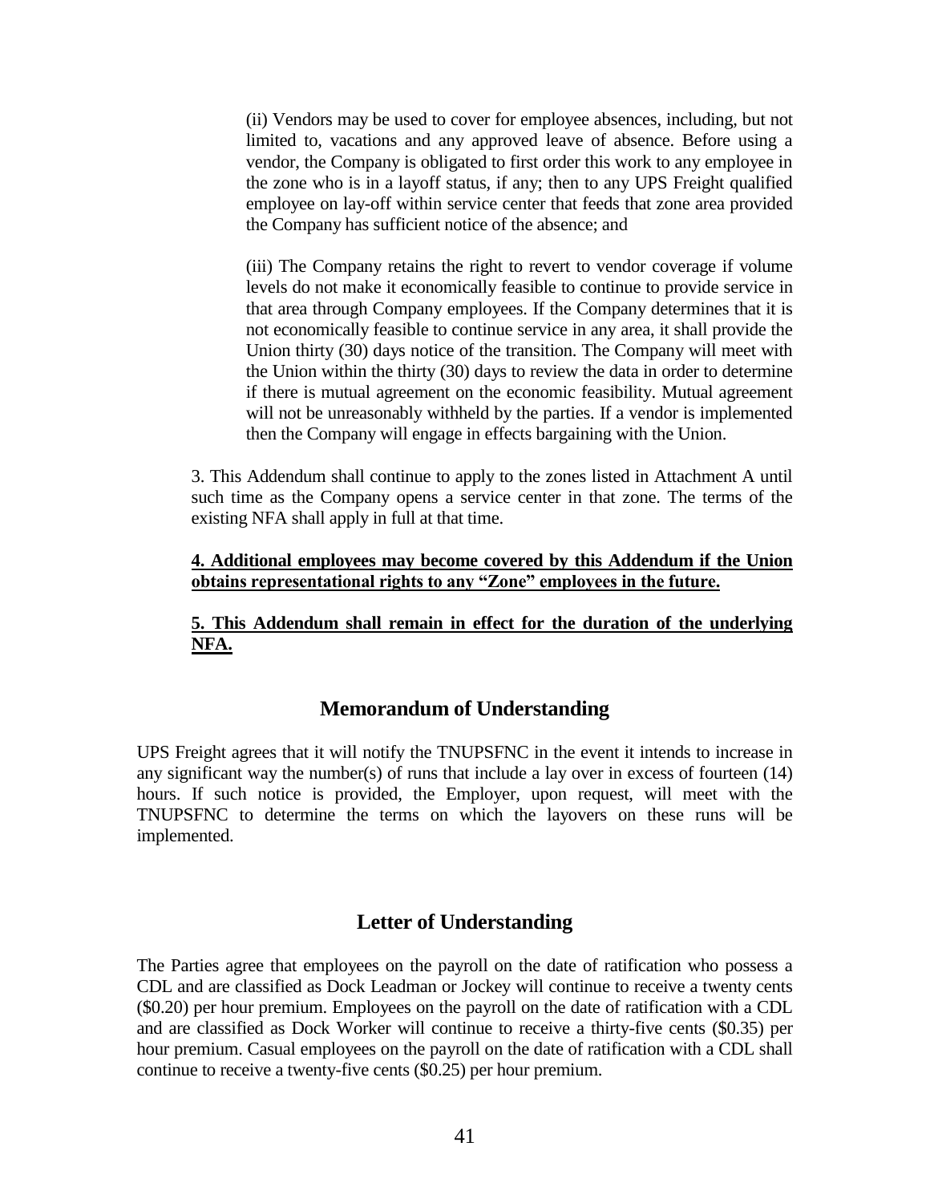(ii) Vendors may be used to cover for employee absences, including, but not limited to, vacations and any approved leave of absence. Before using a vendor, the Company is obligated to first order this work to any employee in the zone who is in a layoff status, if any; then to any UPS Freight qualified employee on lay-off within service center that feeds that zone area provided the Company has sufficient notice of the absence; and

(iii) The Company retains the right to revert to vendor coverage if volume levels do not make it economically feasible to continue to provide service in that area through Company employees. If the Company determines that it is not economically feasible to continue service in any area, it shall provide the Union thirty (30) days notice of the transition. The Company will meet with the Union within the thirty (30) days to review the data in order to determine if there is mutual agreement on the economic feasibility. Mutual agreement will not be unreasonably withheld by the parties. If a vendor is implemented then the Company will engage in effects bargaining with the Union.

3. This Addendum shall continue to apply to the zones listed in Attachment A until such time as the Company opens a service center in that zone. The terms of the existing NFA shall apply in full at that time.

**4. Additional employees may become covered by this Addendum if the Union obtains representational rights to any "Zone" employees in the future.**

**5. This Addendum shall remain in effect for the duration of the underlying NFA.**

## Memorandum of Understanding

UPS Freight agrees that it will notify the TNUPSFNC in the event it intends to increase in any significant way the number(s) of runs that include a lay over in excess of fourteen (14) hours. If such notice is provided, the Employer, upon request, will meet with the TNUPSFNC to determine the terms on which the layovers on these runs will be implemented.

## Letter of Understanding

The Parties agree that employees on the payroll on the date of ratification who possess a CDL and are classified as Dock Leadman or Jockey will continue to receive a twenty cents ($0.20) per hour premium. Employees on the payroll on the date of ratification with a CDL and are classified as Dock Worker will continue to receive a thirty-five cents ($0.35) per hour premium. Casual employees on the payroll on the date of ratification with a CDL shall continue to receive a twenty-five cents ($0.25) per hour premium.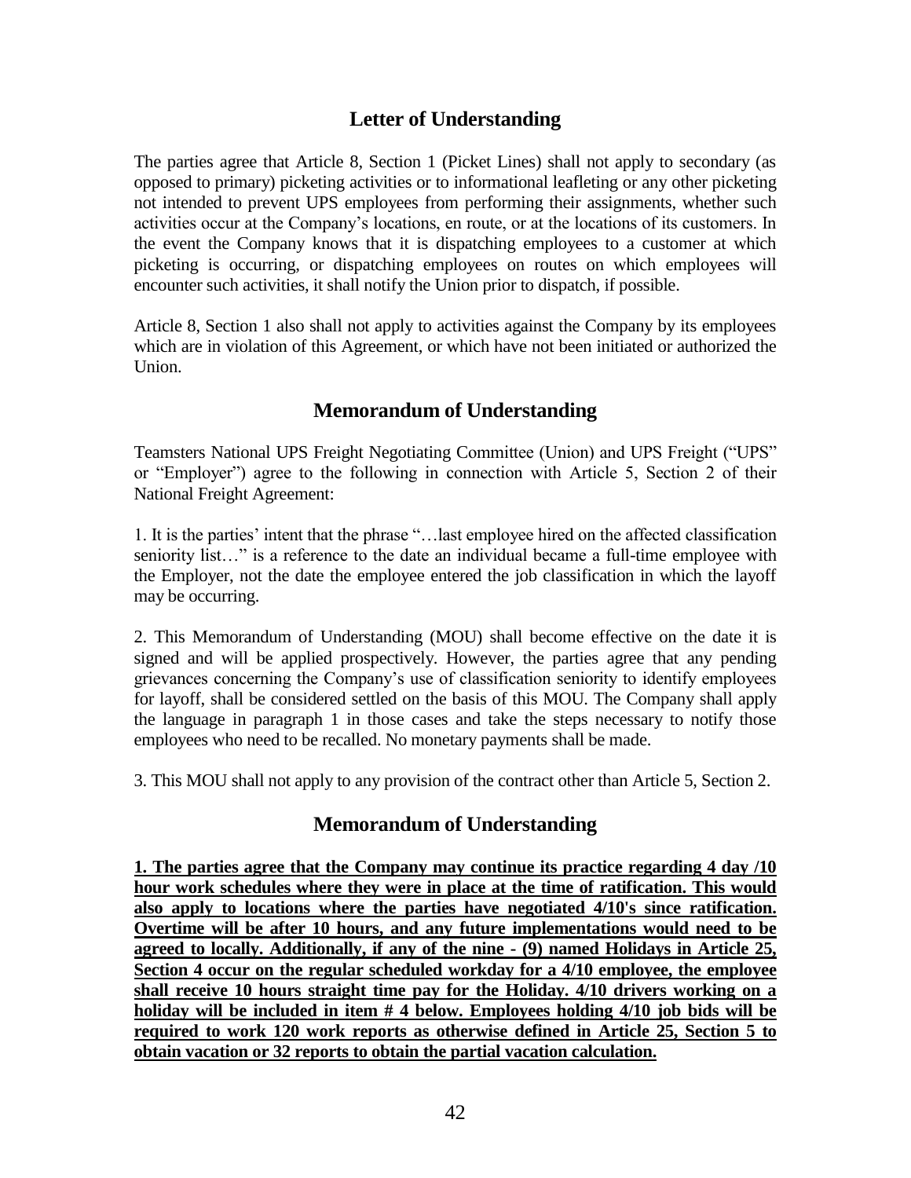## Letter of Understanding

The parties agree that Article 8, Section 1 (Picket Lines) shall not apply to secondary (as opposed to primary) picketing activities or to informational leafleting or any other picketing not intended to prevent UPS employees from performing their assignments, whether such activities occur at the Company's locations, en route, or at the locations of its customers. In the event the Company knows that it is dispatching employees to a customer at which picketing is occurring, or dispatching employees on routes on which employees will encounter such activities, it shall notify the Union prior to dispatch, if possible.

Article 8, Section 1 also shall not apply to activities against the Company by its employees which are in violation of this Agreement, or which have not been initiated or authorized the Union.

## Memorandum of Understanding

Teamsters National UPS Freight Negotiating Committee (Union) and UPS Freight ("UPS" or "Employer") agree to the following in connection with Article 5, Section 2 of their National Freight Agreement:

1. It is the parties' intent that the phrase "…last employee hired on the affected classification seniority list…" is a reference to the date an individual became a full-time employee with the Employer, not the date the employee entered the job classification in which the layoff may be occurring.

2. This Memorandum of Understanding (MOU) shall become effective on the date it is signed and will be applied prospectively. However, the parties agree that any pending grievances concerning the Company's use of classification seniority to identify employees for layoff, shall be considered settled on the basis of this MOU. The Company shall apply the language in paragraph 1 in those cases and take the steps necessary to notify those employees who need to be recalled. No monetary payments shall be made.

3. This MOU shall not apply to any provision of the contract other than Article 5, Section 2.

## Memorandum of Understanding

**1. The parties agree that the Company may continue its practice regarding 4 day /10 hour work schedules where they were in place at the time of ratification. This would also apply to locations where the parties have negotiated 4/10's since ratification. Overtime will be after 10 hours, and any future implementations would need to be agreed to locally. Additionally, if any of the nine - (9) named Holidays in Article 25, Section 4 occur on the regular scheduled workday for a 4/10 employee, the employee shall receive 10 hours straight time pay for the Holiday. 4/10 drivers working on a holiday will be included in item # 4 below. Employees holding 4/10 job bids will be required to work 120 work reports as otherwise defined in Article 25, Section 5 to obtain vacation or 32 reports to obtain the partial vacation calculation.**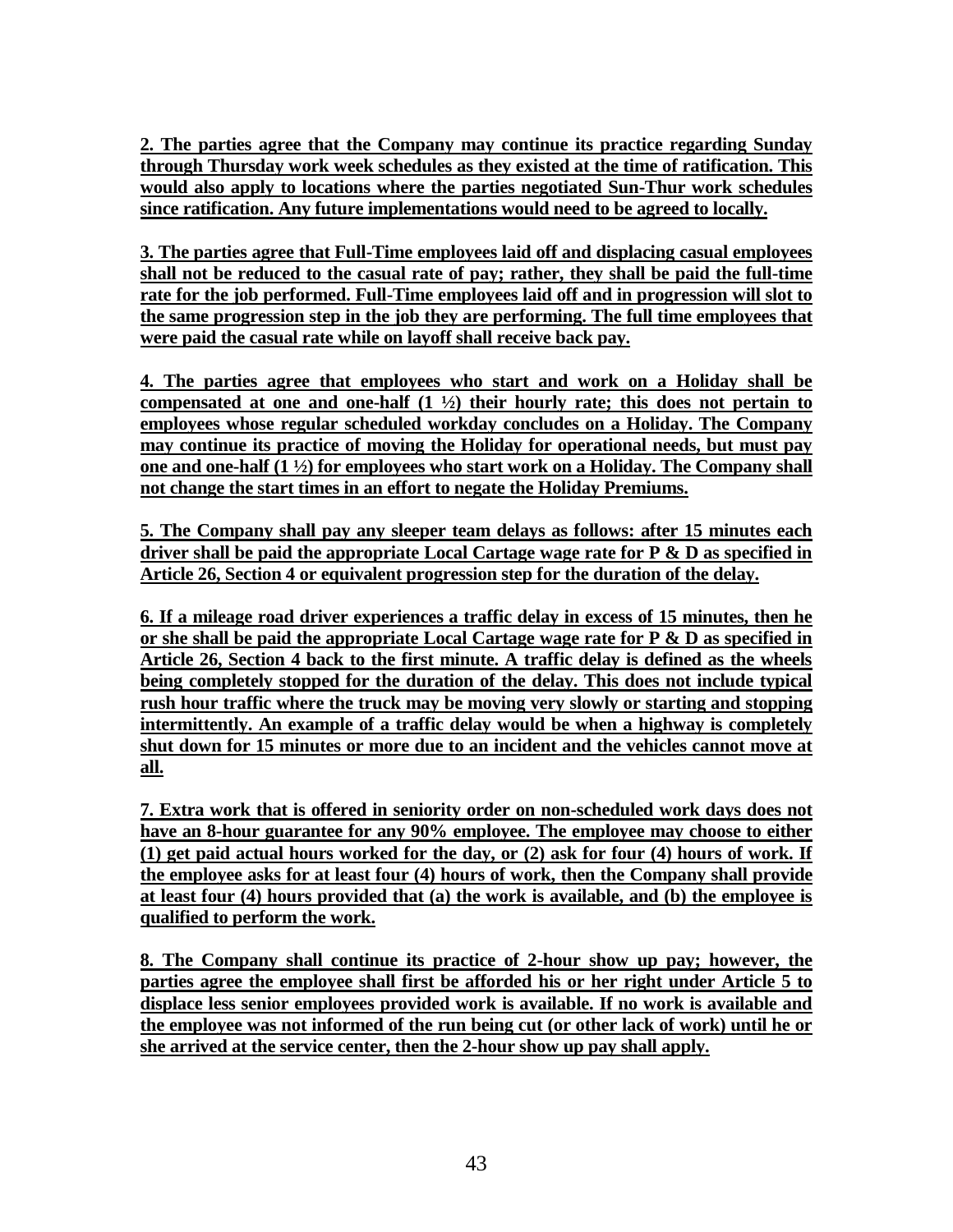**2. The parties agree that the Company may continue its practice regarding Sunday through Thursday work week schedules as they existed at the time of ratification. This would also apply to locations where the parties negotiated Sun-Thur work schedules since ratification. Any future implementations would need to be agreed to locally.**

**3. The parties agree that Full-Time employees laid off and displacing casual employees shall not be reduced to the casual rate of pay; rather, they shall be paid the full-time rate for the job performed. Full-Time employees laid off and in progression will slot to the same progression step in the job they are performing. The full time employees that were paid the casual rate while on layoff shall receive back pay.**

**4. The parties agree that employees who start and work on a Holiday shall be compensated at one and one-half (1 ½) their hourly rate; this does not pertain to employees whose regular scheduled workday concludes on a Holiday. The Company may continue its practice of moving the Holiday for operational needs, but must pay one and one-half (1 ½) for employees who start work on a Holiday. The Company shall not change the start times in an effort to negate the Holiday Premiums.**

**5. The Company shall pay any sleeper team delays as follows: after 15 minutes each driver shall be paid the appropriate Local Cartage wage rate for P & D as specified in Article 26, Section 4 or equivalent progression step for the duration of the delay.**

**6. If a mileage road driver experiences a traffic delay in excess of 15 minutes, then he or she shall be paid the appropriate Local Cartage wage rate for P & D as specified in Article 26, Section 4 back to the first minute. A traffic delay is defined as the wheels being completely stopped for the duration of the delay. This does not include typical rush hour traffic where the truck may be moving very slowly or starting and stopping intermittently. An example of a traffic delay would be when a highway is completely shut down for 15 minutes or more due to an incident and the vehicles cannot move at all.**

**7. Extra work that is offered in seniority order on non-scheduled work days does not have an 8-hour guarantee for any 90% employee. The employee may choose to either (1) get paid actual hours worked for the day, or (2) ask for four (4) hours of work. If the employee asks for at least four (4) hours of work, then the Company shall provide at least four (4) hours provided that (a) the work is available, and (b) the employee is qualified to perform the work.**

**8. The Company shall continue its practice of 2-hour show up pay; however, the parties agree the employee shall first be afforded his or her right under Article 5 to displace less senior employees provided work is available. If no work is available and the employee was not informed of the run being cut (or other lack of work) until he or she arrived at the service center, then the 2-hour show up pay shall apply.**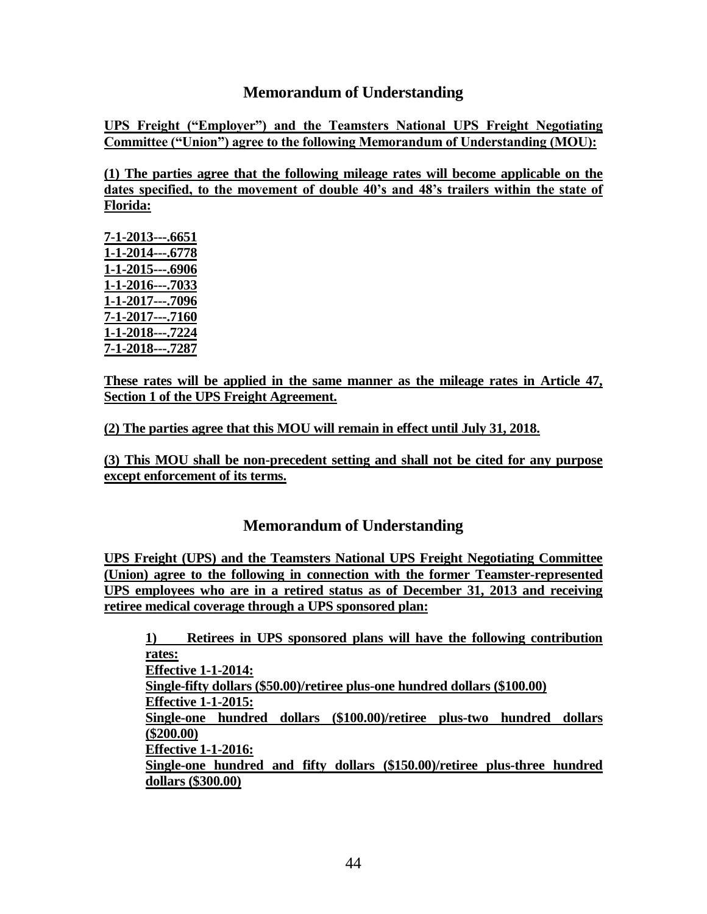## Memorandum of Understanding

**UPS Freight ("Employer") and the Teamsters National UPS Freight Negotiating Committee ("Union") agree to the following Memorandum of Understanding (MOU):**

**(1) The parties agree that the following mileage rates will become applicable on the dates specified, to the movement of double 40's and 48's trailers within the state of Florida:**

**7-1-2013---.6651**
**1-1-2014---.6778**
**1-1-2015---.6906**
**1-1-2016---.7033**
**1-1-2017---.7096**
**7-1-2017---.7160**
**1-1-2018---.7224**
**7-1-2018---.7287**

**These rates will be applied in the same manner as the mileage rates in Article 47, Section 1 of the UPS Freight Agreement.**

**(2) The parties agree that this MOU will remain in effect until July 31, 2018.**

**(3) This MOU shall be non-precedent setting and shall not be cited for any purpose except enforcement of its terms.**

## Memorandum of Understanding

**UPS Freight (UPS) and the Teamsters National UPS Freight Negotiating Committee (Union) agree to the following in connection with the former Teamster-represented UPS employees who are in a retired status as of December 31, 2013 and receiving retiree medical coverage through a UPS sponsored plan:**

**1) Retirees in UPS sponsored plans will have the following contribution rates:**
**Effective 1-1-2014:**
**Single-fifty dollars ($50.00)/retiree plus-one hundred dollars ($100.00)**
**Effective 1-1-2015:**
**Single-one hundred dollars ($100.00)/retiree plus-two hundred dollars ($200.00)**
**Effective 1-1-2016:**
**Single-one hundred and fifty dollars ($150.00)/retiree plus-three hundred dollars ($300.00)**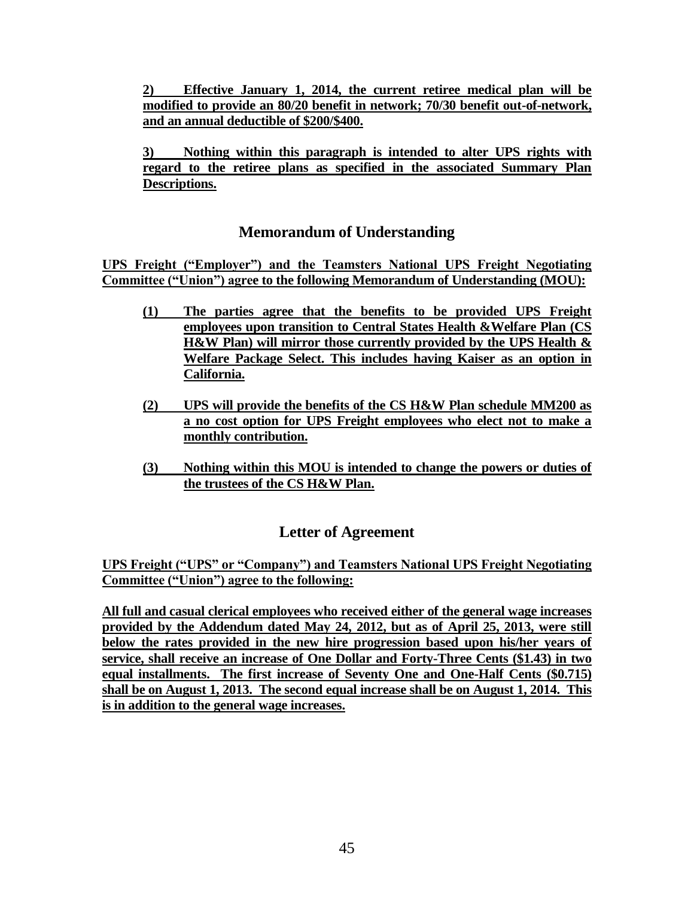**2) Effective January 1, 2014, the current retiree medical plan will be modified to provide an 80/20 benefit in network; 70/30 benefit out-of-network, and an annual deductible of $200/$400.**

**3) Nothing within this paragraph is intended to alter UPS rights with regard to the retiree plans as specified in the associated Summary Plan Descriptions.**

## Memorandum of Understanding

**UPS Freight ("Employer") and the Teamsters National UPS Freight Negotiating Committee ("Union") agree to the following Memorandum of Understanding (MOU):**

**(1) The parties agree that the benefits to be provided UPS Freight employees upon transition to Central States Health &Welfare Plan (CS H&W Plan) will mirror those currently provided by the UPS Health & Welfare Package Select. This includes having Kaiser as an option in California.**

**(2) UPS will provide the benefits of the CS H&W Plan schedule MM200 as a no cost option for UPS Freight employees who elect not to make a monthly contribution.**

**(3) Nothing within this MOU is intended to change the powers or duties of the trustees of the CS H&W Plan.**

## Letter of Agreement

**UPS Freight ("UPS" or "Company") and Teamsters National UPS Freight Negotiating Committee ("Union") agree to the following:**

**All full and casual clerical employees who received either of the general wage increases provided by the Addendum dated May 24, 2012, but as of April 25, 2013, were still below the rates provided in the new hire progression based upon his/her years of service, shall receive an increase of One Dollar and Forty-Three Cents ($1.43) in two equal installments. The first increase of Seventy One and One-Half Cents ($0.715) shall be on August 1, 2013. The second equal increase shall be on August 1, 2014. This is in addition to the general wage increases.**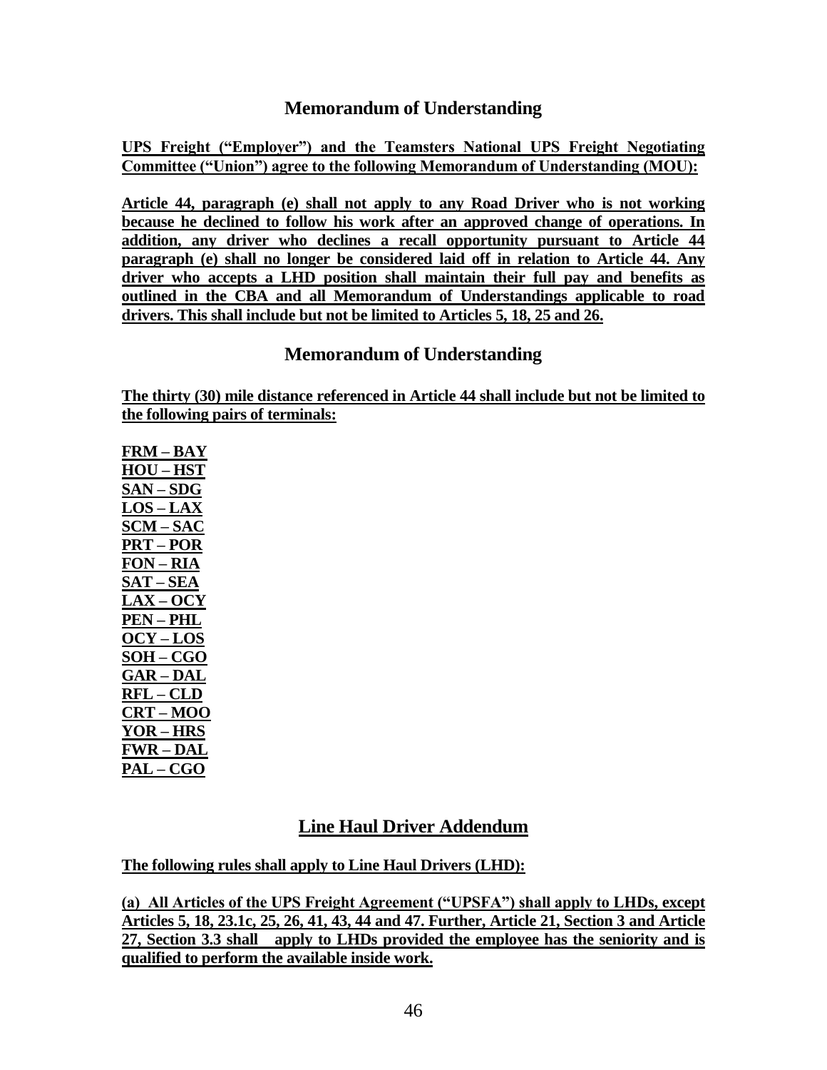## Memorandum of Understanding

**UPS Freight ("Employer") and the Teamsters National UPS Freight Negotiating Committee ("Union") agree to the following Memorandum of Understanding (MOU):**

**Article 44, paragraph (e) shall not apply to any Road Driver who is not working because he declined to follow his work after an approved change of operations. In addition, any driver who declines a recall opportunity pursuant to Article 44 paragraph (e) shall no longer be considered laid off in relation to Article 44. Any driver who accepts a LHD position shall maintain their full pay and benefits as outlined in the CBA and all Memorandum of Understandings applicable to road drivers. This shall include but not be limited to Articles 5, 18, 25 and 26.**

## Memorandum of Understanding

**The thirty (30) mile distance referenced in Article 44 shall include but not be limited to the following pairs of terminals:**

**FRM – BAY**
**HOU – HST**
**SAN – SDG**
**LOS – LAX**
**SCM – SAC**
**PRT – POR**
**FON – RIA**
**SAT – SEA**
**LAX – OCY**
**PEN – PHL**
**OCY – LOS**
**SOH – CGO**
**GAR – DAL**
**RFL – CLD**
**CRT – MOO**
**YOR – HRS**
**FWR – DAL**
**PAL – CGO**

## Line Haul Driver Addendum

**The following rules shall apply to Line Haul Drivers (LHD):**

**(a) All Articles of the UPS Freight Agreement ("UPSFA") shall apply to LHDs, except Articles 5, 18, 23.1c, 25, 26, 41, 43, 44 and 47. Further, Article 21, Section 3 and Article 27, Section 3.3 shall apply to LHDs provided the employee has the seniority and is qualified to perform the available inside work.**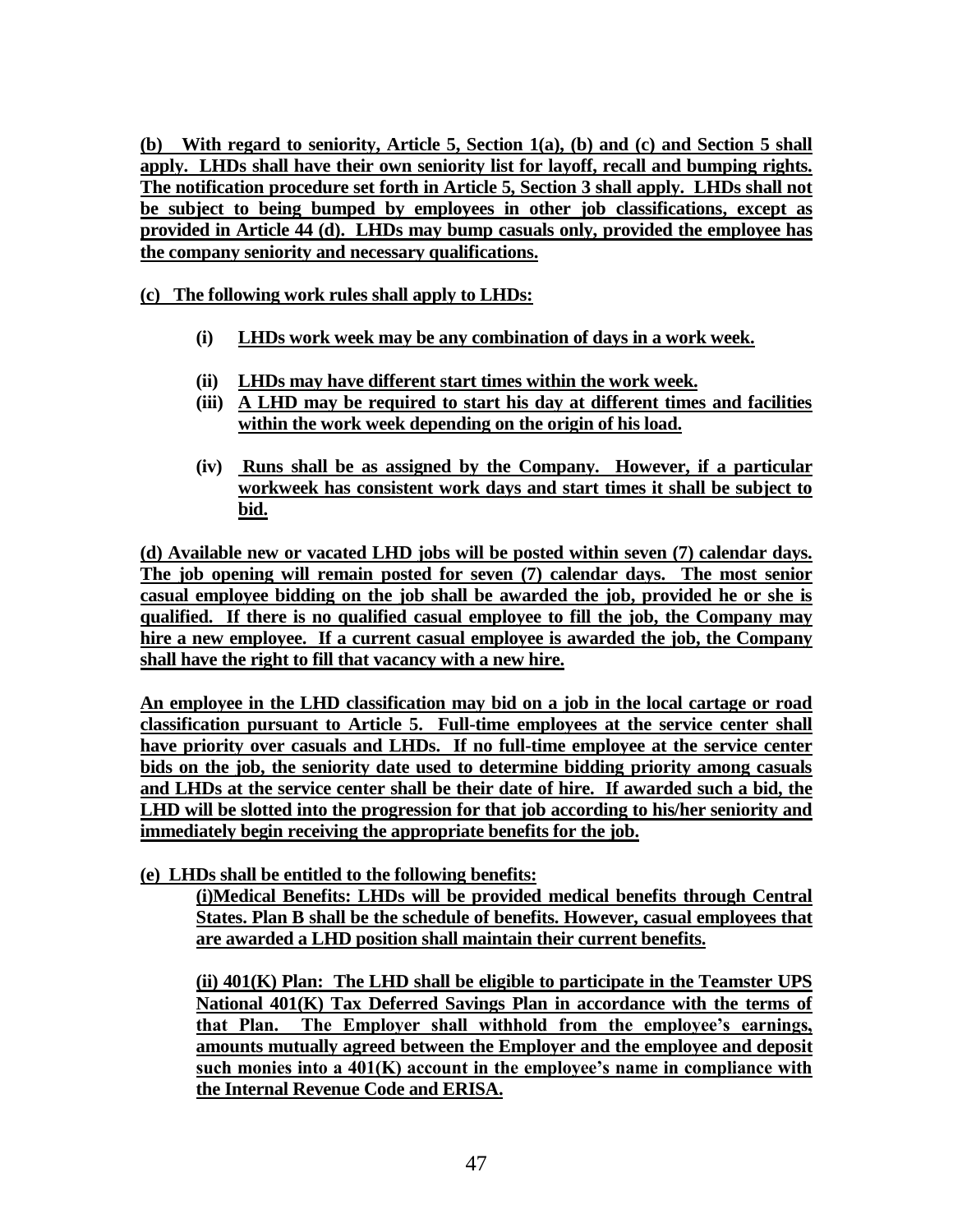**(b) With regard to seniority, Article 5, Section 1(a), (b) and (c) and Section 5 shall apply. LHDs shall have their own seniority list for layoff, recall and bumping rights. The notification procedure set forth in Article 5, Section 3 shall apply. LHDs shall not be subject to being bumped by employees in other job classifications, except as provided in Article 44 (d). LHDs may bump casuals only, provided the employee has the company seniority and necessary qualifications.**

**(c) The following work rules shall apply to LHDs:**

- **(i) LHDs work week may be any combination of days in a work week.**
- **(ii) LHDs may have different start times within the work week.**
- **(iii) A LHD may be required to start his day at different times and facilities within the work week depending on the origin of his load.**
- **(iv) Runs shall be as assigned by the Company. However, if a particular workweek has consistent work days and start times it shall be subject to bid.**

**(d) Available new or vacated LHD jobs will be posted within seven (7) calendar days. The job opening will remain posted for seven (7) calendar days. The most senior casual employee bidding on the job shall be awarded the job, provided he or she is qualified. If there is no qualified casual employee to fill the job, the Company may hire a new employee. If a current casual employee is awarded the job, the Company shall have the right to fill that vacancy with a new hire.**

**An employee in the LHD classification may bid on a job in the local cartage or road classification pursuant to Article 5. Full-time employees at the service center shall have priority over casuals and LHDs. If no full-time employee at the service center bids on the job, the seniority date used to determine bidding priority among casuals and LHDs at the service center shall be their date of hire. If awarded such a bid, the LHD will be slotted into the progression for that job according to his/her seniority and immediately begin receiving the appropriate benefits for the job.**

**(e) LHDs shall be entitled to the following benefits:**

**(i) Medical Benefits: LHDs will be provided medical benefits through Central States. Plan B shall be the schedule of benefits. However, casual employees that are awarded a LHD position shall maintain their current benefits.**

**(ii) 401(K) Plan: The LHD shall be eligible to participate in the Teamster UPS National 401(K) Tax Deferred Savings Plan in accordance with the terms of that Plan. The Employer shall withhold from the employee's earnings, amounts mutually agreed between the Employer and the employee and deposit such monies into a 401(K) account in the employee's name in compliance with the Internal Revenue Code and ERISA.**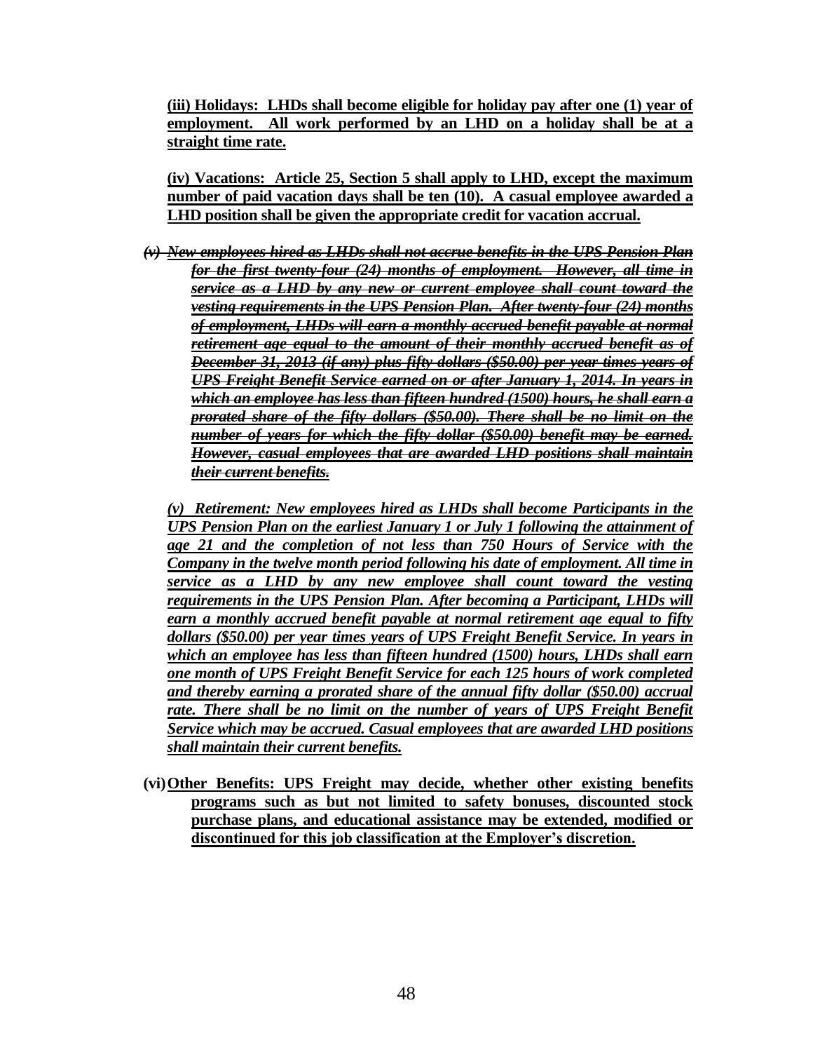**(iii) Holidays: LHDs shall become eligible for holiday pay after one (1) year of employment. All work performed by an LHD on a holiday shall be at a straight time rate.**

**(iv) Vacations: Article 25, Section 5 shall apply to LHD, except the maximum number of paid vacation days shall be ten (10). A casual employee awarded a LHD position shall be given the appropriate credit for vacation accrual.**

***~~(v) New employees hired as LHDs shall not accrue benefits in the UPS Pension Plan for the first twenty-four (24) months of employment. However, all time in service as a LHD by any new or current employee shall count toward the vesting requirements in the UPS Pension Plan. After twenty-four (24) months of employment, LHDs will earn a monthly accrued benefit payable at normal retirement age equal to the amount of their monthly accrued benefit as of December 31, 2013 (if any) plus fifty dollars ($50.00) per year times years of UPS Freight Benefit Service earned on or after January 1, 2014. In years in which an employee has less than fifteen hundred (1500) hours, he shall earn a prorated share of the fifty dollars ($50.00). There shall be no limit on the number of years for which the fifty dollar ($50.00) benefit may be earned. However, casual employees that are awarded LHD positions shall maintain their current benefits.~~***

*(v) Retirement: New employees hired as LHDs shall become Participants in the UPS Pension Plan on the earliest January 1 or July 1 following the attainment of age 21 and the completion of not less than 750 Hours of Service with the Company in the twelve month period following his date of employment. All time in service as a LHD by any new employee shall count toward the vesting requirements in the UPS Pension Plan. After becoming a Participant, LHDs will earn a monthly accrued benefit payable at normal retirement age equal to fifty dollars ($50.00) per year times years of UPS Freight Benefit Service. In years in which an employee has less than fifteen hundred (1500) hours, LHDs shall earn one month of UPS Freight Benefit Service for each 125 hours of work completed and thereby earning a prorated share of the annual fifty dollar ($50.00) accrual rate. There shall be no limit on the number of years of UPS Freight Benefit Service which may be accrued. Casual employees that are awarded LHD positions shall maintain their current benefits.*

**(vi) Other Benefits: UPS Freight may decide, whether other existing benefits programs such as but not limited to safety bonuses, discounted stock purchase plans, and educational assistance may be extended, modified or discontinued for this job classification at the Employer's discretion.**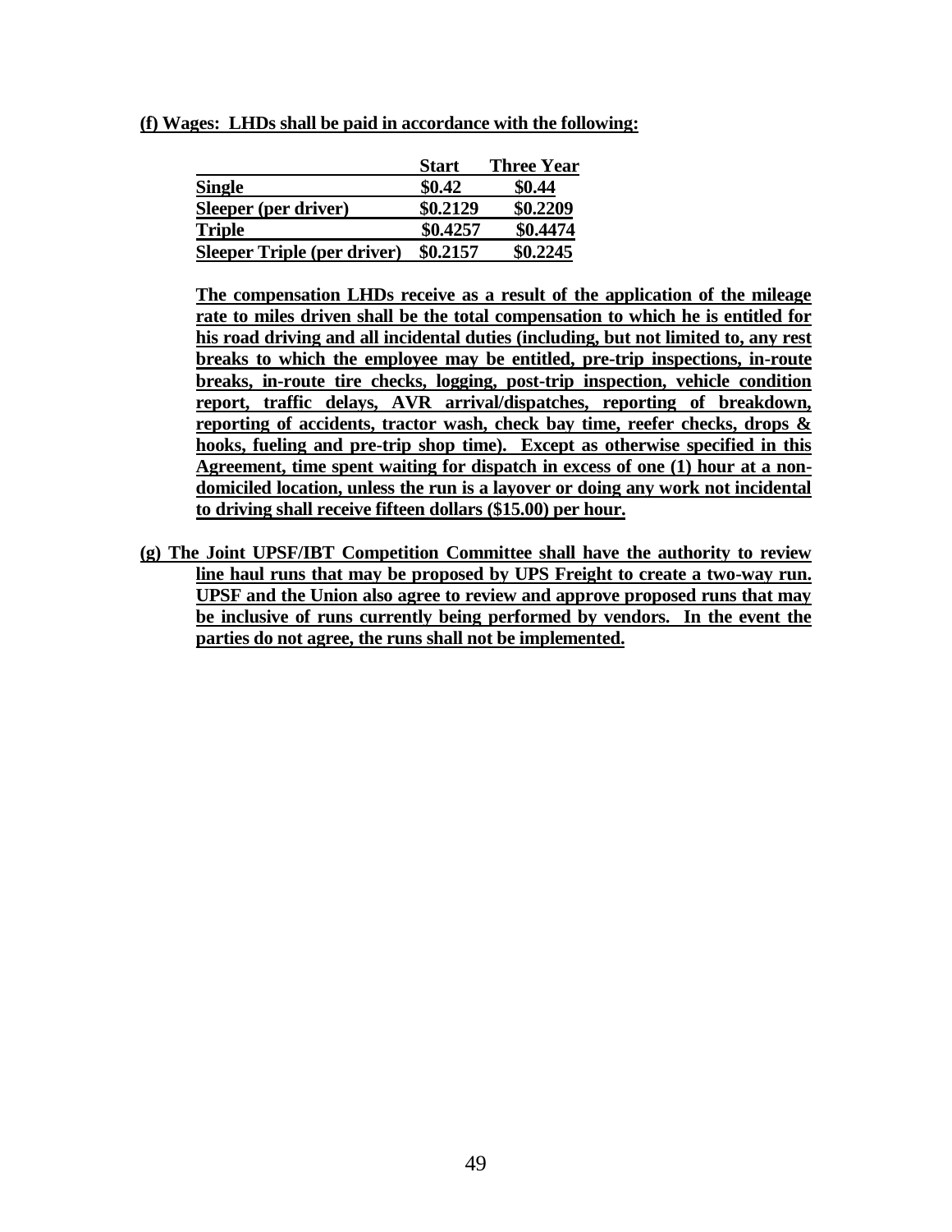**(f) Wages: LHDs shall be paid in accordance with the following:**

| | Start | Three Year |
|---|---|---|
| **Single** | **$0.42** | **$0.44** |
| **Sleeper (per driver)** | **$0.2129** | **$0.2209** |
| **Triple** | **$0.4257** | **$0.4474** |
| **Sleeper Triple (per driver)** | **$0.2157** | **$0.2245** |

**The compensation LHDs receive as a result of the application of the mileage rate to miles driven shall be the total compensation to which he is entitled for his road driving and all incidental duties (including, but not limited to, any rest breaks to which the employee may be entitled, pre-trip inspections, in-route breaks, in-route tire checks, logging, post-trip inspection, vehicle condition report, traffic delays, AVR arrival/dispatches, reporting of breakdown, reporting of accidents, tractor wash, check bay time, reefer checks, drops & hooks, fueling and pre-trip shop time). Except as otherwise specified in this Agreement, time spent waiting for dispatch in excess of one (1) hour at a non-domiciled location, unless the run is a layover or doing any work not incidental to driving shall receive fifteen dollars ($15.00) per hour.**

**(g) The Joint UPSF/IBT Competition Committee shall have the authority to review line haul runs that may be proposed by UPS Freight to create a two-way run. UPSF and the Union also agree to review and approve proposed runs that may be inclusive of runs currently being performed by vendors. In the event the parties do not agree, the runs shall not be implemented.**